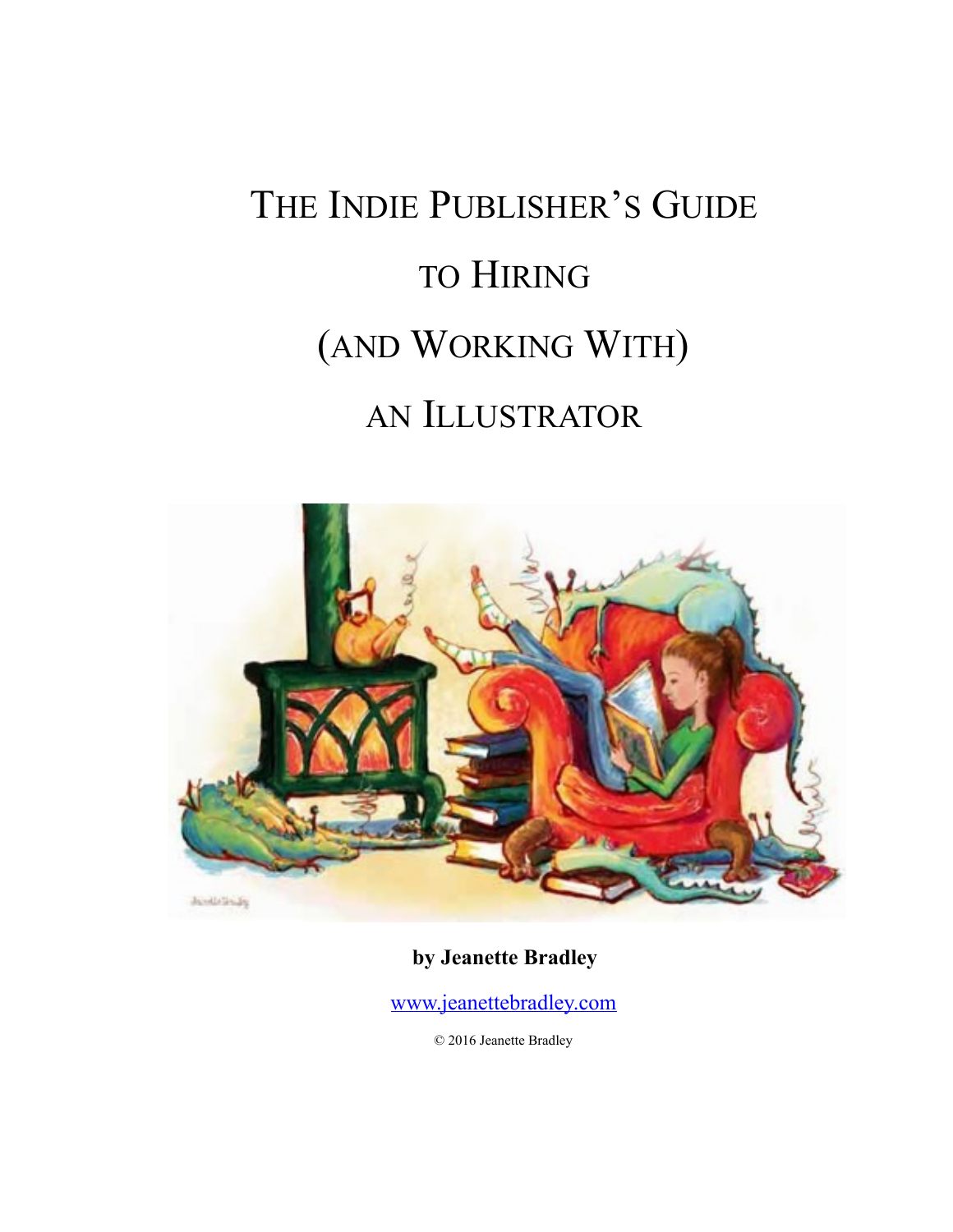# THE INDIE PUBLISHER'S GUIDE TO HIRING (AND WORKING WITH) AN ILLUSTRATOR

**by Jeanette Bradley**

www.jeanettebradley.com

© 2016 Jeanette Bradley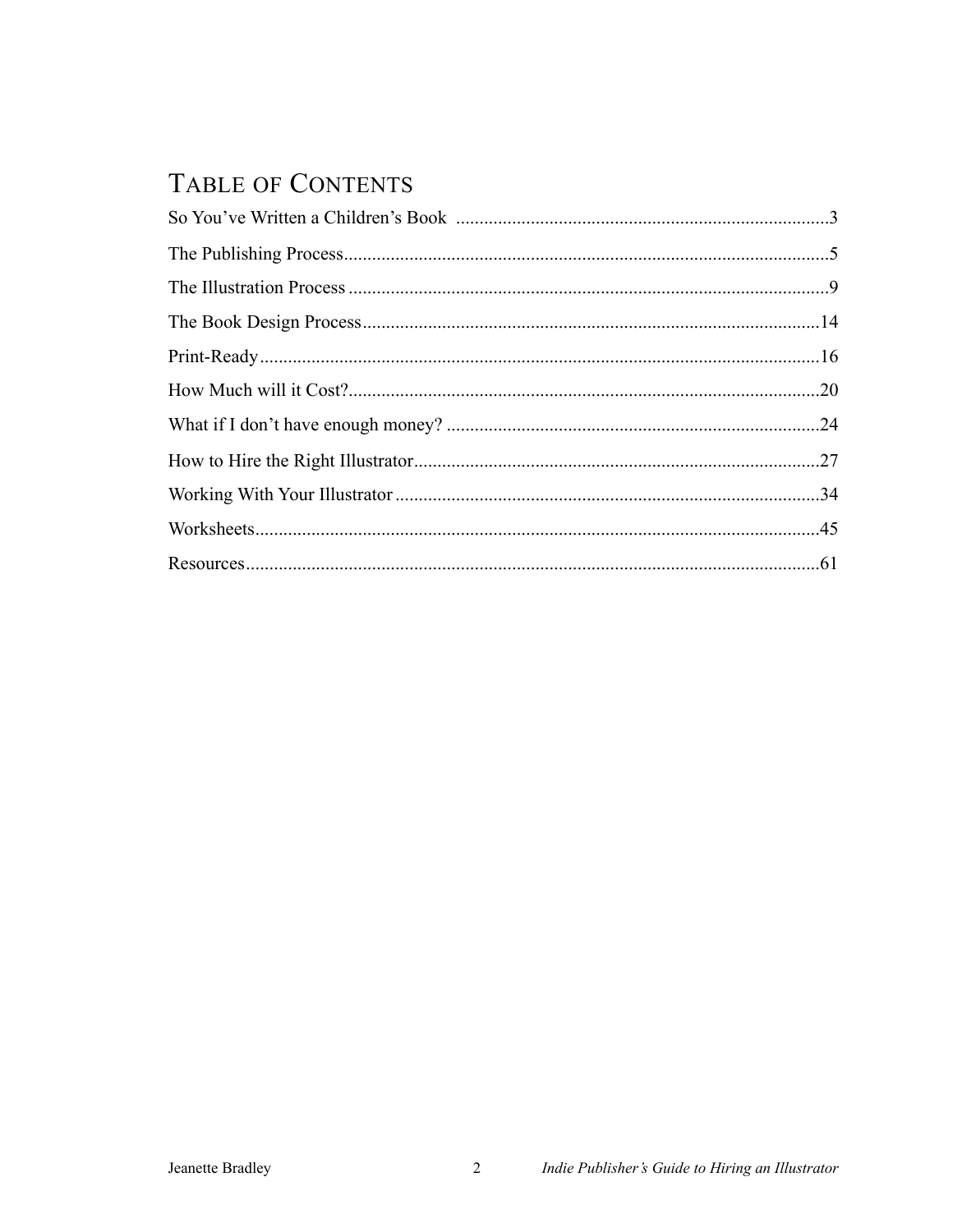# Table of Contents

So You've Written a Children's Book ................................................3

The Publishing Process................................................5

The Illustration Process................................................9

The Book Design Process................................................14

Print-Ready................................................16

How Much will it Cost?................................................20

What if I don't have enough money? ................................................24

How to Hire the Right Illustrator................................................27

Working With Your Illustrator................................................34

Worksheets................................................45

Resources................................................61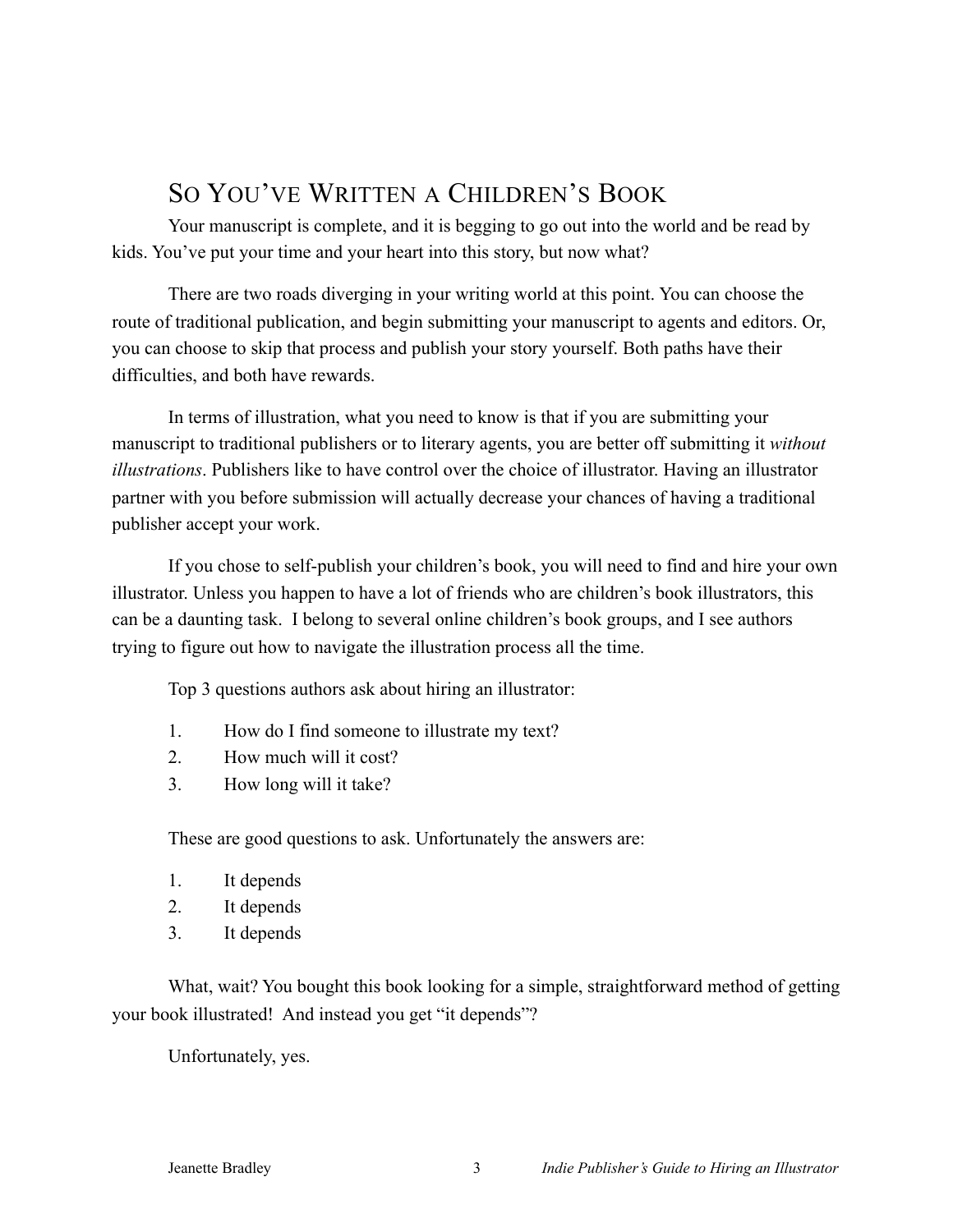# So You've Written a Children's Book

Your manuscript is complete, and it is begging to go out into the world and be read by kids. You've put your time and your heart into this story, but now what?

There are two roads diverging in your writing world at this point. You can choose the route of traditional publication, and begin submitting your manuscript to agents and editors. Or, you can choose to skip that process and publish your story yourself. Both paths have their difficulties, and both have rewards.

In terms of illustration, what you need to know is that if you are submitting your manuscript to traditional publishers or to literary agents, you are better off submitting it *without illustrations*. Publishers like to have control over the choice of illustrator. Having an illustrator partner with you before submission will actually decrease your chances of having a traditional publisher accept your work.

If you chose to self-publish your children's book, you will need to find and hire your own illustrator. Unless you happen to have a lot of friends who are children's book illustrators, this can be a daunting task. I belong to several online children's book groups, and I see authors trying to figure out how to navigate the illustration process all the time.

Top 3 questions authors ask about hiring an illustrator:

1. How do I find someone to illustrate my text?
2. How much will it cost?
3. How long will it take?

These are good questions to ask. Unfortunately the answers are:

1. It depends
2. It depends
3. It depends

What, wait? You bought this book looking for a simple, straightforward method of getting your book illustrated! And instead you get "it depends"?

Unfortunately, yes.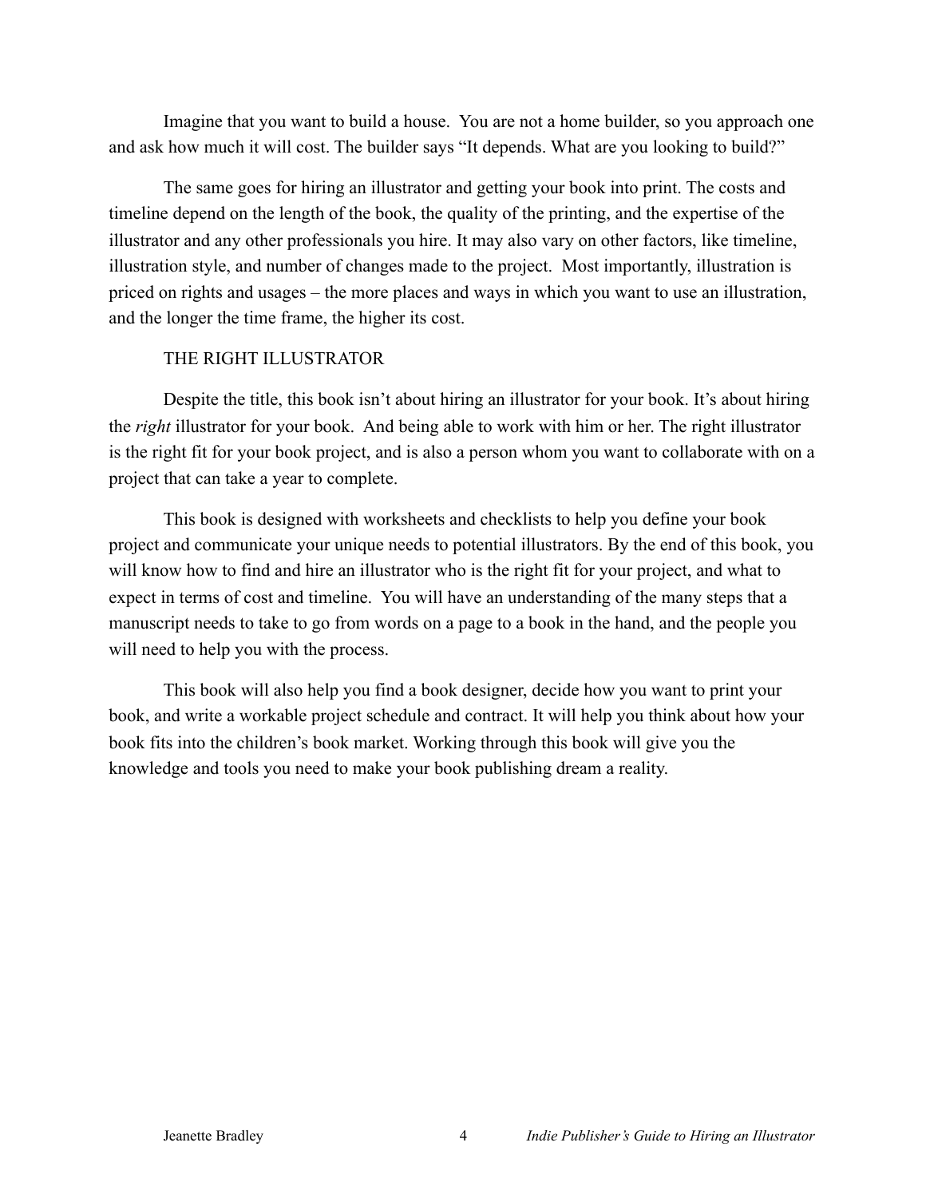Imagine that you want to build a house. You are not a home builder, so you approach one and ask how much it will cost. The builder says "It depends. What are you looking to build?"

The same goes for hiring an illustrator and getting your book into print. The costs and timeline depend on the length of the book, the quality of the printing, and the expertise of the illustrator and any other professionals you hire. It may also vary on other factors, like timeline, illustration style, and number of changes made to the project. Most importantly, illustration is priced on rights and usages – the more places and ways in which you want to use an illustration, and the longer the time frame, the higher its cost.

## THE RIGHT ILLUSTRATOR

Despite the title, this book isn't about hiring an illustrator for your book. It's about hiring the *right* illustrator for your book. And being able to work with him or her. The right illustrator is the right fit for your book project, and is also a person whom you want to collaborate with on a project that can take a year to complete.

This book is designed with worksheets and checklists to help you define your book project and communicate your unique needs to potential illustrators. By the end of this book, you will know how to find and hire an illustrator who is the right fit for your project, and what to expect in terms of cost and timeline. You will have an understanding of the many steps that a manuscript needs to take to go from words on a page to a book in the hand, and the people you will need to help you with the process.

This book will also help you find a book designer, decide how you want to print your book, and write a workable project schedule and contract. It will help you think about how your book fits into the children's book market. Working through this book will give you the knowledge and tools you need to make your book publishing dream a reality.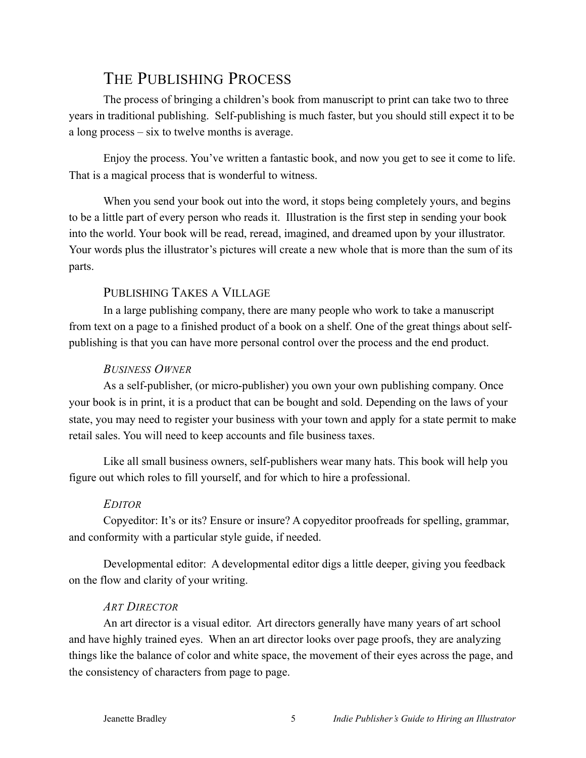# The Publishing Process

The process of bringing a children's book from manuscript to print can take two to three years in traditional publishing. Self-publishing is much faster, but you should still expect it to be a long process – six to twelve months is average.

Enjoy the process. You've written a fantastic book, and now you get to see it come to life. That is a magical process that is wonderful to witness.

When you send your book out into the word, it stops being completely yours, and begins to be a little part of every person who reads it. Illustration is the first step in sending your book into the world. Your book will be read, reread, imagined, and dreamed upon by your illustrator. Your words plus the illustrator's pictures will create a new whole that is more than the sum of its parts.

## Publishing Takes a Village

In a large publishing company, there are many people who work to take a manuscript from text on a page to a finished product of a book on a shelf. One of the great things about self-publishing is that you can have more personal control over the process and the end product.

### *Business Owner*

As a self-publisher, (or micro-publisher) you own your own publishing company. Once your book is in print, it is a product that can be bought and sold. Depending on the laws of your state, you may need to register your business with your town and apply for a state permit to make retail sales. You will need to keep accounts and file business taxes.

Like all small business owners, self-publishers wear many hats. This book will help you figure out which roles to fill yourself, and for which to hire a professional.

### *Editor*

Copyeditor: It's or its? Ensure or insure? A copyeditor proofreads for spelling, grammar, and conformity with a particular style guide, if needed.

Developmental editor: A developmental editor digs a little deeper, giving you feedback on the flow and clarity of your writing.

### *Art Director*

An art director is a visual editor. Art directors generally have many years of art school and have highly trained eyes. When an art director looks over page proofs, they are analyzing things like the balance of color and white space, the movement of their eyes across the page, and the consistency of characters from page to page.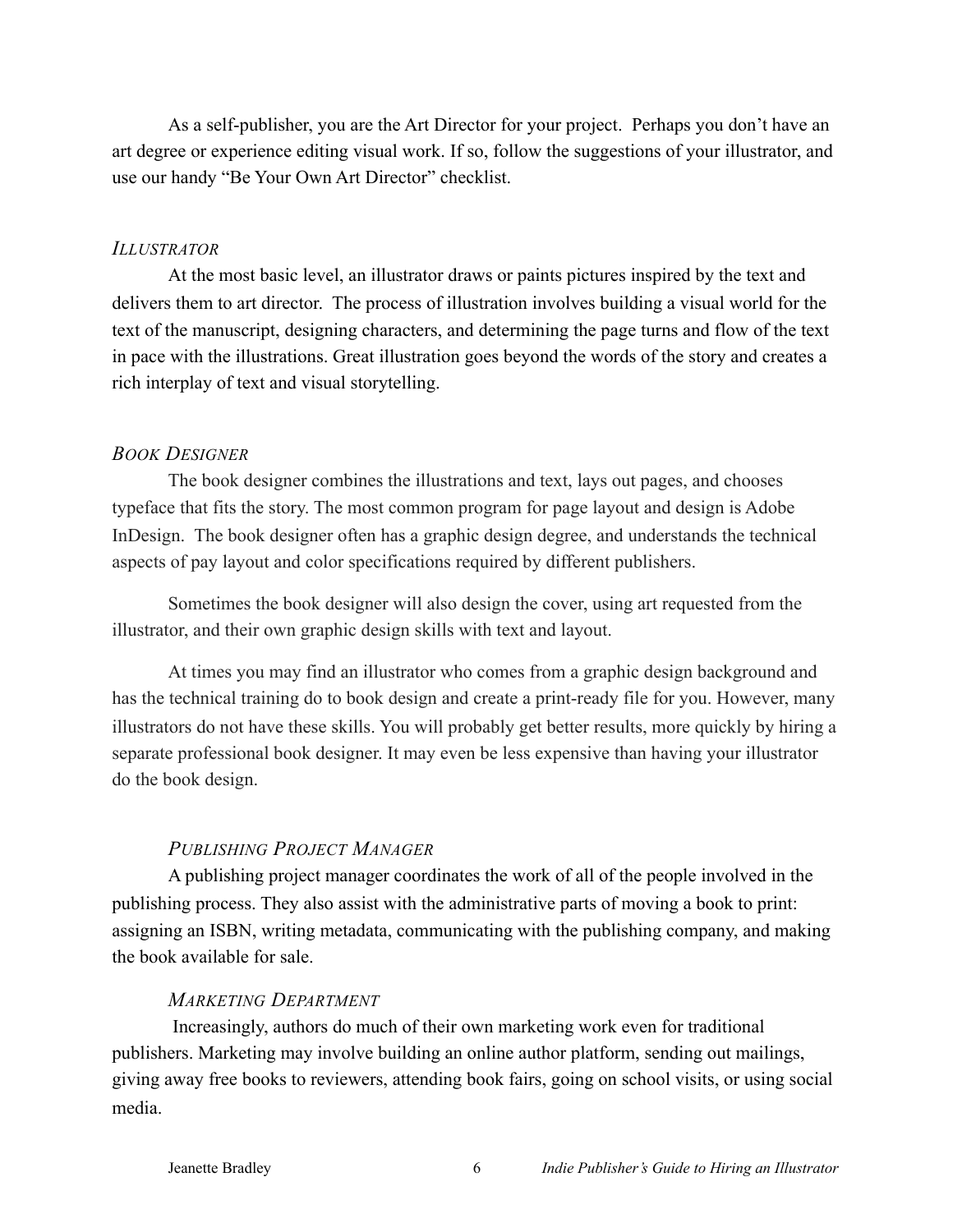As a self-publisher, you are the Art Director for your project. Perhaps you don't have an art degree or experience editing visual work. If so, follow the suggestions of your illustrator, and use our handy "Be Your Own Art Director" checklist.

### *Illustrator*

At the most basic level, an illustrator draws or paints pictures inspired by the text and delivers them to art director. The process of illustration involves building a visual world for the text of the manuscript, designing characters, and determining the page turns and flow of the text in pace with the illustrations. Great illustration goes beyond the words of the story and creates a rich interplay of text and visual storytelling.

### *Book Designer*

The book designer combines the illustrations and text, lays out pages, and chooses typeface that fits the story. The most common program for page layout and design is Adobe InDesign. The book designer often has a graphic design degree, and understands the technical aspects of pay layout and color specifications required by different publishers.

Sometimes the book designer will also design the cover, using art requested from the illustrator, and their own graphic design skills with text and layout.

At times you may find an illustrator who comes from a graphic design background and has the technical training do to book design and create a print-ready file for you. However, many illustrators do not have these skills. You will probably get better results, more quickly by hiring a separate professional book designer. It may even be less expensive than having your illustrator do the book design.

### *Publishing Project Manager*

A publishing project manager coordinates the work of all of the people involved in the publishing process. They also assist with the administrative parts of moving a book to print: assigning an ISBN, writing metadata, communicating with the publishing company, and making the book available for sale.

### *Marketing Department*

Increasingly, authors do much of their own marketing work even for traditional publishers. Marketing may involve building an online author platform, sending out mailings, giving away free books to reviewers, attending book fairs, going on school visits, or using social media.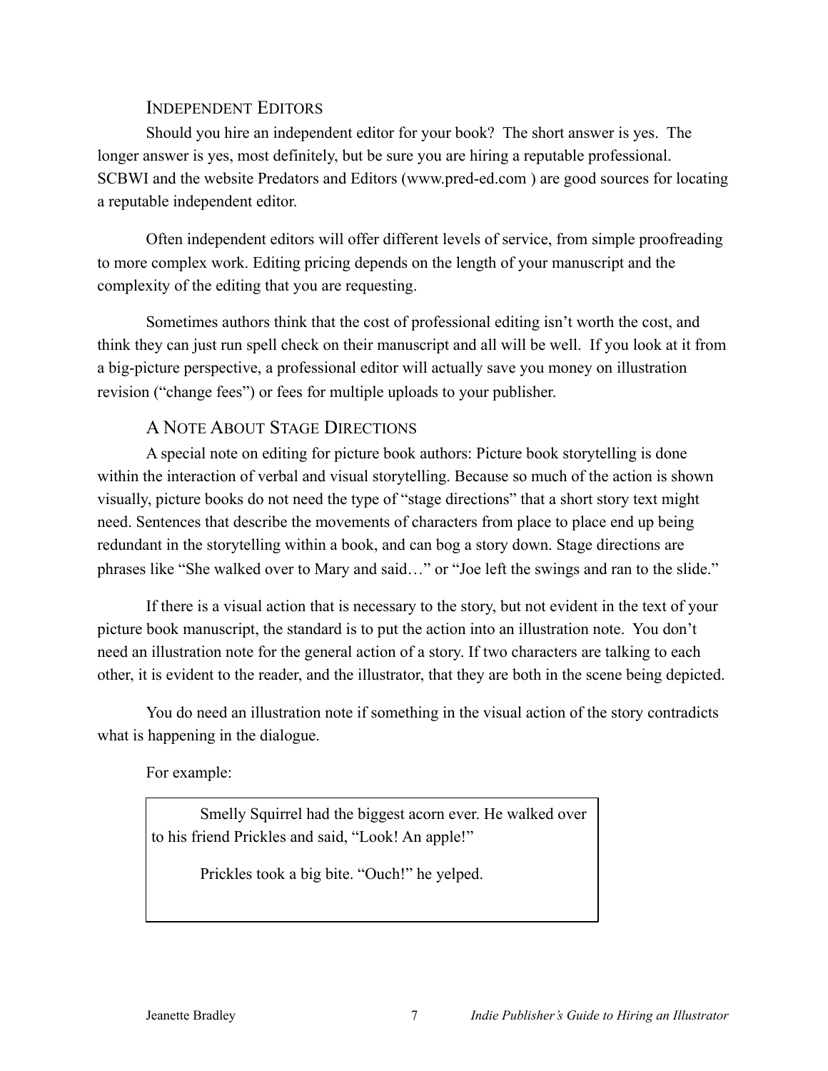## Independent Editors

Should you hire an independent editor for your book? The short answer is yes. The longer answer is yes, most definitely, but be sure you are hiring a reputable professional. SCBWI and the website Predators and Editors (www.pred-ed.com ) are good sources for locating a reputable independent editor.

Often independent editors will offer different levels of service, from simple proofreading to more complex work. Editing pricing depends on the length of your manuscript and the complexity of the editing that you are requesting.

Sometimes authors think that the cost of professional editing isn't worth the cost, and think they can just run spell check on their manuscript and all will be well. If you look at it from a big-picture perspective, a professional editor will actually save you money on illustration revision ("change fees") or fees for multiple uploads to your publisher.

## A Note About Stage Directions

A special note on editing for picture book authors: Picture book storytelling is done within the interaction of verbal and visual storytelling. Because so much of the action is shown visually, picture books do not need the type of "stage directions" that a short story text might need. Sentences that describe the movements of characters from place to place end up being redundant in the storytelling within a book, and can bog a story down. Stage directions are phrases like "She walked over to Mary and said…" or "Joe left the swings and ran to the slide."

If there is a visual action that is necessary to the story, but not evident in the text of your picture book manuscript, the standard is to put the action into an illustration note. You don't need an illustration note for the general action of a story. If two characters are talking to each other, it is evident to the reader, and the illustrator, that they are both in the scene being depicted.

You do need an illustration note if something in the visual action of the story contradicts what is happening in the dialogue.

For example:

> Smelly Squirrel had the biggest acorn ever. He walked over to his friend Prickles and said, "Look! An apple!"
>
> Prickles took a big bite. "Ouch!" he yelped.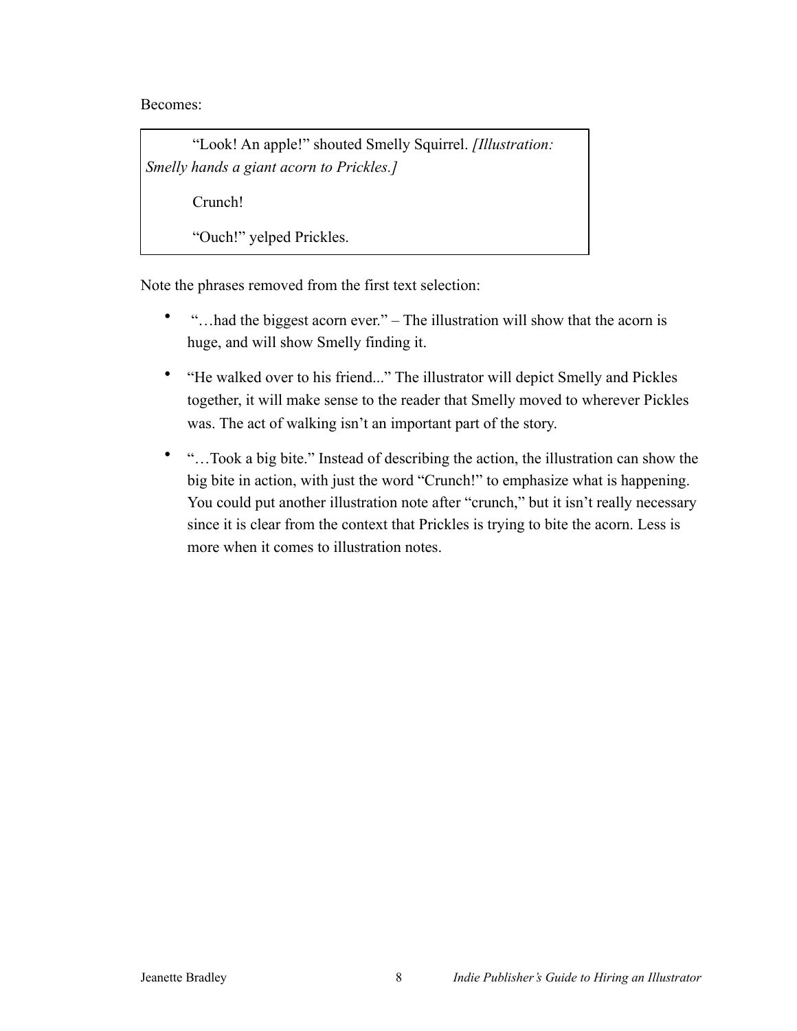Becomes:

> “Look! An apple!” shouted Smelly Squirrel. *[Illustration: Smelly hands a giant acorn to Prickles.]*
>
> Crunch!
>
> “Ouch!” yelped Prickles.

Note the phrases removed from the first text selection:

- “…had the biggest acorn ever.” – The illustration will show that the acorn is huge, and will show Smelly finding it.
- “He walked over to his friend...” The illustrator will depict Smelly and Pickles together, it will make sense to the reader that Smelly moved to wherever Pickles was. The act of walking isn’t an important part of the story.
- “…Took a big bite.” Instead of describing the action, the illustration can show the big bite in action, with just the word “Crunch!” to emphasize what is happening. You could put another illustration note after “crunch,” but it isn’t really necessary since it is clear from the context that Prickles is trying to bite the acorn. Less is more when it comes to illustration notes.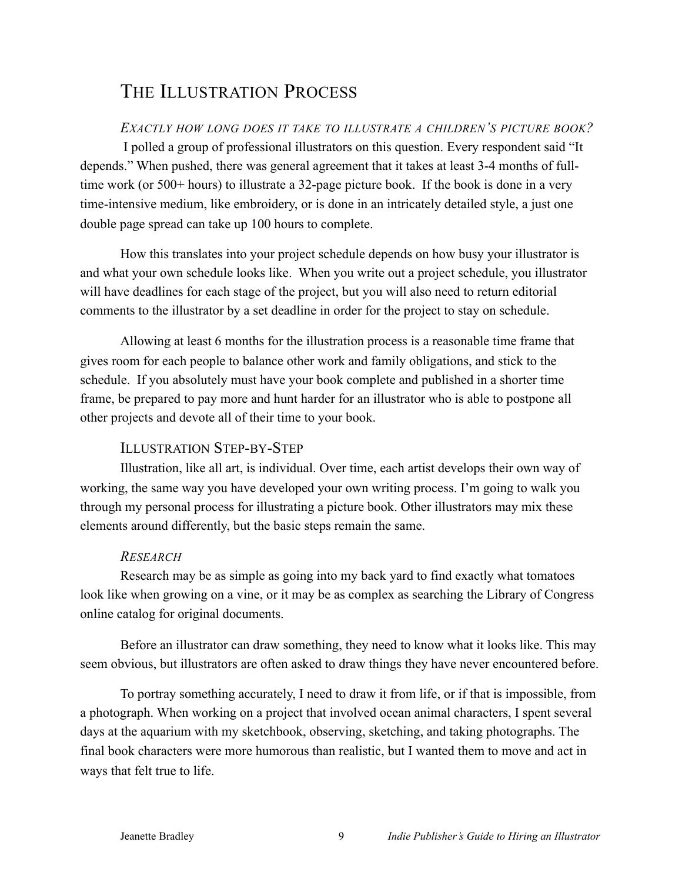# The Illustration Process

*Exactly how long does it take to illustrate a children's picture book?*

I polled a group of professional illustrators on this question. Every respondent said "It depends." When pushed, there was general agreement that it takes at least 3-4 months of full-time work (or 500+ hours) to illustrate a 32-page picture book. If the book is done in a very time-intensive medium, like embroidery, or is done in an intricately detailed style, a just one double page spread can take up 100 hours to complete.

How this translates into your project schedule depends on how busy your illustrator is and what your own schedule looks like. When you write out a project schedule, you illustrator will have deadlines for each stage of the project, but you will also need to return editorial comments to the illustrator by a set deadline in order for the project to stay on schedule.

Allowing at least 6 months for the illustration process is a reasonable time frame that gives room for each people to balance other work and family obligations, and stick to the schedule. If you absolutely must have your book complete and published in a shorter time frame, be prepared to pay more and hunt harder for an illustrator who is able to postpone all other projects and devote all of their time to your book.

## Illustration Step-by-Step

Illustration, like all art, is individual. Over time, each artist develops their own way of working, the same way you have developed your own writing process. I'm going to walk you through my personal process for illustrating a picture book. Other illustrators may mix these elements around differently, but the basic steps remain the same.

### *Research*

Research may be as simple as going into my back yard to find exactly what tomatoes look like when growing on a vine, or it may be as complex as searching the Library of Congress online catalog for original documents.

Before an illustrator can draw something, they need to know what it looks like. This may seem obvious, but illustrators are often asked to draw things they have never encountered before.

To portray something accurately, I need to draw it from life, or if that is impossible, from a photograph. When working on a project that involved ocean animal characters, I spent several days at the aquarium with my sketchbook, observing, sketching, and taking photographs. The final book characters were more humorous than realistic, but I wanted them to move and act in ways that felt true to life.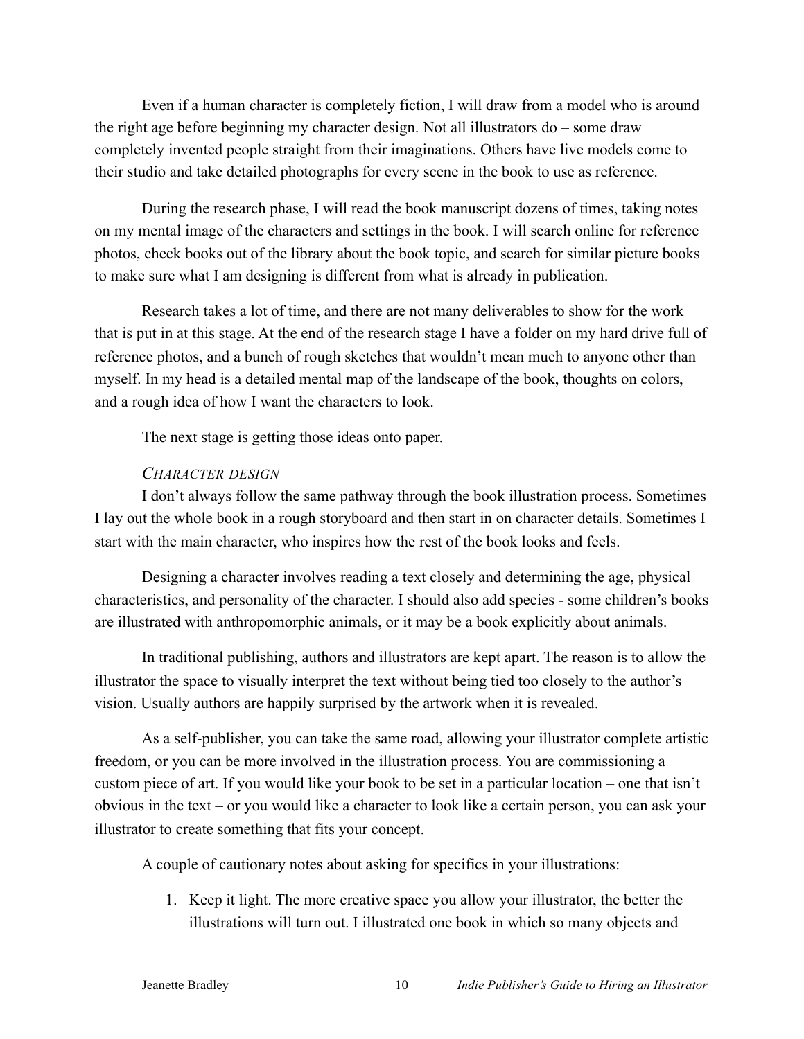Even if a human character is completely fiction, I will draw from a model who is around the right age before beginning my character design. Not all illustrators do – some draw completely invented people straight from their imaginations. Others have live models come to their studio and take detailed photographs for every scene in the book to use as reference.

During the research phase, I will read the book manuscript dozens of times, taking notes on my mental image of the characters and settings in the book. I will search online for reference photos, check books out of the library about the book topic, and search for similar picture books to make sure what I am designing is different from what is already in publication.

Research takes a lot of time, and there are not many deliverables to show for the work that is put in at this stage. At the end of the research stage I have a folder on my hard drive full of reference photos, and a bunch of rough sketches that wouldn't mean much to anyone other than myself. In my head is a detailed mental map of the landscape of the book, thoughts on colors, and a rough idea of how I want the characters to look.

The next stage is getting those ideas onto paper.

### *Character design*

I don't always follow the same pathway through the book illustration process. Sometimes I lay out the whole book in a rough storyboard and then start in on character details. Sometimes I start with the main character, who inspires how the rest of the book looks and feels.

Designing a character involves reading a text closely and determining the age, physical characteristics, and personality of the character. I should also add species - some children's books are illustrated with anthropomorphic animals, or it may be a book explicitly about animals.

In traditional publishing, authors and illustrators are kept apart. The reason is to allow the illustrator the space to visually interpret the text without being tied too closely to the author's vision. Usually authors are happily surprised by the artwork when it is revealed.

As a self-publisher, you can take the same road, allowing your illustrator complete artistic freedom, or you can be more involved in the illustration process. You are commissioning a custom piece of art. If you would like your book to be set in a particular location – one that isn't obvious in the text – or you would like a character to look like a certain person, you can ask your illustrator to create something that fits your concept.

A couple of cautionary notes about asking for specifics in your illustrations:

1. Keep it light. The more creative space you allow your illustrator, the better the illustrations will turn out. I illustrated one book in which so many objects and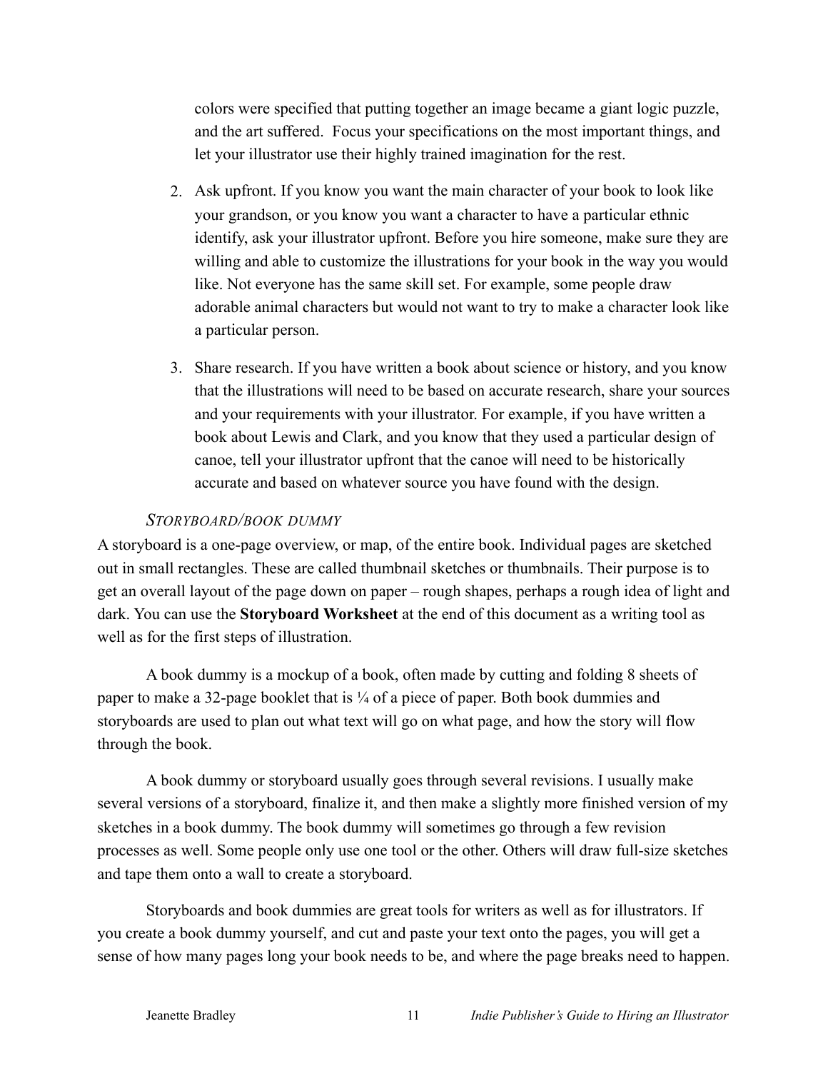colors were specified that putting together an image became a giant logic puzzle, and the art suffered. Focus your specifications on the most important things, and let your illustrator use their highly trained imagination for the rest.

2. Ask upfront. If you know you want the main character of your book to look like your grandson, or you know you want a character to have a particular ethnic identify, ask your illustrator upfront. Before you hire someone, make sure they are willing and able to customize the illustrations for your book in the way you would like. Not everyone has the same skill set. For example, some people draw adorable animal characters but would not want to try to make a character look like a particular person.

3. Share research. If you have written a book about science or history, and you know that the illustrations will need to be based on accurate research, share your sources and your requirements with your illustrator. For example, if you have written a book about Lewis and Clark, and you know that they used a particular design of canoe, tell your illustrator upfront that the canoe will need to be historically accurate and based on whatever source you have found with the design.

### *Storyboard/Book Dummy*

A storyboard is a one-page overview, or map, of the entire book. Individual pages are sketched out in small rectangles. These are called thumbnail sketches or thumbnails. Their purpose is to get an overall layout of the page down on paper – rough shapes, perhaps a rough idea of light and dark. You can use the **Storyboard Worksheet** at the end of this document as a writing tool as well as for the first steps of illustration.

A book dummy is a mockup of a book, often made by cutting and folding 8 sheets of paper to make a 32-page booklet that is ¼ of a piece of paper. Both book dummies and storyboards are used to plan out what text will go on what page, and how the story will flow through the book.

A book dummy or storyboard usually goes through several revisions. I usually make several versions of a storyboard, finalize it, and then make a slightly more finished version of my sketches in a book dummy. The book dummy will sometimes go through a few revision processes as well. Some people only use one tool or the other. Others will draw full-size sketches and tape them onto a wall to create a storyboard.

Storyboards and book dummies are great tools for writers as well as for illustrators. If you create a book dummy yourself, and cut and paste your text onto the pages, you will get a sense of how many pages long your book needs to be, and where the page breaks need to happen.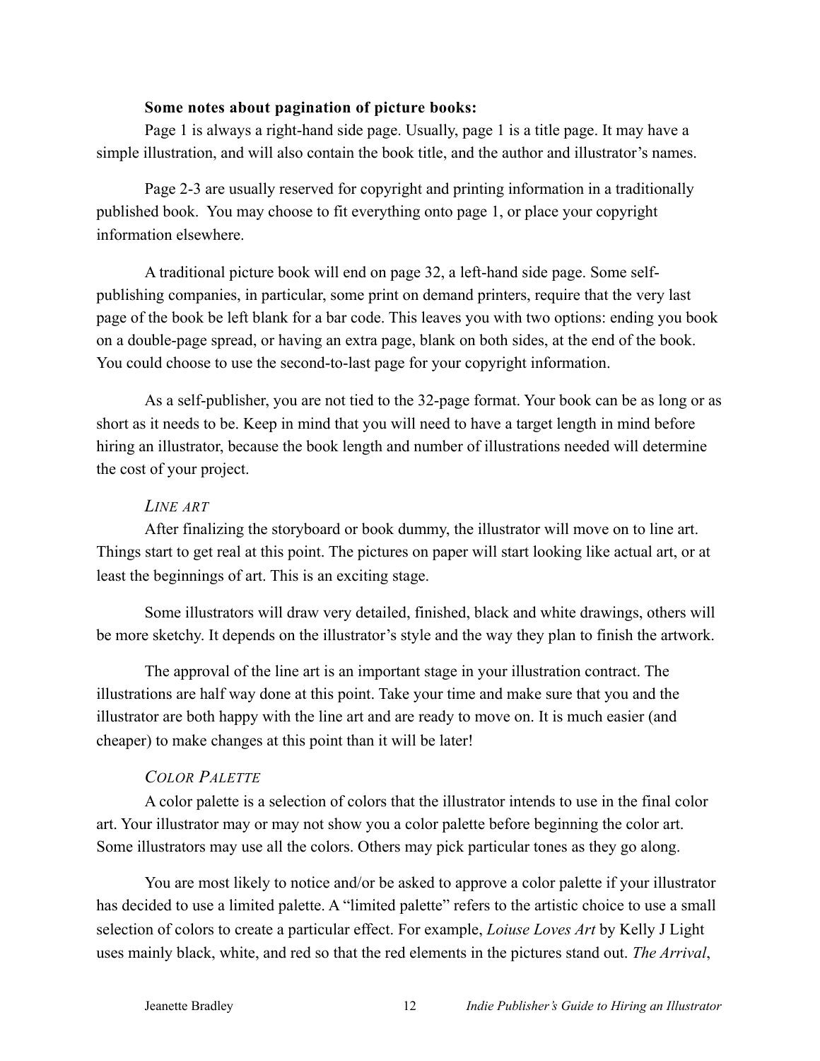**Some notes about pagination of picture books:**

Page 1 is always a right-hand side page. Usually, page 1 is a title page. It may have a simple illustration, and will also contain the book title, and the author and illustrator's names.

Page 2-3 are usually reserved for copyright and printing information in a traditionally published book. You may choose to fit everything onto page 1, or place your copyright information elsewhere.

A traditional picture book will end on page 32, a left-hand side page. Some self-publishing companies, in particular, some print on demand printers, require that the very last page of the book be left blank for a bar code. This leaves you with two options: ending you book on a double-page spread, or having an extra page, blank on both sides, at the end of the book. You could choose to use the second-to-last page for your copyright information.

As a self-publisher, you are not tied to the 32-page format. Your book can be as long or as short as it needs to be. Keep in mind that you will need to have a target length in mind before hiring an illustrator, because the book length and number of illustrations needed will determine the cost of your project.

### *Line Art*

After finalizing the storyboard or book dummy, the illustrator will move on to line art. Things start to get real at this point. The pictures on paper will start looking like actual art, or at least the beginnings of art. This is an exciting stage.

Some illustrators will draw very detailed, finished, black and white drawings, others will be more sketchy. It depends on the illustrator's style and the way they plan to finish the artwork.

The approval of the line art is an important stage in your illustration contract. The illustrations are half way done at this point. Take your time and make sure that you and the illustrator are both happy with the line art and are ready to move on. It is much easier (and cheaper) to make changes at this point than it will be later!

### *Color Palette*

A color palette is a selection of colors that the illustrator intends to use in the final color art. Your illustrator may or may not show you a color palette before beginning the color art. Some illustrators may use all the colors. Others may pick particular tones as they go along.

You are most likely to notice and/or be asked to approve a color palette if your illustrator has decided to use a limited palette. A "limited palette" refers to the artistic choice to use a small selection of colors to create a particular effect. For example, *Loiuse Loves Art* by Kelly J Light uses mainly black, white, and red so that the red elements in the pictures stand out. *The Arrival*,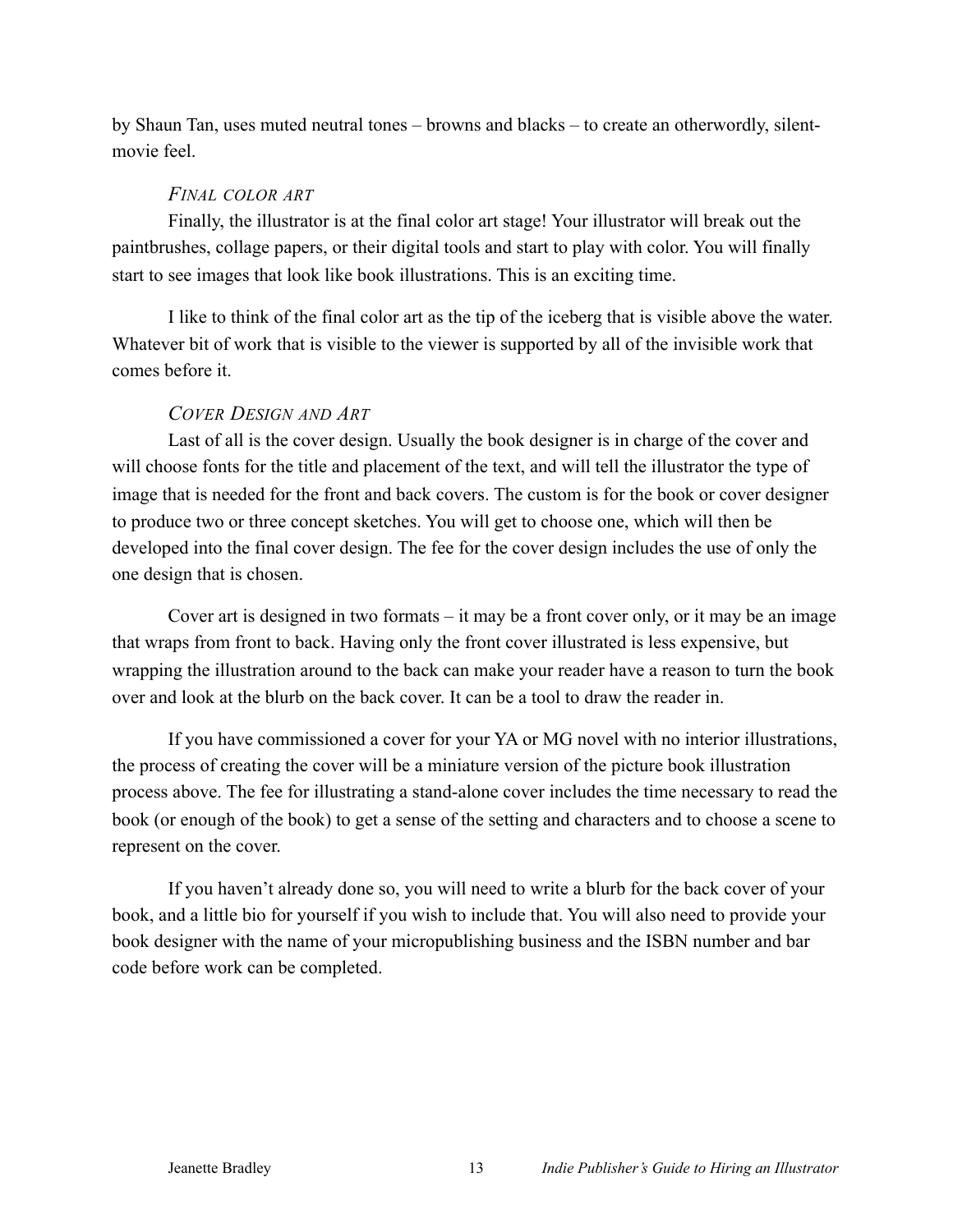by Shaun Tan, uses muted neutral tones – browns and blacks – to create an otherwordly, silent-movie feel.

### *Final color art*

Finally, the illustrator is at the final color art stage! Your illustrator will break out the paintbrushes, collage papers, or their digital tools and start to play with color. You will finally start to see images that look like book illustrations. This is an exciting time.

I like to think of the final color art as the tip of the iceberg that is visible above the water. Whatever bit of work that is visible to the viewer is supported by all of the invisible work that comes before it.

### *Cover Design and Art*

Last of all is the cover design. Usually the book designer is in charge of the cover and will choose fonts for the title and placement of the text, and will tell the illustrator the type of image that is needed for the front and back covers. The custom is for the book or cover designer to produce two or three concept sketches. You will get to choose one, which will then be developed into the final cover design. The fee for the cover design includes the use of only the one design that is chosen.

Cover art is designed in two formats – it may be a front cover only, or it may be an image that wraps from front to back. Having only the front cover illustrated is less expensive, but wrapping the illustration around to the back can make your reader have a reason to turn the book over and look at the blurb on the back cover. It can be a tool to draw the reader in.

If you have commissioned a cover for your YA or MG novel with no interior illustrations, the process of creating the cover will be a miniature version of the picture book illustration process above. The fee for illustrating a stand-alone cover includes the time necessary to read the book (or enough of the book) to get a sense of the setting and characters and to choose a scene to represent on the cover.

If you haven't already done so, you will need to write a blurb for the back cover of your book, and a little bio for yourself if you wish to include that. You will also need to provide your book designer with the name of your micropublishing business and the ISBN number and bar code before work can be completed.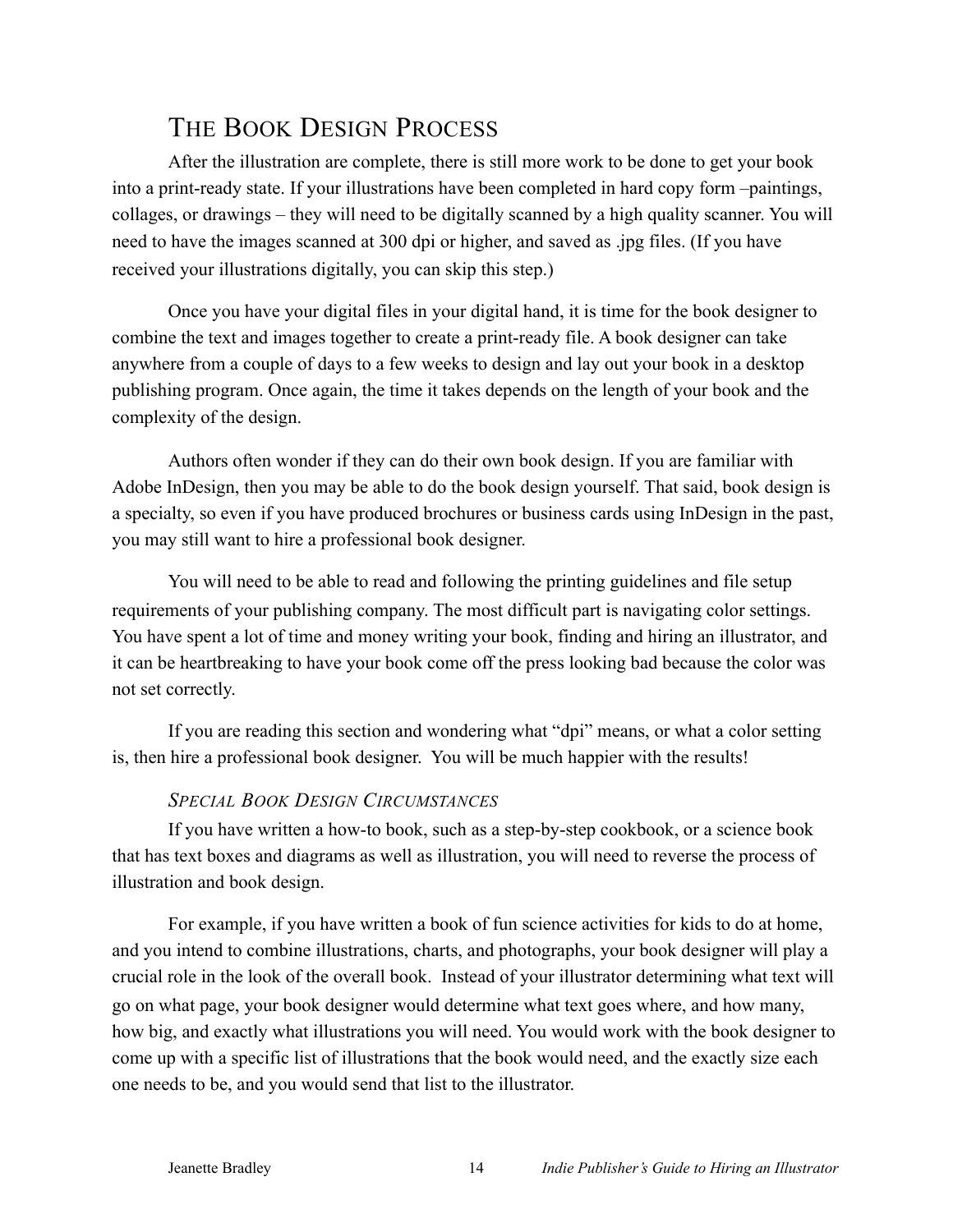## The Book Design Process

After the illustration are complete, there is still more work to be done to get your book into a print-ready state. If your illustrations have been completed in hard copy form –paintings, collages, or drawings – they will need to be digitally scanned by a high quality scanner. You will need to have the images scanned at 300 dpi or higher, and saved as .jpg files. (If you have received your illustrations digitally, you can skip this step.)

Once you have your digital files in your digital hand, it is time for the book designer to combine the text and images together to create a print-ready file. A book designer can take anywhere from a couple of days to a few weeks to design and lay out your book in a desktop publishing program. Once again, the time it takes depends on the length of your book and the complexity of the design.

Authors often wonder if they can do their own book design. If you are familiar with Adobe InDesign, then you may be able to do the book design yourself. That said, book design is a specialty, so even if you have produced brochures or business cards using InDesign in the past, you may still want to hire a professional book designer.

You will need to be able to read and following the printing guidelines and file setup requirements of your publishing company. The most difficult part is navigating color settings. You have spent a lot of time and money writing your book, finding and hiring an illustrator, and it can be heartbreaking to have your book come off the press looking bad because the color was not set correctly.

If you are reading this section and wondering what "dpi" means, or what a color setting is, then hire a professional book designer. You will be much happier with the results!

### *Special Book Design Circumstances*

If you have written a how-to book, such as a step-by-step cookbook, or a science book that has text boxes and diagrams as well as illustration, you will need to reverse the process of illustration and book design.

For example, if you have written a book of fun science activities for kids to do at home, and you intend to combine illustrations, charts, and photographs, your book designer will play a crucial role in the look of the overall book. Instead of your illustrator determining what text will go on what page, your book designer would determine what text goes where, and how many, how big, and exactly what illustrations you will need. You would work with the book designer to come up with a specific list of illustrations that the book would need, and the exactly size each one needs to be, and you would send that list to the illustrator.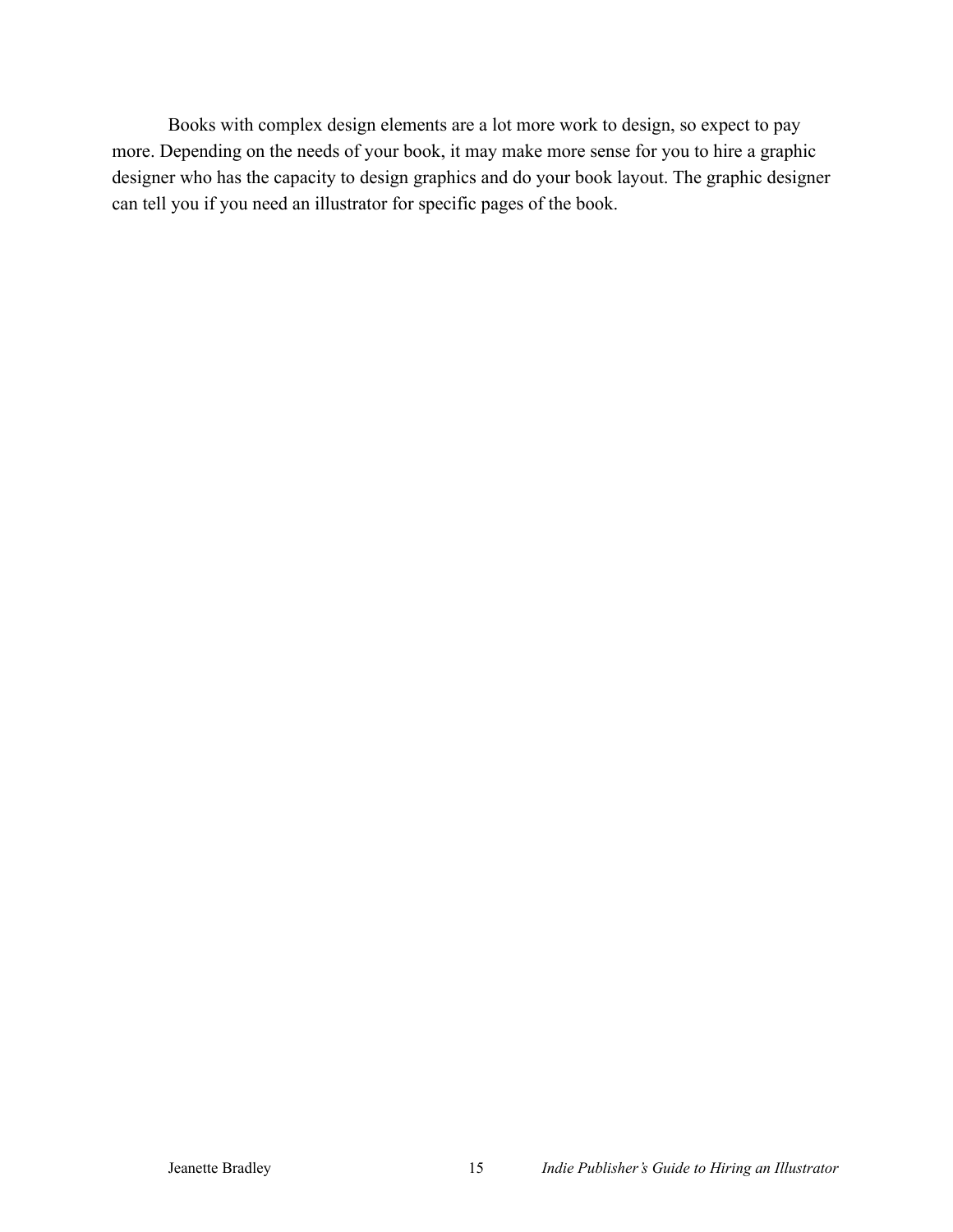Books with complex design elements are a lot more work to design, so expect to pay more. Depending on the needs of your book, it may make more sense for you to hire a graphic designer who has the capacity to design graphics and do your book layout. The graphic designer can tell you if you need an illustrator for specific pages of the book.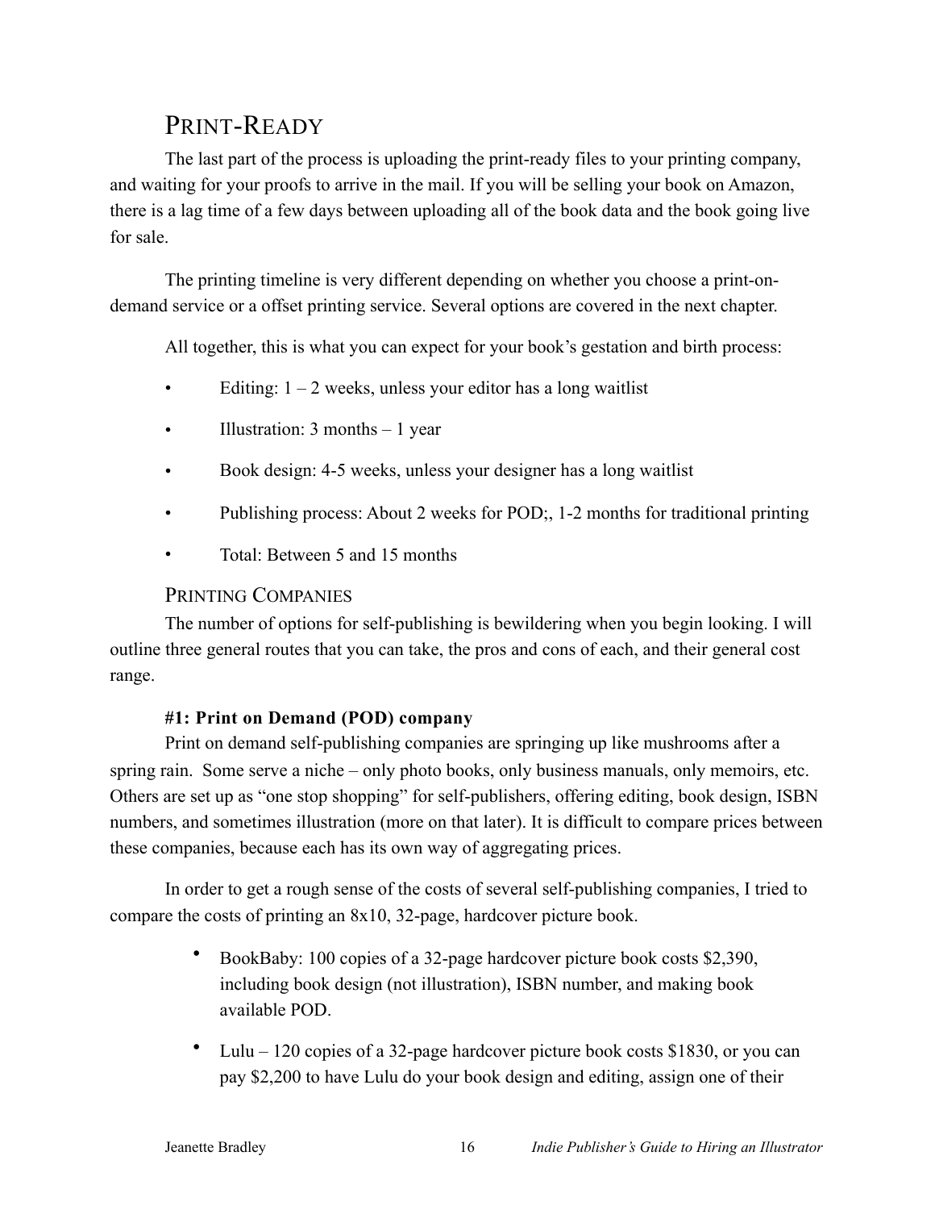## PRINT-READY

The last part of the process is uploading the print-ready files to your printing company, and waiting for your proofs to arrive in the mail. If you will be selling your book on Amazon, there is a lag time of a few days between uploading all of the book data and the book going live for sale.

The printing timeline is very different depending on whether you choose a print-on-demand service or a offset printing service. Several options are covered in the next chapter.

All together, this is what you can expect for your book's gestation and birth process:

- Editing: 1 – 2 weeks, unless your editor has a long waitlist
- Illustration: 3 months – 1 year
- Book design: 4-5 weeks, unless your designer has a long waitlist
- Publishing process: About 2 weeks for POD;, 1-2 months for traditional printing
- Total: Between 5 and 15 months

### PRINTING COMPANIES

The number of options for self-publishing is bewildering when you begin looking. I will outline three general routes that you can take, the pros and cons of each, and their general cost range.

**#1: Print on Demand (POD) company**

Print on demand self-publishing companies are springing up like mushrooms after a spring rain. Some serve a niche – only photo books, only business manuals, only memoirs, etc. Others are set up as "one stop shopping" for self-publishers, offering editing, book design, ISBN numbers, and sometimes illustration (more on that later). It is difficult to compare prices between these companies, because each has its own way of aggregating prices.

In order to get a rough sense of the costs of several self-publishing companies, I tried to compare the costs of printing an 8x10, 32-page, hardcover picture book.

- BookBaby: 100 copies of a 32-page hardcover picture book costs $2,390, including book design (not illustration), ISBN number, and making book available POD.
- Lulu – 120 copies of a 32-page hardcover picture book costs $1830, or you can pay $2,200 to have Lulu do your book design and editing, assign one of their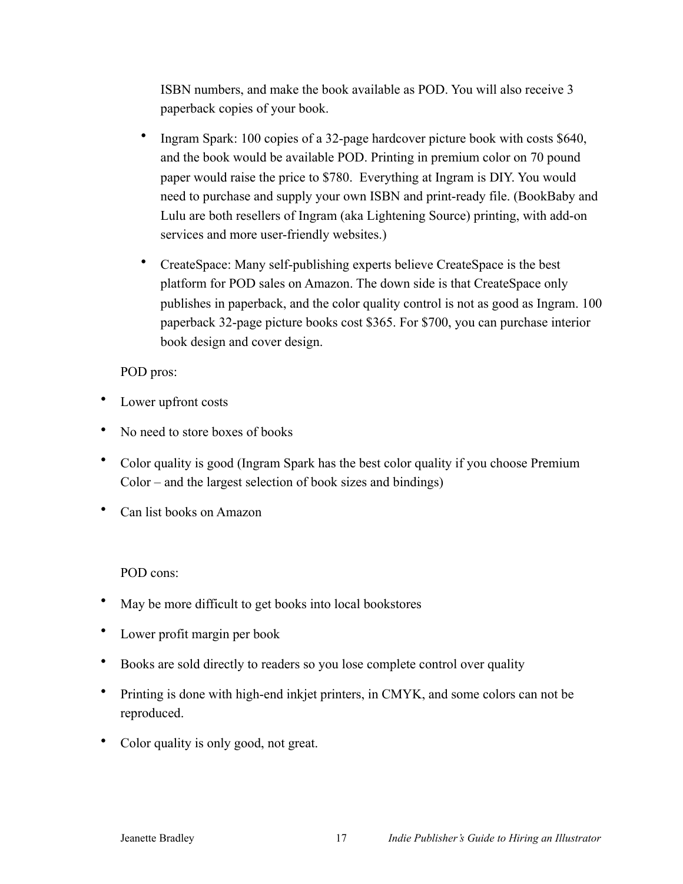ISBN numbers, and make the book available as POD. You will also receive 3 paperback copies of your book.

- Ingram Spark: 100 copies of a 32-page hardcover picture book with costs $640, and the book would be available POD. Printing in premium color on 70 pound paper would raise the price to $780. Everything at Ingram is DIY. You would need to purchase and supply your own ISBN and print-ready file. (BookBaby and Lulu are both resellers of Ingram (aka Lightening Source) printing, with add-on services and more user-friendly websites.)
- CreateSpace: Many self-publishing experts believe CreateSpace is the best platform for POD sales on Amazon. The down side is that CreateSpace only publishes in paperback, and the color quality control is not as good as Ingram. 100 paperback 32-page picture books cost $365. For $700, you can purchase interior book design and cover design.

POD pros:

- Lower upfront costs
- No need to store boxes of books
- Color quality is good (Ingram Spark has the best color quality if you choose Premium Color – and the largest selection of book sizes and bindings)
- Can list books on Amazon

POD cons:

- May be more difficult to get books into local bookstores
- Lower profit margin per book
- Books are sold directly to readers so you lose complete control over quality
- Printing is done with high-end inkjet printers, in CMYK, and some colors can not be reproduced.
- Color quality is only good, not great.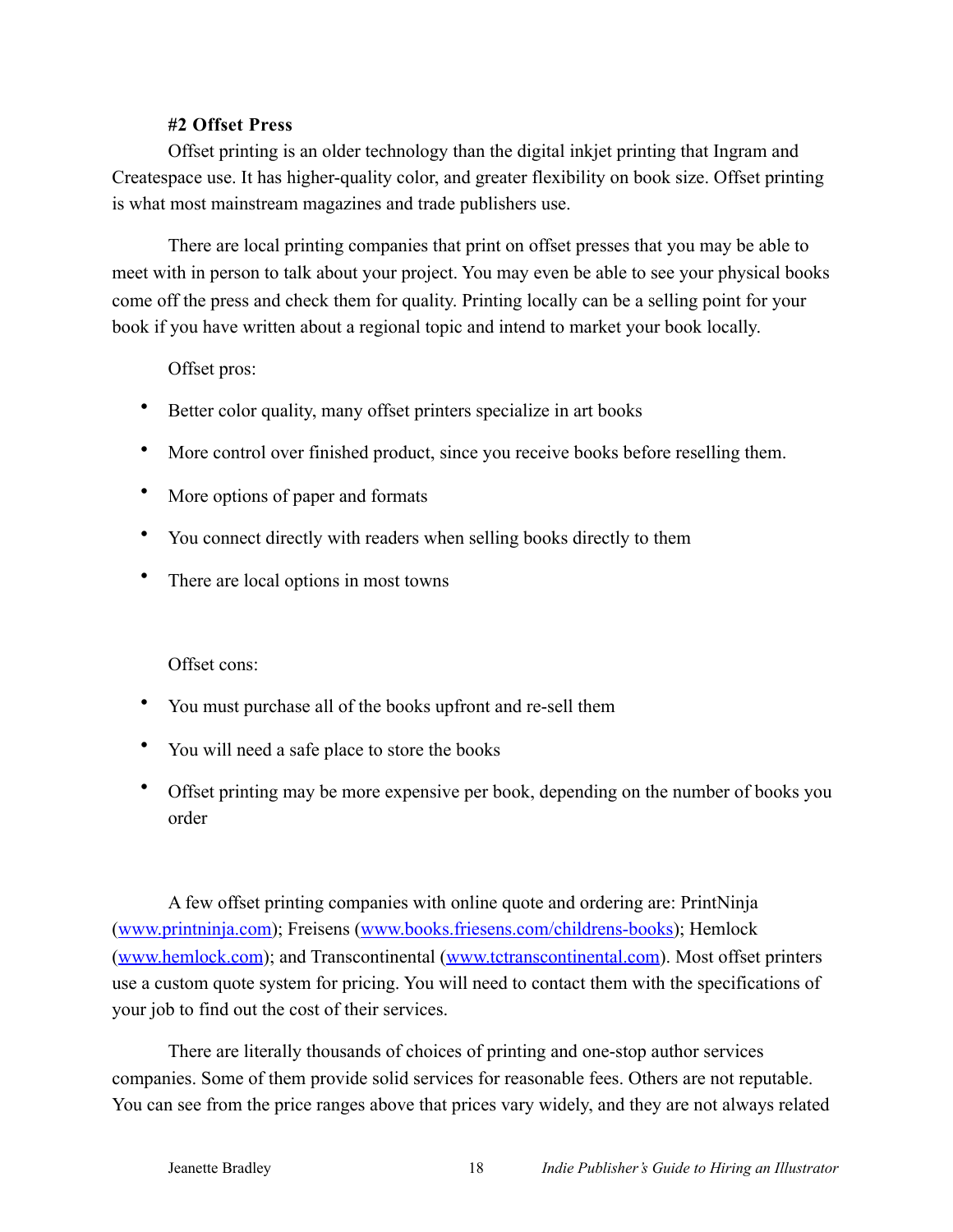**#2 Offset Press**

Offset printing is an older technology than the digital inkjet printing that Ingram and Createspace use. It has higher-quality color, and greater flexibility on book size. Offset printing is what most mainstream magazines and trade publishers use.

There are local printing companies that print on offset presses that you may be able to meet with in person to talk about your project. You may even be able to see your physical books come off the press and check them for quality. Printing locally can be a selling point for your book if you have written about a regional topic and intend to market your book locally.

Offset pros:

- Better color quality, many offset printers specialize in art books
- More control over finished product, since you receive books before reselling them.
- More options of paper and formats
- You connect directly with readers when selling books directly to them
- There are local options in most towns

Offset cons:

- You must purchase all of the books upfront and re-sell them
- You will need a safe place to store the books
- Offset printing may be more expensive per book, depending on the number of books you order

A few offset printing companies with online quote and ordering are: PrintNinja (www.printninja.com); Freisens (www.books.friesens.com/childrens-books); Hemlock (www.hemlock.com); and Transcontinental (www.tctranscontinental.com). Most offset printers use a custom quote system for pricing. You will need to contact them with the specifications of your job to find out the cost of their services.

There are literally thousands of choices of printing and one-stop author services companies. Some of them provide solid services for reasonable fees. Others are not reputable. You can see from the price ranges above that prices vary widely, and they are not always related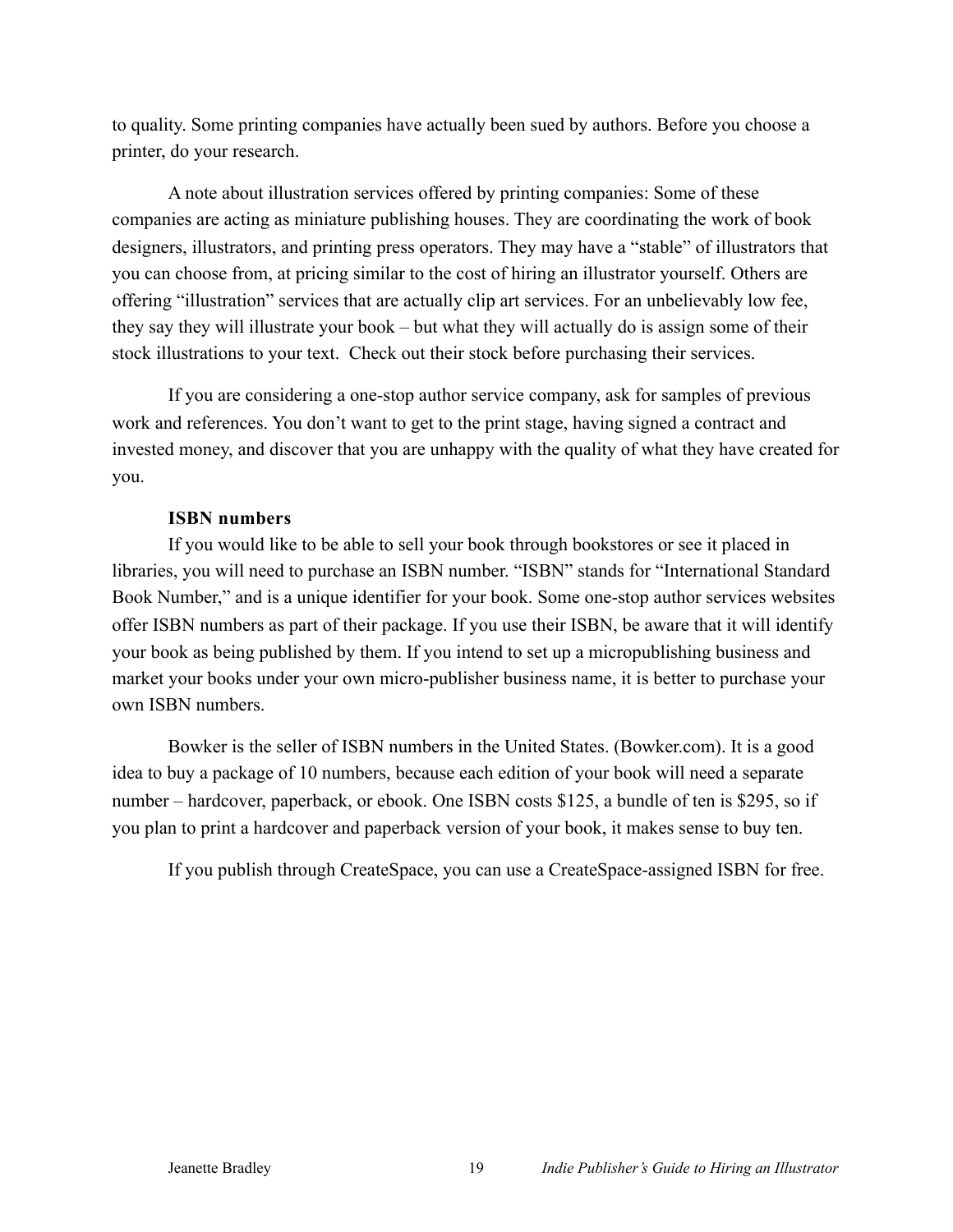to quality. Some printing companies have actually been sued by authors. Before you choose a printer, do your research.

A note about illustration services offered by printing companies: Some of these companies are acting as miniature publishing houses. They are coordinating the work of book designers, illustrators, and printing press operators. They may have a "stable" of illustrators that you can choose from, at pricing similar to the cost of hiring an illustrator yourself. Others are offering "illustration" services that are actually clip art services. For an unbelievably low fee, they say they will illustrate your book – but what they will actually do is assign some of their stock illustrations to your text. Check out their stock before purchasing their services.

If you are considering a one-stop author service company, ask for samples of previous work and references. You don't want to get to the print stage, having signed a contract and invested money, and discover that you are unhappy with the quality of what they have created for you.

**ISBN numbers**

If you would like to be able to sell your book through bookstores or see it placed in libraries, you will need to purchase an ISBN number. "ISBN" stands for "International Standard Book Number," and is a unique identifier for your book. Some one-stop author services websites offer ISBN numbers as part of their package. If you use their ISBN, be aware that it will identify your book as being published by them. If you intend to set up a micropublishing business and market your books under your own micro-publisher business name, it is better to purchase your own ISBN numbers.

Bowker is the seller of ISBN numbers in the United States. (Bowker.com). It is a good idea to buy a package of 10 numbers, because each edition of your book will need a separate number – hardcover, paperback, or ebook. One ISBN costs $125, a bundle of ten is $295, so if you plan to print a hardcover and paperback version of your book, it makes sense to buy ten.

If you publish through CreateSpace, you can use a CreateSpace-assigned ISBN for free.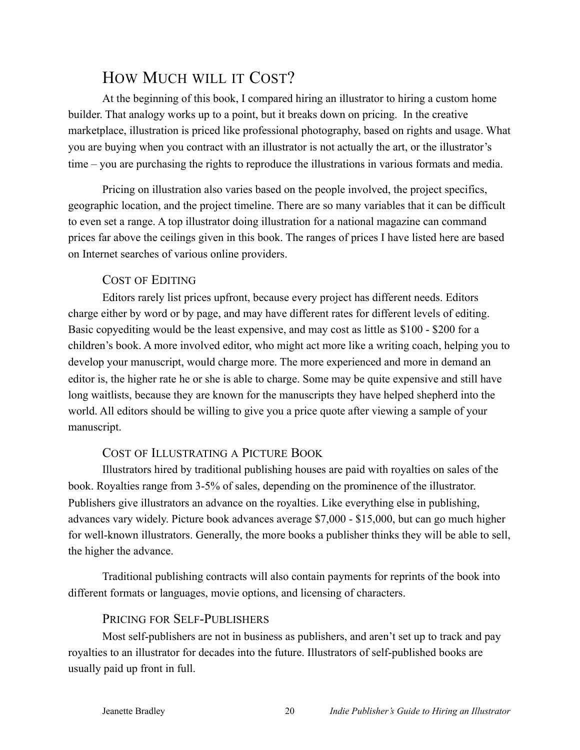## How Much will it Cost?

At the beginning of this book, I compared hiring an illustrator to hiring a custom home builder. That analogy works up to a point, but it breaks down on pricing. In the creative marketplace, illustration is priced like professional photography, based on rights and usage. What you are buying when you contract with an illustrator is not actually the art, or the illustrator's time – you are purchasing the rights to reproduce the illustrations in various formats and media.

Pricing on illustration also varies based on the people involved, the project specifics, geographic location, and the project timeline. There are so many variables that it can be difficult to even set a range. A top illustrator doing illustration for a national magazine can command prices far above the ceilings given in this book. The ranges of prices I have listed here are based on Internet searches of various online providers.

### Cost of Editing

Editors rarely list prices upfront, because every project has different needs. Editors charge either by word or by page, and may have different rates for different levels of editing. Basic copyediting would be the least expensive, and may cost as little as $100 - $200 for a children's book. A more involved editor, who might act more like a writing coach, helping you to develop your manuscript, would charge more. The more experienced and more in demand an editor is, the higher rate he or she is able to charge. Some may be quite expensive and still have long waitlists, because they are known for the manuscripts they have helped shepherd into the world. All editors should be willing to give you a price quote after viewing a sample of your manuscript.

### Cost of Illustrating a Picture Book

Illustrators hired by traditional publishing houses are paid with royalties on sales of the book. Royalties range from 3-5% of sales, depending on the prominence of the illustrator. Publishers give illustrators an advance on the royalties. Like everything else in publishing, advances vary widely. Picture book advances average $7,000 - $15,000, but can go much higher for well-known illustrators. Generally, the more books a publisher thinks they will be able to sell, the higher the advance.

Traditional publishing contracts will also contain payments for reprints of the book into different formats or languages, movie options, and licensing of characters.

### Pricing for Self-Publishers

Most self-publishers are not in business as publishers, and aren't set up to track and pay royalties to an illustrator for decades into the future. Illustrators of self-published books are usually paid up front in full.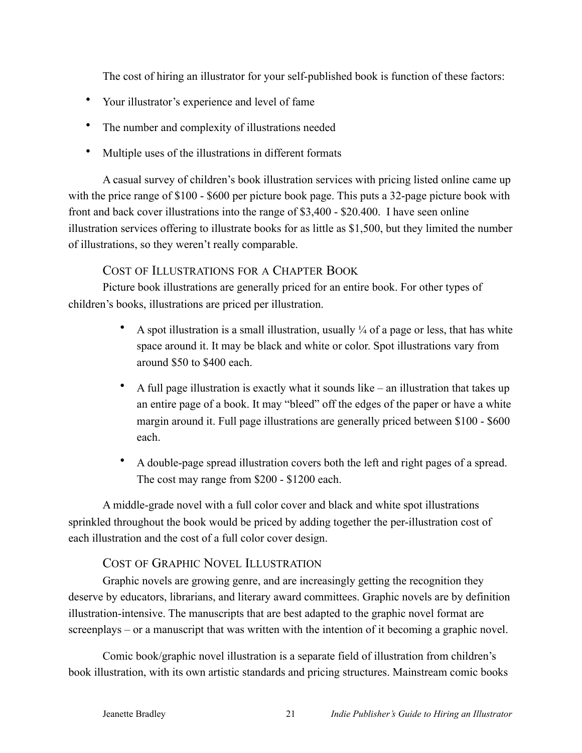The cost of hiring an illustrator for your self-published book is function of these factors:

- Your illustrator's experience and level of fame
- The number and complexity of illustrations needed
- Multiple uses of the illustrations in different formats

A casual survey of children's book illustration services with pricing listed online came up with the price range of $100 - $600 per picture book page. This puts a 32-page picture book with front and back cover illustrations into the range of $3,400 - $20.400. I have seen online illustration services offering to illustrate books for as little as $1,500, but they limited the number of illustrations, so they weren't really comparable.

### Cost of Illustrations for a Chapter Book

Picture book illustrations are generally priced for an entire book. For other types of children's books, illustrations are priced per illustration.

- A spot illustration is a small illustration, usually ¼ of a page or less, that has white space around it. It may be black and white or color. Spot illustrations vary from around $50 to $400 each.
- A full page illustration is exactly what it sounds like – an illustration that takes up an entire page of a book. It may "bleed" off the edges of the paper or have a white margin around it. Full page illustrations are generally priced between $100 - $600 each.
- A double-page spread illustration covers both the left and right pages of a spread. The cost may range from $200 - $1200 each.

A middle-grade novel with a full color cover and black and white spot illustrations sprinkled throughout the book would be priced by adding together the per-illustration cost of each illustration and the cost of a full color cover design.

### Cost of Graphic Novel Illustration

Graphic novels are growing genre, and are increasingly getting the recognition they deserve by educators, librarians, and literary award committees. Graphic novels are by definition illustration-intensive. The manuscripts that are best adapted to the graphic novel format are screenplays – or a manuscript that was written with the intention of it becoming a graphic novel.

Comic book/graphic novel illustration is a separate field of illustration from children's book illustration, with its own artistic standards and pricing structures. Mainstream comic books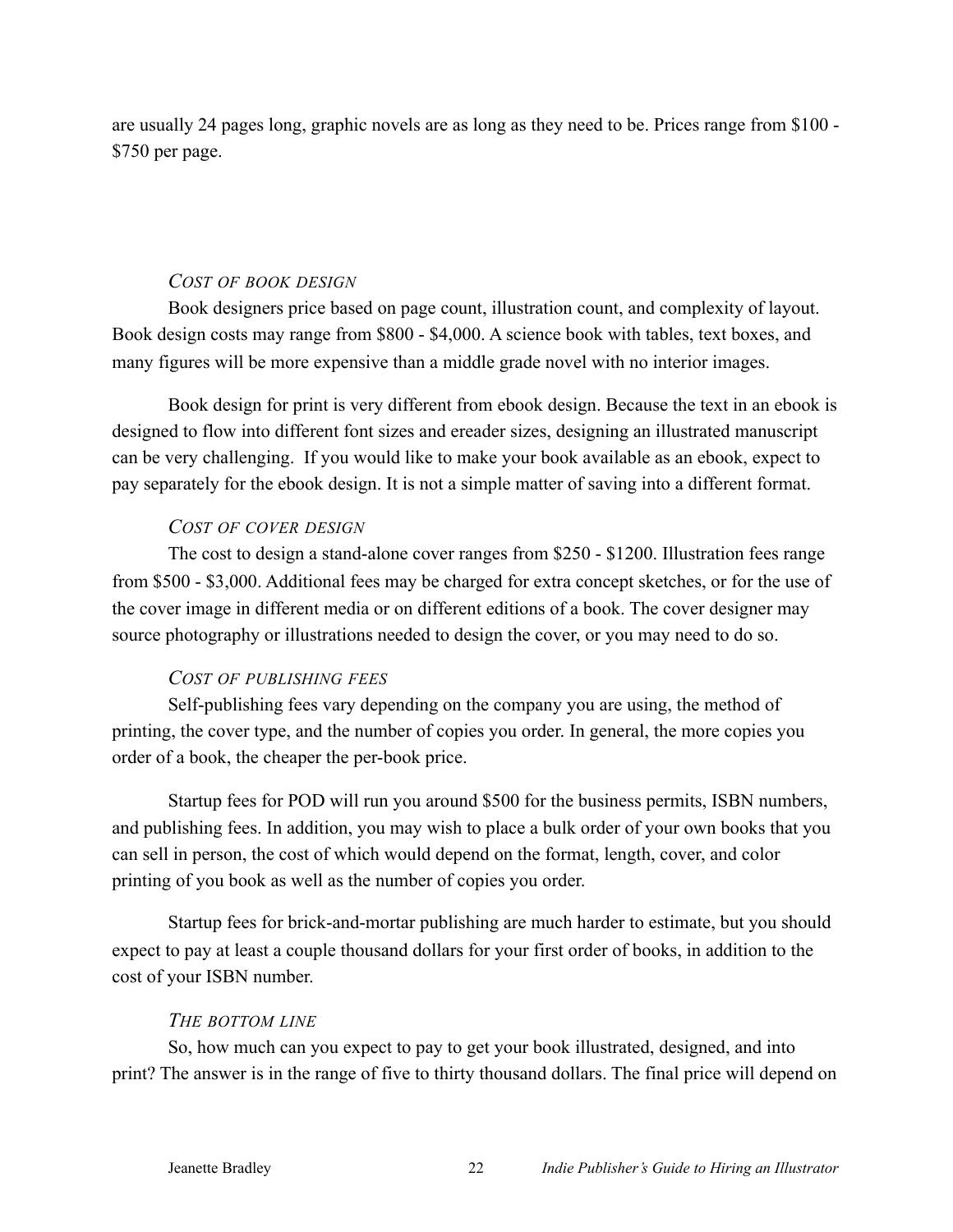are usually 24 pages long, graphic novels are as long as they need to be. Prices range from $100 - $750 per page.

### *Cost of book design*

Book designers price based on page count, illustration count, and complexity of layout. Book design costs may range from $800 - $4,000. A science book with tables, text boxes, and many figures will be more expensive than a middle grade novel with no interior images.

Book design for print is very different from ebook design. Because the text in an ebook is designed to flow into different font sizes and ereader sizes, designing an illustrated manuscript can be very challenging. If you would like to make your book available as an ebook, expect to pay separately for the ebook design. It is not a simple matter of saving into a different format.

### *Cost of cover design*

The cost to design a stand-alone cover ranges from $250 - $1200. Illustration fees range from $500 - $3,000. Additional fees may be charged for extra concept sketches, or for the use of the cover image in different media or on different editions of a book. The cover designer may source photography or illustrations needed to design the cover, or you may need to do so.

### *Cost of publishing fees*

Self-publishing fees vary depending on the company you are using, the method of printing, the cover type, and the number of copies you order. In general, the more copies you order of a book, the cheaper the per-book price.

Startup fees for POD will run you around $500 for the business permits, ISBN numbers, and publishing fees. In addition, you may wish to place a bulk order of your own books that you can sell in person, the cost of which would depend on the format, length, cover, and color printing of you book as well as the number of copies you order.

Startup fees for brick-and-mortar publishing are much harder to estimate, but you should expect to pay at least a couple thousand dollars for your first order of books, in addition to the cost of your ISBN number.

### *The bottom line*

So, how much can you expect to pay to get your book illustrated, designed, and into print? The answer is in the range of five to thirty thousand dollars. The final price will depend on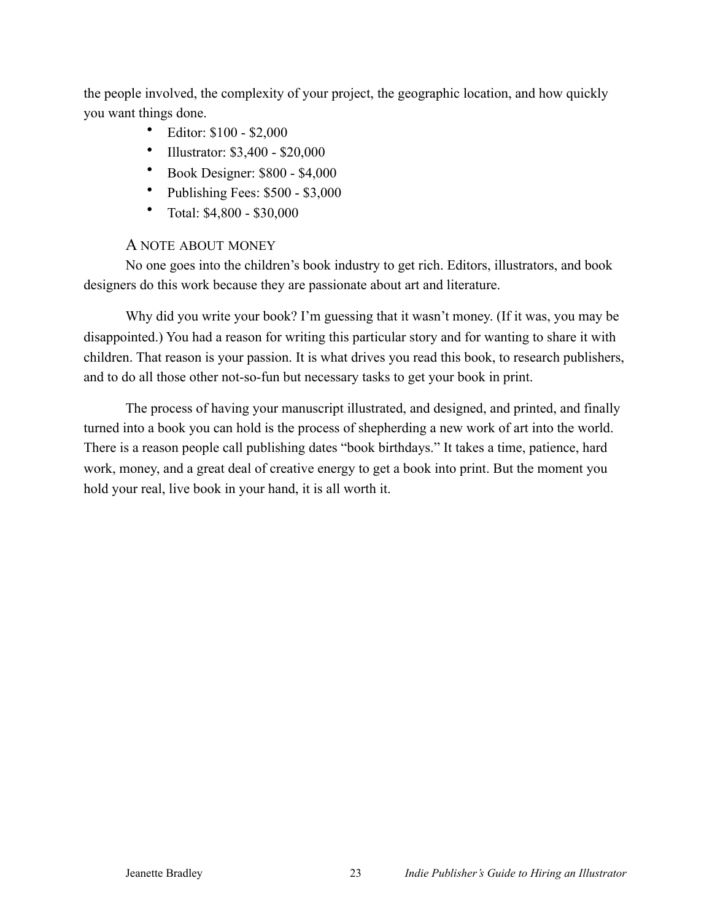the people involved, the complexity of your project, the geographic location, and how quickly you want things done.

- Editor: $100 - $2,000
- Illustrator: $3,400 - $20,000
- Book Designer: $800 - $4,000
- Publishing Fees: $500 - $3,000
- Total: $4,800 - $30,000

### A NOTE ABOUT MONEY

No one goes into the children's book industry to get rich. Editors, illustrators, and book designers do this work because they are passionate about art and literature.

Why did you write your book? I'm guessing that it wasn't money. (If it was, you may be disappointed.) You had a reason for writing this particular story and for wanting to share it with children. That reason is your passion. It is what drives you read this book, to research publishers, and to do all those other not-so-fun but necessary tasks to get your book in print.

The process of having your manuscript illustrated, and designed, and printed, and finally turned into a book you can hold is the process of shepherding a new work of art into the world. There is a reason people call publishing dates "book birthdays." It takes a time, patience, hard work, money, and a great deal of creative energy to get a book into print. But the moment you hold your real, live book in your hand, it is all worth it.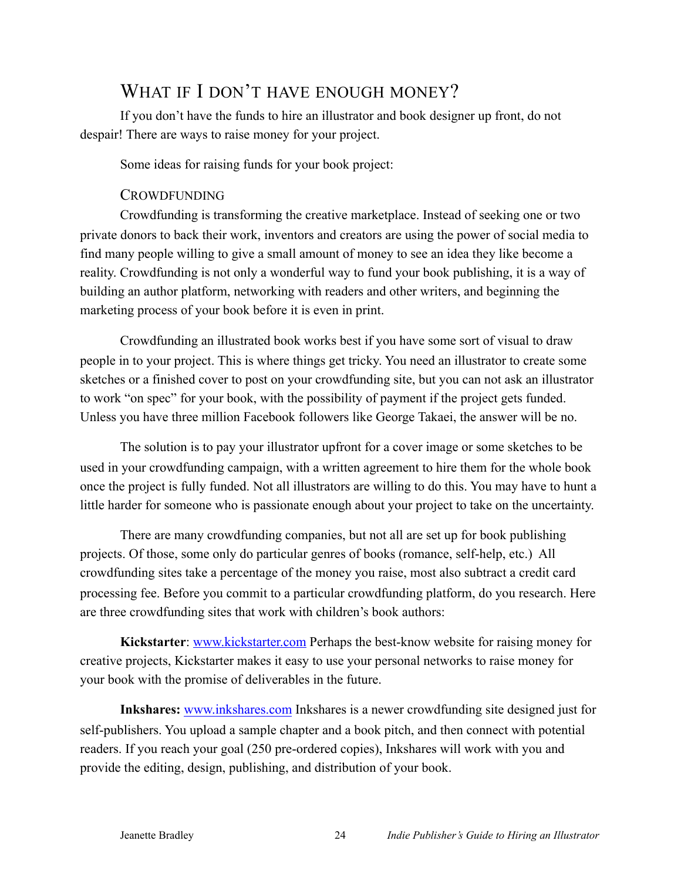## What if I don't have enough money?

If you don't have the funds to hire an illustrator and book designer up front, do not despair! There are ways to raise money for your project.

Some ideas for raising funds for your book project:

### Crowdfunding

Crowdfunding is transforming the creative marketplace. Instead of seeking one or two private donors to back their work, inventors and creators are using the power of social media to find many people willing to give a small amount of money to see an idea they like become a reality. Crowdfunding is not only a wonderful way to fund your book publishing, it is a way of building an author platform, networking with readers and other writers, and beginning the marketing process of your book before it is even in print.

Crowdfunding an illustrated book works best if you have some sort of visual to draw people in to your project. This is where things get tricky. You need an illustrator to create some sketches or a finished cover to post on your crowdfunding site, but you can not ask an illustrator to work "on spec" for your book, with the possibility of payment if the project gets funded. Unless you have three million Facebook followers like George Takaei, the answer will be no.

The solution is to pay your illustrator upfront for a cover image or some sketches to be used in your crowdfunding campaign, with a written agreement to hire them for the whole book once the project is fully funded. Not all illustrators are willing to do this. You may have to hunt a little harder for someone who is passionate enough about your project to take on the uncertainty.

There are many crowdfunding companies, but not all are set up for book publishing projects. Of those, some only do particular genres of books (romance, self-help, etc.) All crowdfunding sites take a percentage of the money you raise, most also subtract a credit card processing fee. Before you commit to a particular crowdfunding platform, do you research. Here are three crowdfunding sites that work with children's book authors:

**Kickstarter**: www.kickstarter.com Perhaps the best-know website for raising money for creative projects, Kickstarter makes it easy to use your personal networks to raise money for your book with the promise of deliverables in the future.

**Inkshares:** www.inkshares.com Inkshares is a newer crowdfunding site designed just for self-publishers. You upload a sample chapter and a book pitch, and then connect with potential readers. If you reach your goal (250 pre-ordered copies), Inkshares will work with you and provide the editing, design, publishing, and distribution of your book.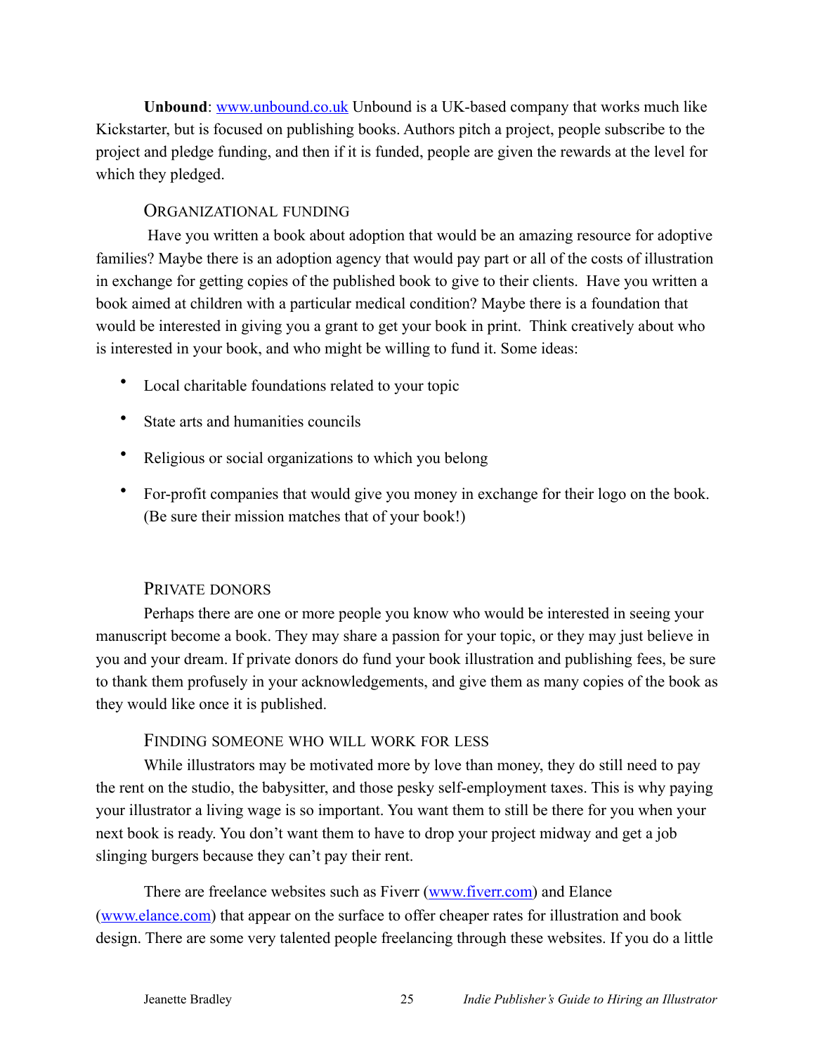**Unbound**: www.unbound.co.uk Unbound is a UK-based company that works much like Kickstarter, but is focused on publishing books. Authors pitch a project, people subscribe to the project and pledge funding, and then if it is funded, people are given the rewards at the level for which they pledged.

### Organizational funding

Have you written a book about adoption that would be an amazing resource for adoptive families? Maybe there is an adoption agency that would pay part or all of the costs of illustration in exchange for getting copies of the published book to give to their clients. Have you written a book aimed at children with a particular medical condition? Maybe there is a foundation that would be interested in giving you a grant to get your book in print. Think creatively about who is interested in your book, and who might be willing to fund it. Some ideas:

- Local charitable foundations related to your topic
- State arts and humanities councils
- Religious or social organizations to which you belong
- For-profit companies that would give you money in exchange for their logo on the book. (Be sure their mission matches that of your book!)

### Private donors

Perhaps there are one or more people you know who would be interested in seeing your manuscript become a book. They may share a passion for your topic, or they may just believe in you and your dream. If private donors do fund your book illustration and publishing fees, be sure to thank them profusely in your acknowledgements, and give them as many copies of the book as they would like once it is published.

### Finding someone who will work for less

While illustrators may be motivated more by love than money, they do still need to pay the rent on the studio, the babysitter, and those pesky self-employment taxes. This is why paying your illustrator a living wage is so important. You want them to still be there for you when your next book is ready. You don't want them to have to drop your project midway and get a job slinging burgers because they can't pay their rent.

There are freelance websites such as Fiverr (www.fiverr.com) and Elance (www.elance.com) that appear on the surface to offer cheaper rates for illustration and book design. There are some very talented people freelancing through these websites. If you do a little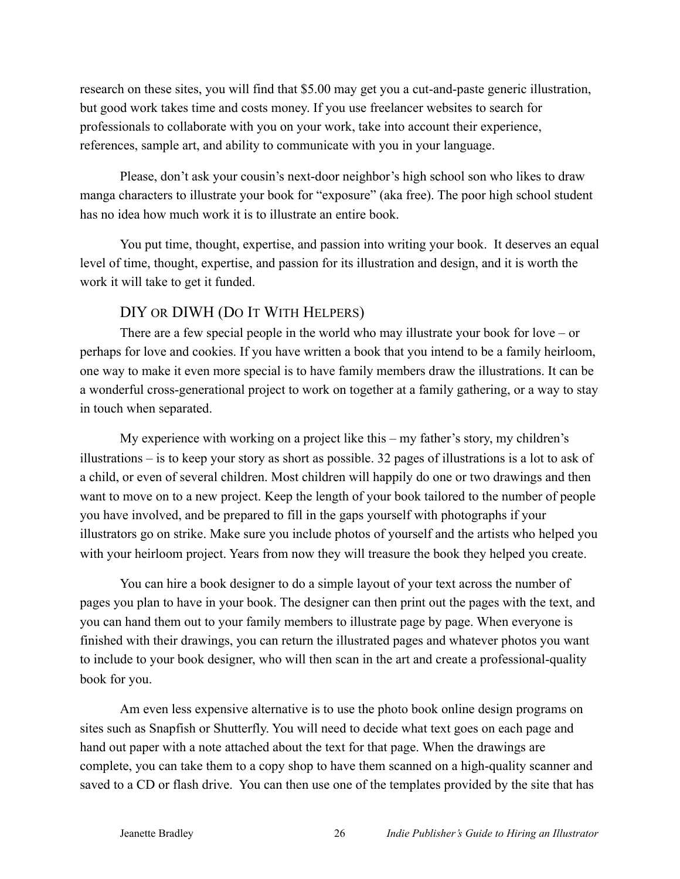research on these sites, you will find that $5.00 may get you a cut-and-paste generic illustration, but good work takes time and costs money. If you use freelancer websites to search for professionals to collaborate with you on your work, take into account their experience, references, sample art, and ability to communicate with you in your language.

Please, don't ask your cousin's next-door neighbor's high school son who likes to draw manga characters to illustrate your book for "exposure" (aka free). The poor high school student has no idea how much work it is to illustrate an entire book.

You put time, thought, expertise, and passion into writing your book. It deserves an equal level of time, thought, expertise, and passion for its illustration and design, and it is worth the work it will take to get it funded.

## DIY or DIWH (Do It With Helpers)

There are a few special people in the world who may illustrate your book for love – or perhaps for love and cookies. If you have written a book that you intend to be a family heirloom, one way to make it even more special is to have family members draw the illustrations. It can be a wonderful cross-generational project to work on together at a family gathering, or a way to stay in touch when separated.

My experience with working on a project like this – my father's story, my children's illustrations – is to keep your story as short as possible. 32 pages of illustrations is a lot to ask of a child, or even of several children. Most children will happily do one or two drawings and then want to move on to a new project. Keep the length of your book tailored to the number of people you have involved, and be prepared to fill in the gaps yourself with photographs if your illustrators go on strike. Make sure you include photos of yourself and the artists who helped you with your heirloom project. Years from now they will treasure the book they helped you create.

You can hire a book designer to do a simple layout of your text across the number of pages you plan to have in your book. The designer can then print out the pages with the text, and you can hand them out to your family members to illustrate page by page. When everyone is finished with their drawings, you can return the illustrated pages and whatever photos you want to include to your book designer, who will then scan in the art and create a professional-quality book for you.

Am even less expensive alternative is to use the photo book online design programs on sites such as Snapfish or Shutterfly. You will need to decide what text goes on each page and hand out paper with a note attached about the text for that page. When the drawings are complete, you can take them to a copy shop to have them scanned on a high-quality scanner and saved to a CD or flash drive. You can then use one of the templates provided by the site that has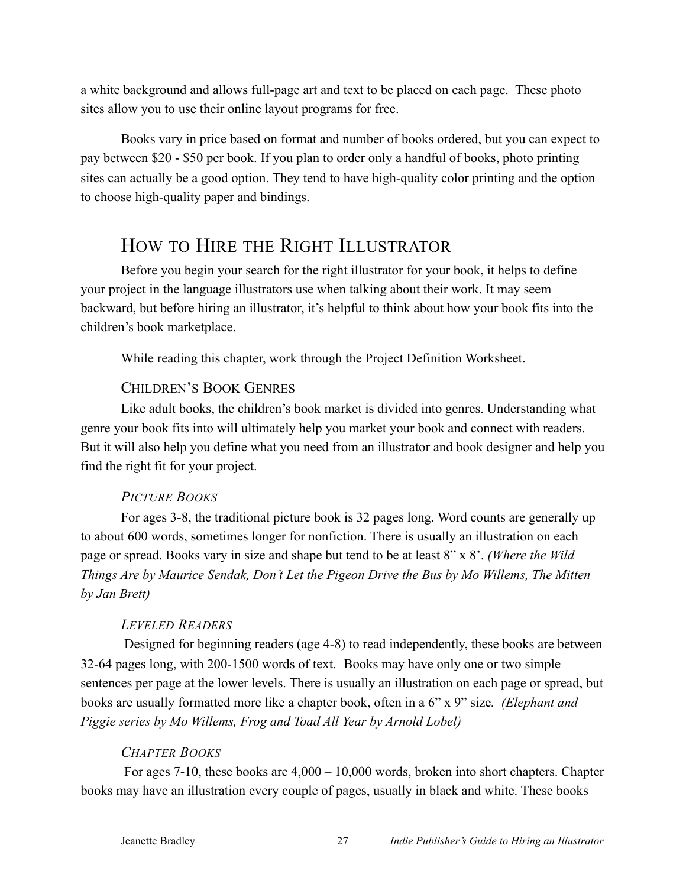a white background and allows full-page art and text to be placed on each page. These photo sites allow you to use their online layout programs for free.

Books vary in price based on format and number of books ordered, but you can expect to pay between $20 - $50 per book. If you plan to order only a handful of books, photo printing sites can actually be a good option. They tend to have high-quality color printing and the option to choose high-quality paper and bindings.

# How to Hire the Right Illustrator

Before you begin your search for the right illustrator for your book, it helps to define your project in the language illustrators use when talking about their work. It may seem backward, but before hiring an illustrator, it's helpful to think about how your book fits into the children's book marketplace.

While reading this chapter, work through the Project Definition Worksheet.

## Children's Book Genres

Like adult books, the children's book market is divided into genres. Understanding what genre your book fits into will ultimately help you market your book and connect with readers. But it will also help you define what you need from an illustrator and book designer and help you find the right fit for your project.

### *Picture Books*

For ages 3-8, the traditional picture book is 32 pages long. Word counts are generally up to about 600 words, sometimes longer for nonfiction. There is usually an illustration on each page or spread. Books vary in size and shape but tend to be at least 8" x 8'. *(Where the Wild Things Are by Maurice Sendak, Don't Let the Pigeon Drive the Bus by Mo Willems, The Mitten by Jan Brett)*

### *Leveled Readers*

Designed for beginning readers (age 4-8) to read independently, these books are between 32-64 pages long, with 200-1500 words of text. Books may have only one or two simple sentences per page at the lower levels. There is usually an illustration on each page or spread, but books are usually formatted more like a chapter book, often in a 6" x 9" size. *(Elephant and Piggie series by Mo Willems, Frog and Toad All Year by Arnold Lobel)*

### *Chapter Books*

For ages 7-10, these books are 4,000 – 10,000 words, broken into short chapters. Chapter books may have an illustration every couple of pages, usually in black and white. These books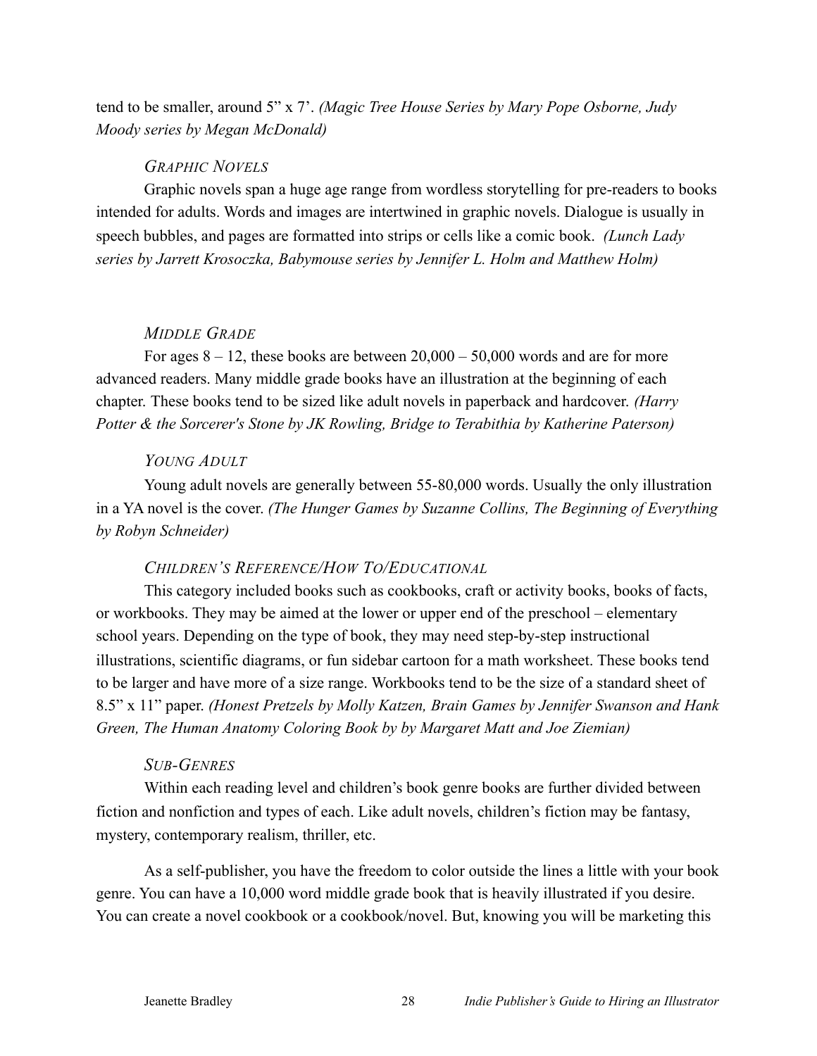tend to be smaller, around 5" x 7'. *(Magic Tree House Series by Mary Pope Osborne, Judy Moody series by Megan McDonald)*

### *Graphic Novels*

Graphic novels span a huge age range from wordless storytelling for pre-readers to books intended for adults. Words and images are intertwined in graphic novels. Dialogue is usually in speech bubbles, and pages are formatted into strips or cells like a comic book. *(Lunch Lady series by Jarrett Krosoczka, Babymouse series by Jennifer L. Holm and Matthew Holm)*

### *Middle Grade*

For ages 8 – 12, these books are between 20,000 – 50,000 words and are for more advanced readers. Many middle grade books have an illustration at the beginning of each chapter. These books tend to be sized like adult novels in paperback and hardcover. *(Harry Potter & the Sorcerer's Stone by JK Rowling, Bridge to Terabithia by Katherine Paterson)*

### *Young Adult*

Young adult novels are generally between 55-80,000 words. Usually the only illustration in a YA novel is the cover. *(The Hunger Games by Suzanne Collins, The Beginning of Everything by Robyn Schneider)*

### *Children's Reference/How To/Educational*

This category included books such as cookbooks, craft or activity books, books of facts, or workbooks. They may be aimed at the lower or upper end of the preschool – elementary school years. Depending on the type of book, they may need step-by-step instructional illustrations, scientific diagrams, or fun sidebar cartoon for a math worksheet. These books tend to be larger and have more of a size range. Workbooks tend to be the size of a standard sheet of 8.5" x 11" paper. *(Honest Pretzels by Molly Katzen, Brain Games by Jennifer Swanson and Hank Green, The Human Anatomy Coloring Book by by Margaret Matt and Joe Ziemian)*

### *Sub-Genres*

Within each reading level and children's book genre books are further divided between fiction and nonfiction and types of each. Like adult novels, children's fiction may be fantasy, mystery, contemporary realism, thriller, etc.

As a self-publisher, you have the freedom to color outside the lines a little with your book genre. You can have a 10,000 word middle grade book that is heavily illustrated if you desire. You can create a novel cookbook or a cookbook/novel. But, knowing you will be marketing this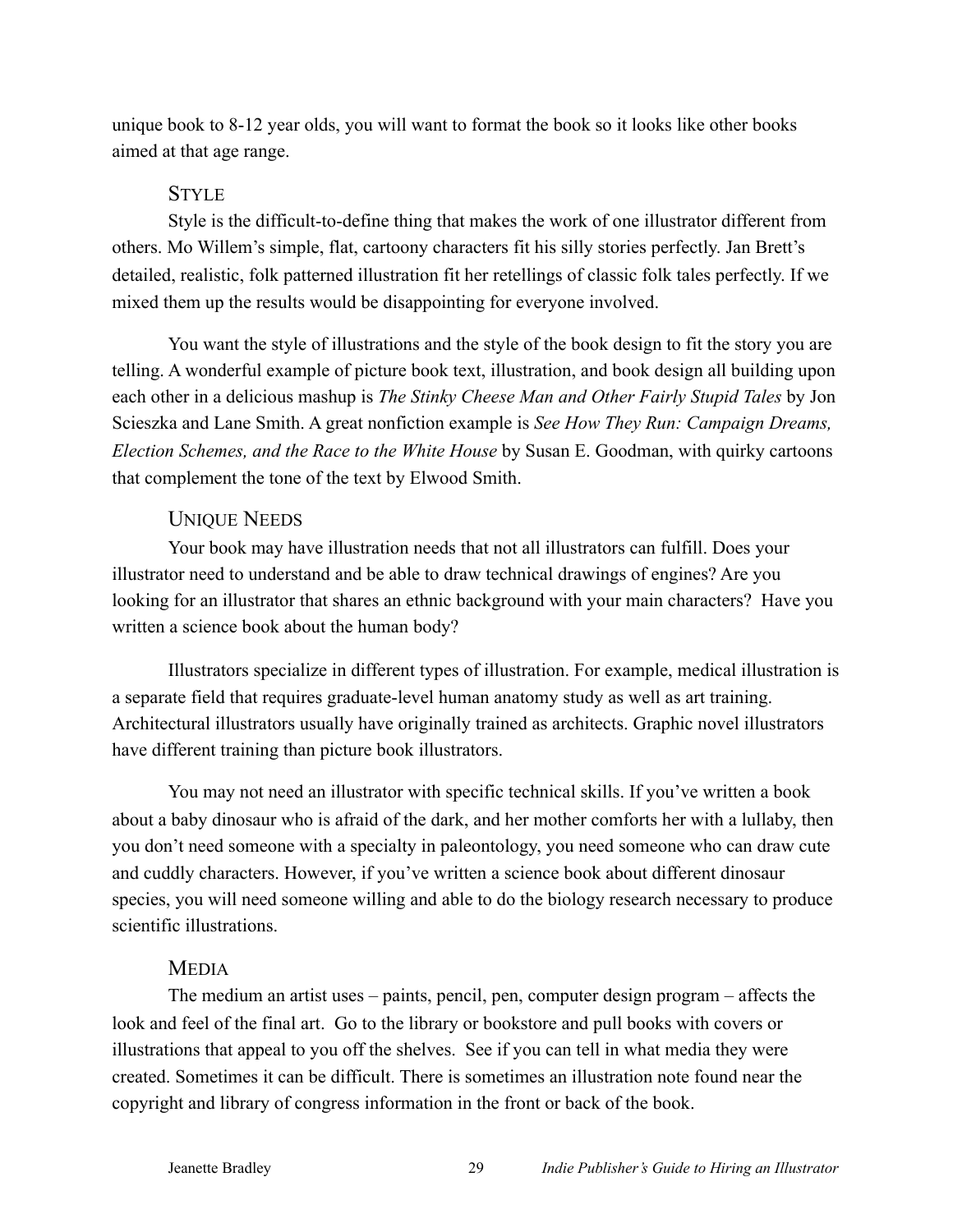unique book to 8-12 year olds, you will want to format the book so it looks like other books aimed at that age range.

### Style

Style is the difficult-to-define thing that makes the work of one illustrator different from others. Mo Willem's simple, flat, cartoony characters fit his silly stories perfectly. Jan Brett's detailed, realistic, folk patterned illustration fit her retellings of classic folk tales perfectly. If we mixed them up the results would be disappointing for everyone involved.

You want the style of illustrations and the style of the book design to fit the story you are telling. A wonderful example of picture book text, illustration, and book design all building upon each other in a delicious mashup is *The Stinky Cheese Man and Other Fairly Stupid Tales* by Jon Scieszka and Lane Smith. A great nonfiction example is *See How They Run: Campaign Dreams, Election Schemes, and the Race to the White House* by Susan E. Goodman, with quirky cartoons that complement the tone of the text by Elwood Smith.

### Unique Needs

Your book may have illustration needs that not all illustrators can fulfill. Does your illustrator need to understand and be able to draw technical drawings of engines? Are you looking for an illustrator that shares an ethnic background with your main characters? Have you written a science book about the human body?

Illustrators specialize in different types of illustration. For example, medical illustration is a separate field that requires graduate-level human anatomy study as well as art training. Architectural illustrators usually have originally trained as architects. Graphic novel illustrators have different training than picture book illustrators.

You may not need an illustrator with specific technical skills. If you've written a book about a baby dinosaur who is afraid of the dark, and her mother comforts her with a lullaby, then you don't need someone with a specialty in paleontology, you need someone who can draw cute and cuddly characters. However, if you've written a science book about different dinosaur species, you will need someone willing and able to do the biology research necessary to produce scientific illustrations.

### Media

The medium an artist uses – paints, pencil, pen, computer design program – affects the look and feel of the final art. Go to the library or bookstore and pull books with covers or illustrations that appeal to you off the shelves. See if you can tell in what media they were created. Sometimes it can be difficult. There is sometimes an illustration note found near the copyright and library of congress information in the front or back of the book.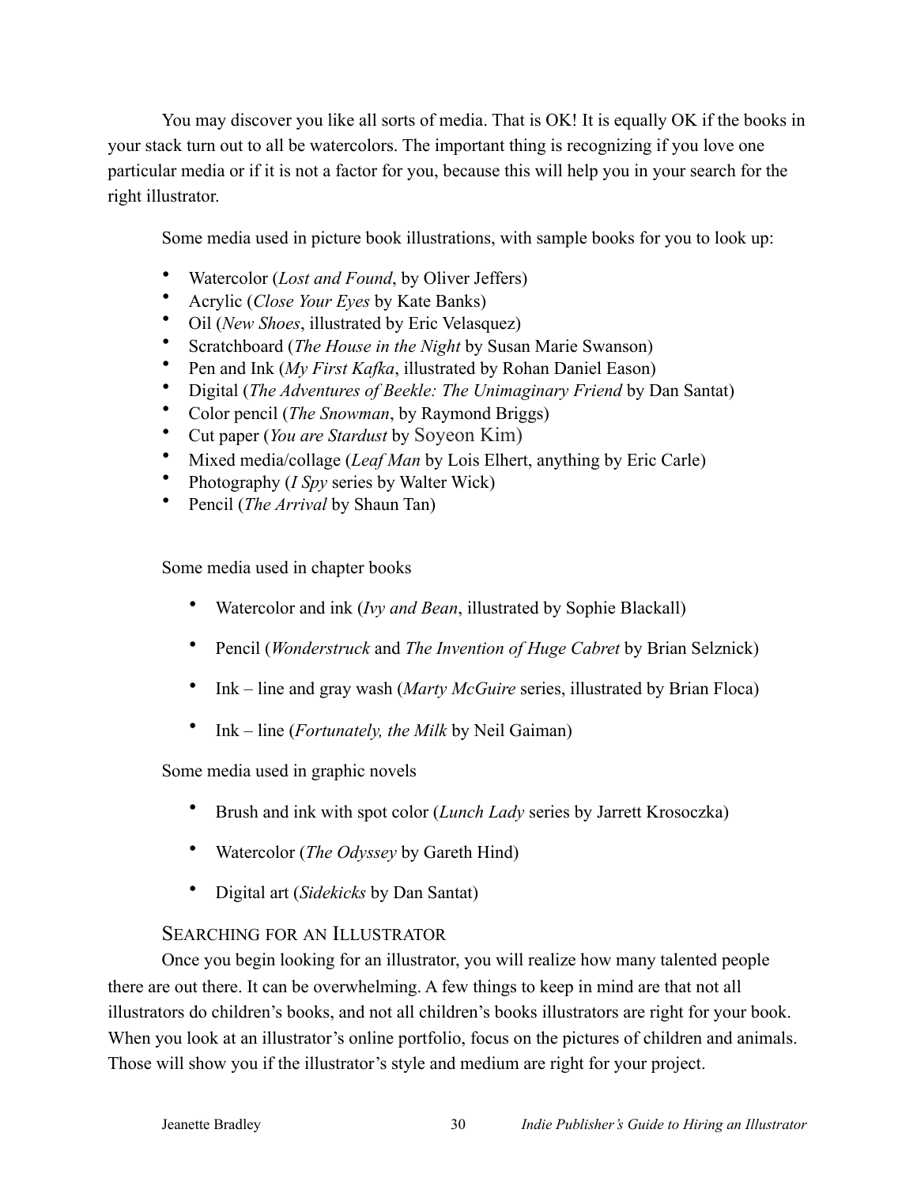You may discover you like all sorts of media. That is OK! It is equally OK if the books in your stack turn out to all be watercolors. The important thing is recognizing if you love one particular media or if it is not a factor for you, because this will help you in your search for the right illustrator.

Some media used in picture book illustrations, with sample books for you to look up:

- Watercolor (*Lost and Found*, by Oliver Jeffers)
- Acrylic (*Close Your Eyes* by Kate Banks)
- Oil (*New Shoes*, illustrated by Eric Velasquez)
- Scratchboard (*The House in the Night* by Susan Marie Swanson)
- Pen and Ink (*My First Kafka*, illustrated by Rohan Daniel Eason)
- Digital (*The Adventures of Beekle: The Unimaginary Friend* by Dan Santat)
- Color pencil (*The Snowman*, by Raymond Briggs)
- Cut paper (*You are Stardust* by Soyeon Kim)
- Mixed media/collage (*Leaf Man* by Lois Elhert, anything by Eric Carle)
- Photography (*I Spy* series by Walter Wick)
- Pencil (*The Arrival* by Shaun Tan)

Some media used in chapter books

- Watercolor and ink (*Ivy and Bean*, illustrated by Sophie Blackall)
- Pencil (*Wonderstruck* and *The Invention of Huge Cabret* by Brian Selznick)
- Ink – line and gray wash (*Marty McGuire* series, illustrated by Brian Floca)
- Ink – line (*Fortunately, the Milk* by Neil Gaiman)

Some media used in graphic novels

- Brush and ink with spot color (*Lunch Lady* series by Jarrett Krosoczka)
- Watercolor (*The Odyssey* by Gareth Hind)
- Digital art (*Sidekicks* by Dan Santat)

## Searching for an Illustrator

Once you begin looking for an illustrator, you will realize how many talented people there are out there. It can be overwhelming. A few things to keep in mind are that not all illustrators do children's books, and not all children's books illustrators are right for your book. When you look at an illustrator's online portfolio, focus on the pictures of children and animals. Those will show you if the illustrator's style and medium are right for your project.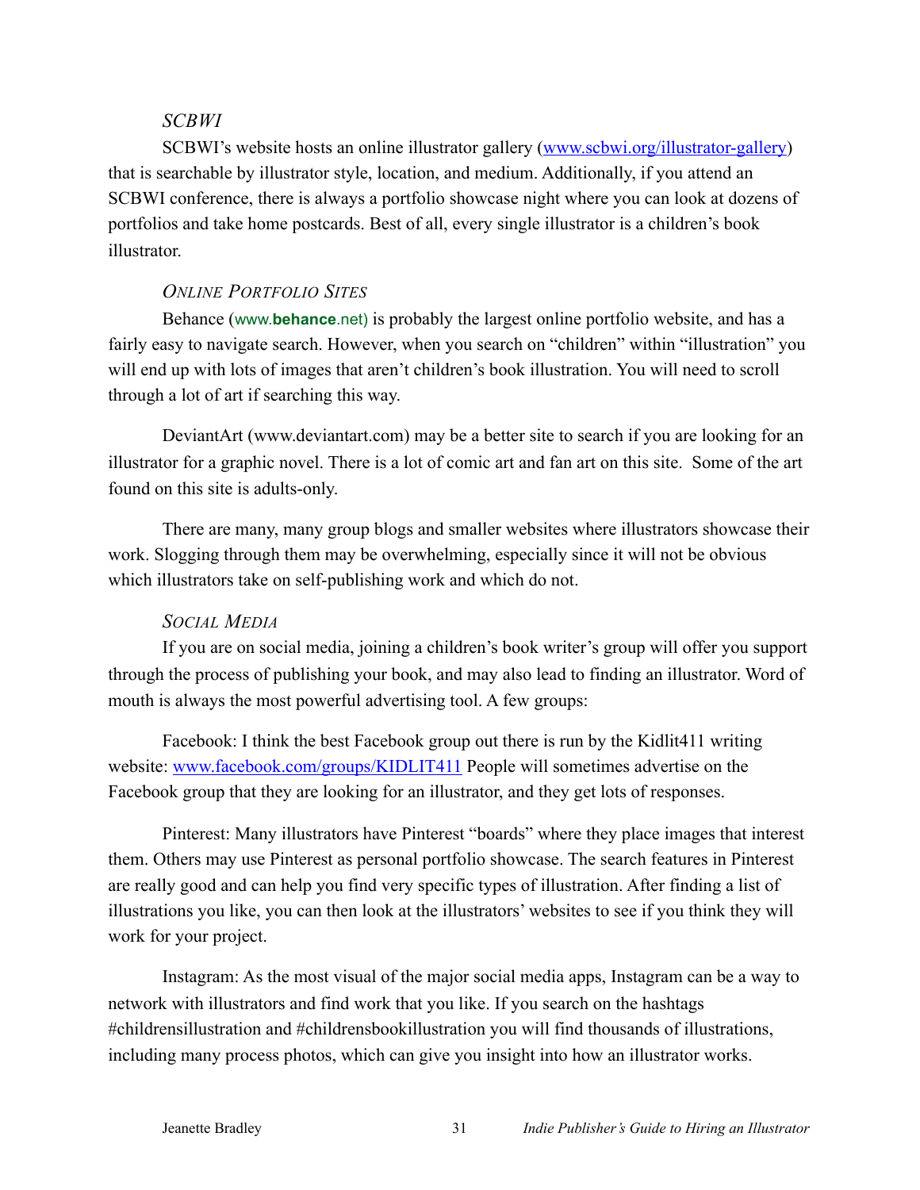### *SCBWI*

SCBWI's website hosts an online illustrator gallery (www.scbwi.org/illustrator-gallery) that is searchable by illustrator style, location, and medium. Additionally, if you attend an SCBWI conference, there is always a portfolio showcase night where you can look at dozens of portfolios and take home postcards. Best of all, every single illustrator is a children's book illustrator.

### *Online Portfolio Sites*

Behance (www.**behance**.net) is probably the largest online portfolio website, and has a fairly easy to navigate search. However, when you search on "children" within "illustration" you will end up with lots of images that aren't children's book illustration. You will need to scroll through a lot of art if searching this way.

DeviantArt (www.deviantart.com) may be a better site to search if you are looking for an illustrator for a graphic novel. There is a lot of comic art and fan art on this site. Some of the art found on this site is adults-only.

There are many, many group blogs and smaller websites where illustrators showcase their work. Slogging through them may be overwhelming, especially since it will not be obvious which illustrators take on self-publishing work and which do not.

### *Social Media*

If you are on social media, joining a children's book writer's group will offer you support through the process of publishing your book, and may also lead to finding an illustrator. Word of mouth is always the most powerful advertising tool. A few groups:

Facebook: I think the best Facebook group out there is run by the Kidlit411 writing website: www.facebook.com/groups/KIDLIT411 People will sometimes advertise on the Facebook group that they are looking for an illustrator, and they get lots of responses.

Pinterest: Many illustrators have Pinterest "boards" where they place images that interest them. Others may use Pinterest as personal portfolio showcase. The search features in Pinterest are really good and can help you find very specific types of illustration. After finding a list of illustrations you like, you can then look at the illustrators' websites to see if you think they will work for your project.

Instagram: As the most visual of the major social media apps, Instagram can be a way to network with illustrators and find work that you like. If you search on the hashtags #childrensillustration and #childrensbookillustration you will find thousands of illustrations, including many process photos, which can give you insight into how an illustrator works.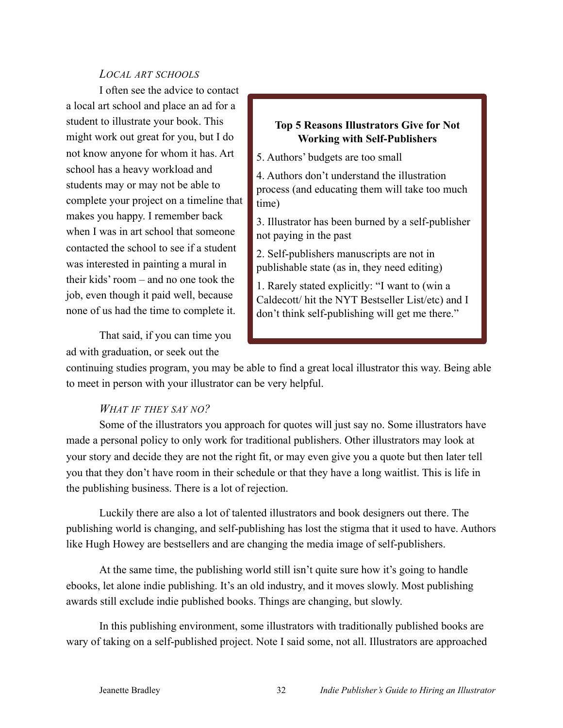### *Local art schools*

I often see the advice to contact a local art school and place an ad for a student to illustrate your book. This might work out great for you, but I do not know anyone for whom it has. Art school has a heavy workload and students may or may not be able to complete your project on a timeline that makes you happy. I remember back when I was in art school that someone contacted the school to see if a student was interested in painting a mural in their kids' room – and no one took the job, even though it paid well, because none of us had the time to complete it.

That said, if you can time you ad with graduation, or seek out the continuing studies program, you may be able to find a great local illustrator this way. Being able to meet in person with your illustrator can be very helpful.

> **Top 5 Reasons Illustrators Give for Not Working with Self-Publishers**
>
> 5. Authors' budgets are too small
>
> 4. Authors don't understand the illustration process (and educating them will take too much time)
>
> 3. Illustrator has been burned by a self-publisher not paying in the past
>
> 2. Self-publishers manuscripts are not in publishable state (as in, they need editing)
>
> 1. Rarely stated explicitly: "I want to (win a Caldecott/ hit the NYT Bestseller List/etc) and I don't think self-publishing will get me there."

### *What if they say no?*

Some of the illustrators you approach for quotes will just say no. Some illustrators have made a personal policy to only work for traditional publishers. Other illustrators may look at your story and decide they are not the right fit, or may even give you a quote but then later tell you that they don't have room in their schedule or that they have a long waitlist. This is life in the publishing business. There is a lot of rejection.

Luckily there are also a lot of talented illustrators and book designers out there. The publishing world is changing, and self-publishing has lost the stigma that it used to have. Authors like Hugh Howey are bestsellers and are changing the media image of self-publishers.

At the same time, the publishing world still isn't quite sure how it's going to handle ebooks, let alone indie publishing. It's an old industry, and it moves slowly. Most publishing awards still exclude indie published books. Things are changing, but slowly.

In this publishing environment, some illustrators with traditionally published books are wary of taking on a self-published project. Note I said some, not all. Illustrators are approached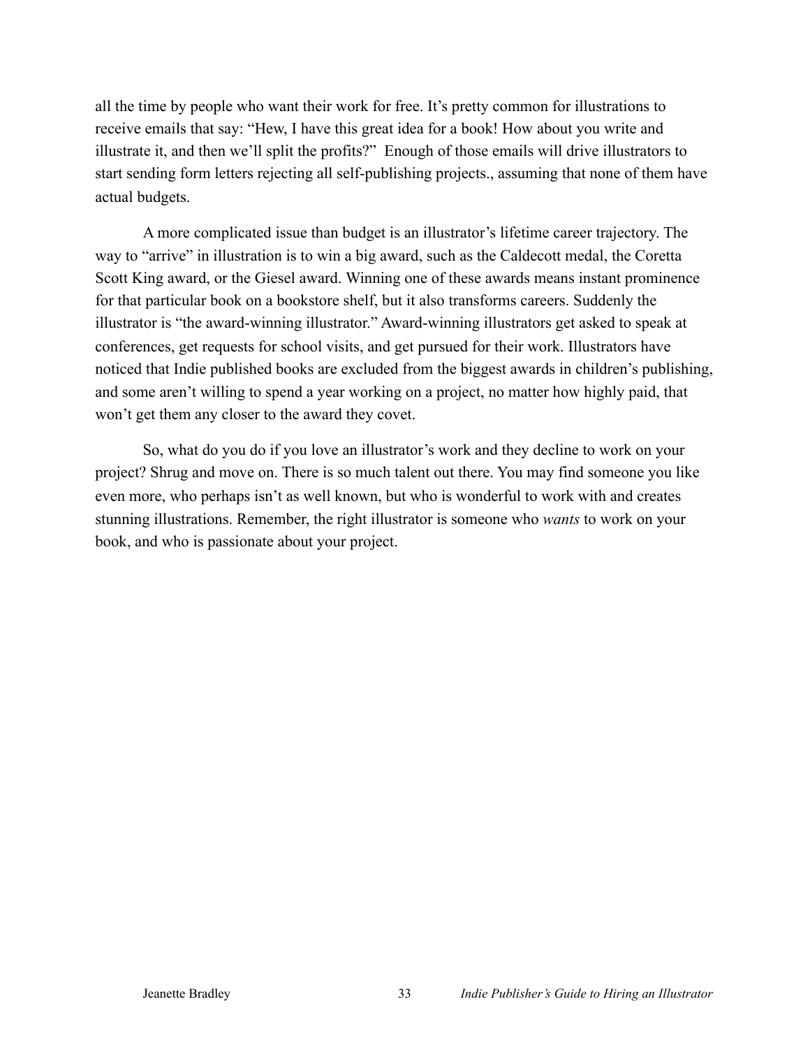all the time by people who want their work for free. It's pretty common for illustrations to receive emails that say: "Hew, I have this great idea for a book! How about you write and illustrate it, and then we'll split the profits?" Enough of those emails will drive illustrators to start sending form letters rejecting all self-publishing projects., assuming that none of them have actual budgets.

A more complicated issue than budget is an illustrator's lifetime career trajectory. The way to "arrive" in illustration is to win a big award, such as the Caldecott medal, the Coretta Scott King award, or the Giesel award. Winning one of these awards means instant prominence for that particular book on a bookstore shelf, but it also transforms careers. Suddenly the illustrator is "the award-winning illustrator." Award-winning illustrators get asked to speak at conferences, get requests for school visits, and get pursued for their work. Illustrators have noticed that Indie published books are excluded from the biggest awards in children's publishing, and some aren't willing to spend a year working on a project, no matter how highly paid, that won't get them any closer to the award they covet.

So, what do you do if you love an illustrator's work and they decline to work on your project? Shrug and move on. There is so much talent out there. You may find someone you like even more, who perhaps isn't as well known, but who is wonderful to work with and creates stunning illustrations. Remember, the right illustrator is someone who *wants* to work on your book, and who is passionate about your project.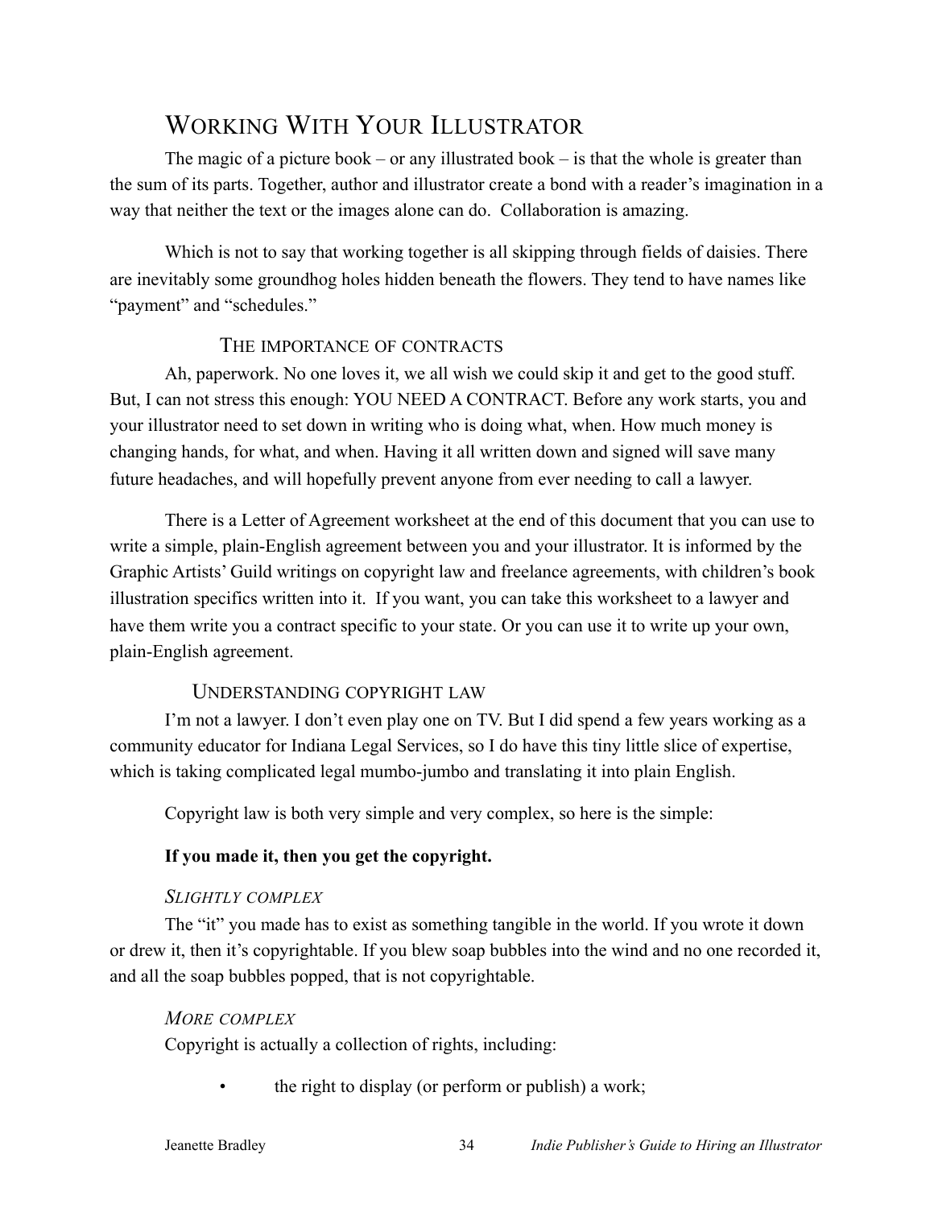## Working With Your Illustrator

The magic of a picture book – or any illustrated book – is that the whole is greater than the sum of its parts. Together, author and illustrator create a bond with a reader's imagination in a way that neither the text or the images alone can do.  Collaboration is amazing.

Which is not to say that working together is all skipping through fields of daisies. There are inevitably some groundhog holes hidden beneath the flowers. They tend to have names like "payment" and "schedules."

### The importance of contracts

Ah, paperwork. No one loves it, we all wish we could skip it and get to the good stuff. But, I can not stress this enough: YOU NEED A CONTRACT. Before any work starts, you and your illustrator need to set down in writing who is doing what, when. How much money is changing hands, for what, and when. Having it all written down and signed will save many future headaches, and will hopefully prevent anyone from ever needing to call a lawyer.

There is a Letter of Agreement worksheet at the end of this document that you can use to write a simple, plain-English agreement between you and your illustrator. It is informed by the Graphic Artists' Guild writings on copyright law and freelance agreements, with children's book illustration specifics written into it.  If you want, you can take this worksheet to a lawyer and have them write you a contract specific to your state. Or you can use it to write up your own, plain-English agreement.

### Understanding copyright law

I'm not a lawyer. I don't even play one on TV. But I did spend a few years working as a community educator for Indiana Legal Services, so I do have this tiny little slice of expertise, which is taking complicated legal mumbo-jumbo and translating it into plain English.

Copyright law is both very simple and very complex, so here is the simple:

**If you made it, then you get the copyright.**

#### *Slightly complex*

The "it" you made has to exist as something tangible in the world. If you wrote it down or drew it, then it's copyrightable. If you blew soap bubbles into the wind and no one recorded it, and all the soap bubbles popped, that is not copyrightable.

#### *More complex*

Copyright is actually a collection of rights, including:

- the right to display (or perform or publish) a work;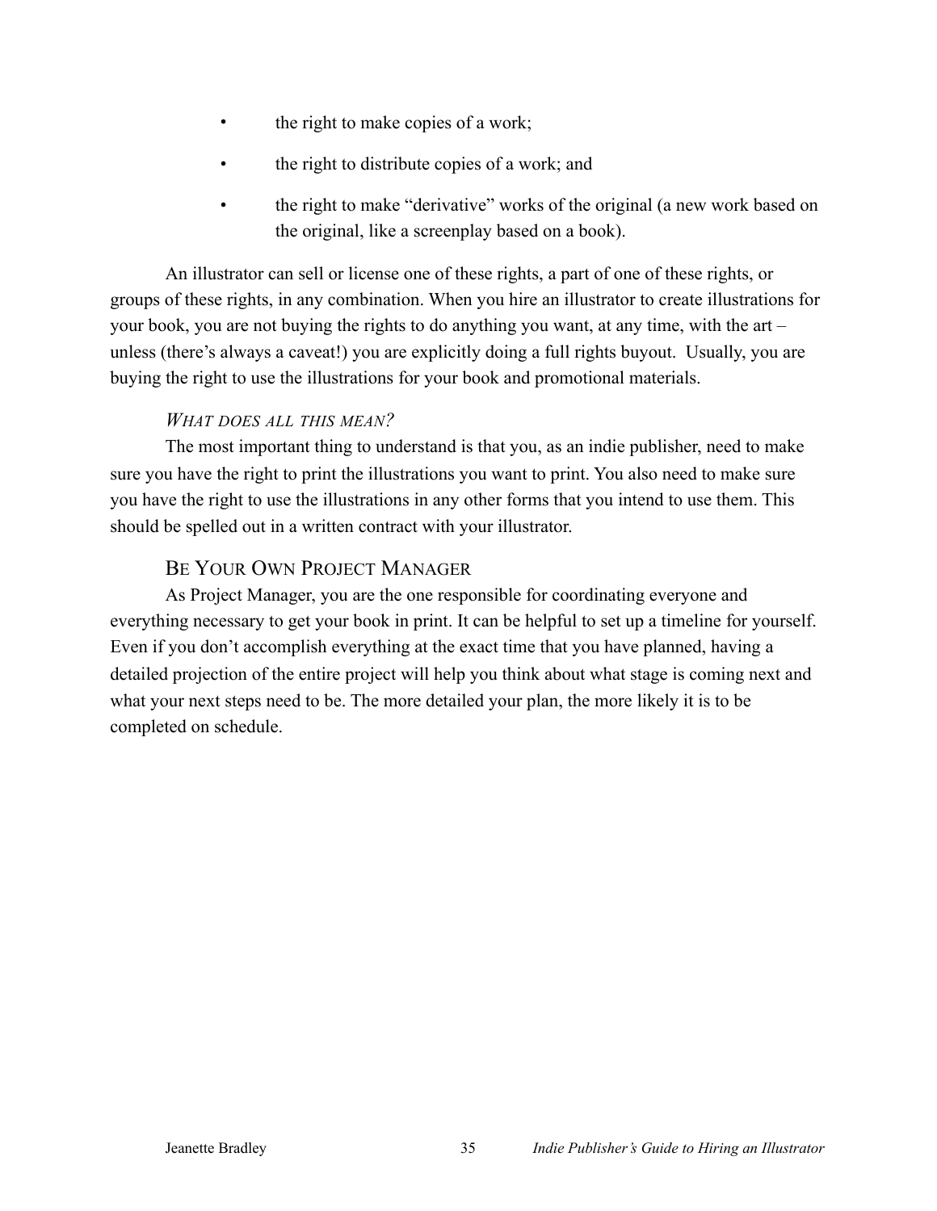- the right to make copies of a work;
- the right to distribute copies of a work; and
- the right to make "derivative" works of the original (a new work based on the original, like a screenplay based on a book).

An illustrator can sell or license one of these rights, a part of one of these rights, or groups of these rights, in any combination. When you hire an illustrator to create illustrations for your book, you are not buying the rights to do anything you want, at any time, with the art – unless (there's always a caveat!) you are explicitly doing a full rights buyout. Usually, you are buying the right to use the illustrations for your book and promotional materials.

#### *What does all this mean?*

The most important thing to understand is that you, as an indie publisher, need to make sure you have the right to print the illustrations you want to print. You also need to make sure you have the right to use the illustrations in any other forms that you intend to use them. This should be spelled out in a written contract with your illustrator.

### Be Your Own Project Manager

As Project Manager, you are the one responsible for coordinating everyone and everything necessary to get your book in print. It can be helpful to set up a timeline for yourself. Even if you don't accomplish everything at the exact time that you have planned, having a detailed projection of the entire project will help you think about what stage is coming next and what your next steps need to be. The more detailed your plan, the more likely it is to be completed on schedule.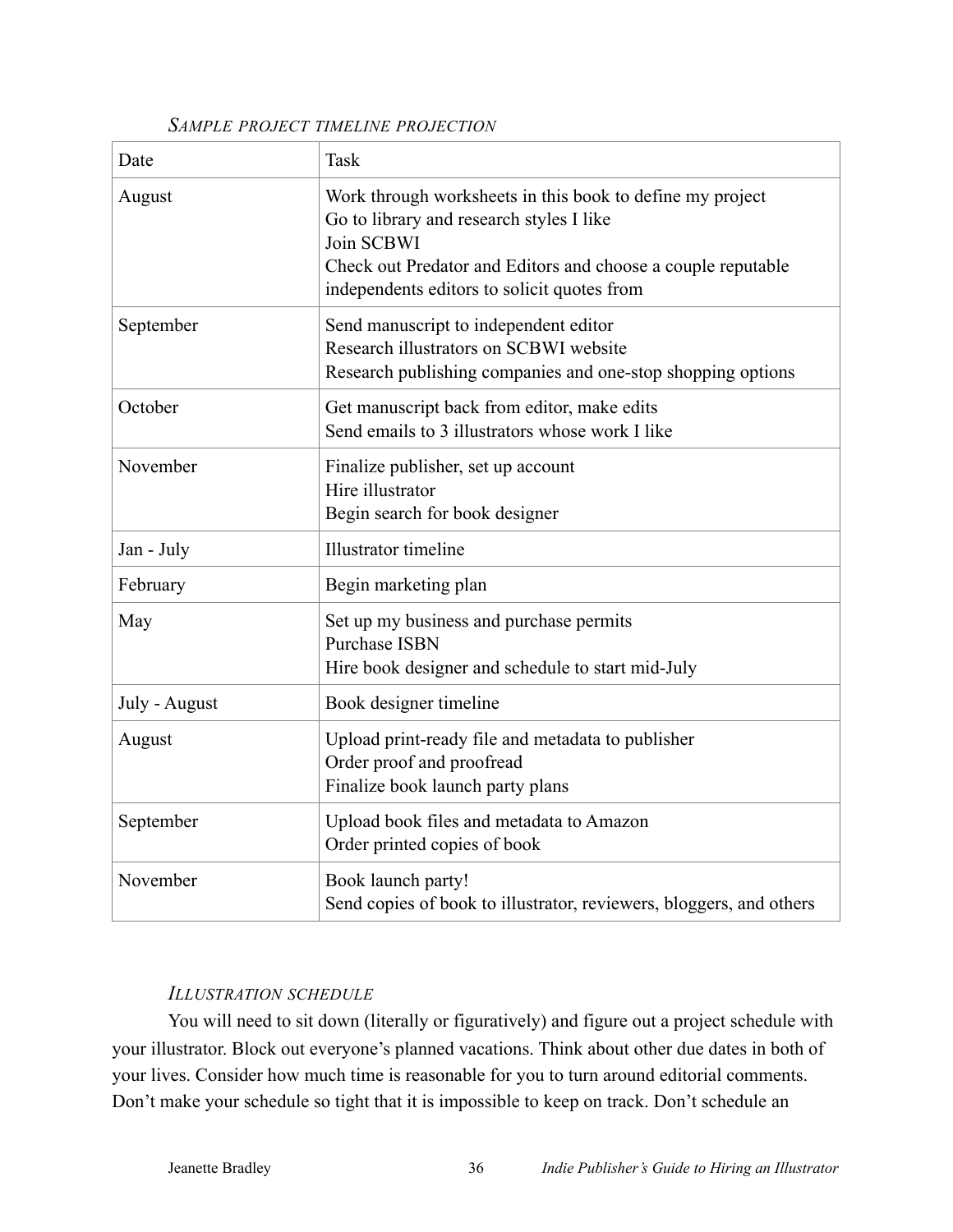*Sample project timeline projection*

| Date | Task |
|---|---|
| August | Work through worksheets in this book to define my project<br>Go to library and research styles I like<br>Join SCBWI<br>Check out Predator and Editors and choose a couple reputable independents editors to solicit quotes from |
| September | Send manuscript to independent editor<br>Research illustrators on SCBWI website<br>Research publishing companies and one-stop shopping options |
| October | Get manuscript back from editor, make edits<br>Send emails to 3 illustrators whose work I like |
| November | Finalize publisher, set up account<br>Hire illustrator<br>Begin search for book designer |
| Jan - July | Illustrator timeline |
| February | Begin marketing plan |
| May | Set up my business and purchase permits<br>Purchase ISBN<br>Hire book designer and schedule to start mid-July |
| July - August | Book designer timeline |
| August | Upload print-ready file and metadata to publisher<br>Order proof and proofread<br>Finalize book launch party plans |
| September | Upload book files and metadata to Amazon<br>Order printed copies of book |
| November | Book launch party!<br>Send copies of book to illustrator, reviewers, bloggers, and others |

*Illustration schedule*

You will need to sit down (literally or figuratively) and figure out a project schedule with your illustrator. Block out everyone's planned vacations. Think about other due dates in both of your lives. Consider how much time is reasonable for you to turn around editorial comments. Don't make your schedule so tight that it is impossible to keep on track. Don't schedule an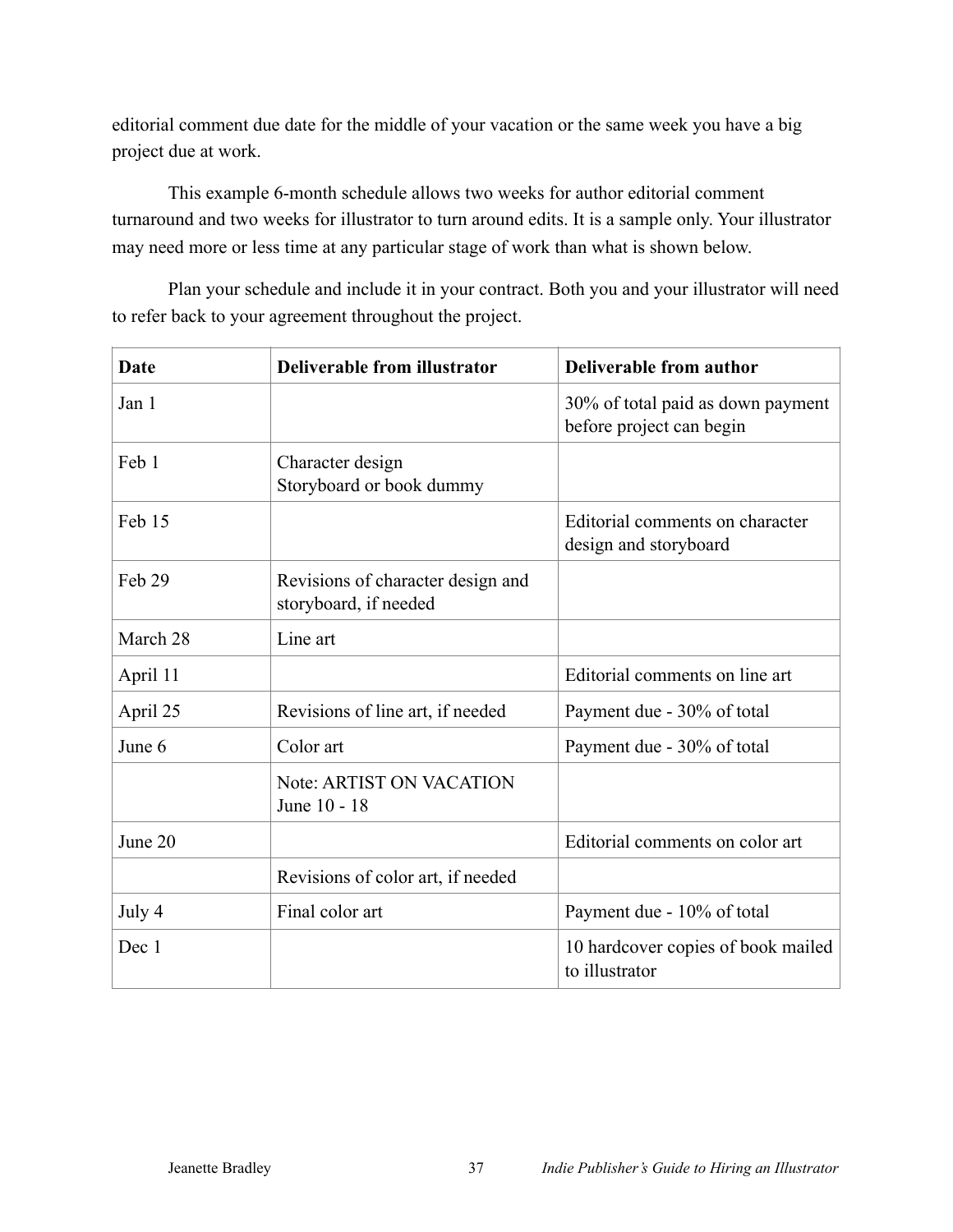editorial comment due date for the middle of your vacation or the same week you have a big project due at work.

This example 6-month schedule allows two weeks for author editorial comment turnaround and two weeks for illustrator to turn around edits. It is a sample only. Your illustrator may need more or less time at any particular stage of work than what is shown below.

Plan your schedule and include it in your contract. Both you and your illustrator will need to refer back to your agreement throughout the project.

| Date | Deliverable from illustrator | Deliverable from author |
|---|---|---|
| Jan 1 | | 30% of total paid as down payment before project can begin |
| Feb 1 | Character design<br>Storyboard or book dummy | |
| Feb 15 | | Editorial comments on character design and storyboard |
| Feb 29 | Revisions of character design and storyboard, if needed | |
| March 28 | Line art | |
| April 11 | | Editorial comments on line art |
| April 25 | Revisions of line art, if needed | Payment due - 30% of total |
| June 6 | Color art | Payment due - 30% of total |
| | Note: ARTIST ON VACATION June 10 - 18 | |
| June 20 | | Editorial comments on color art |
| | Revisions of color art, if needed | |
| July 4 | Final color art | Payment due - 10% of total |
| Dec 1 | | 10 hardcover copies of book mailed to illustrator |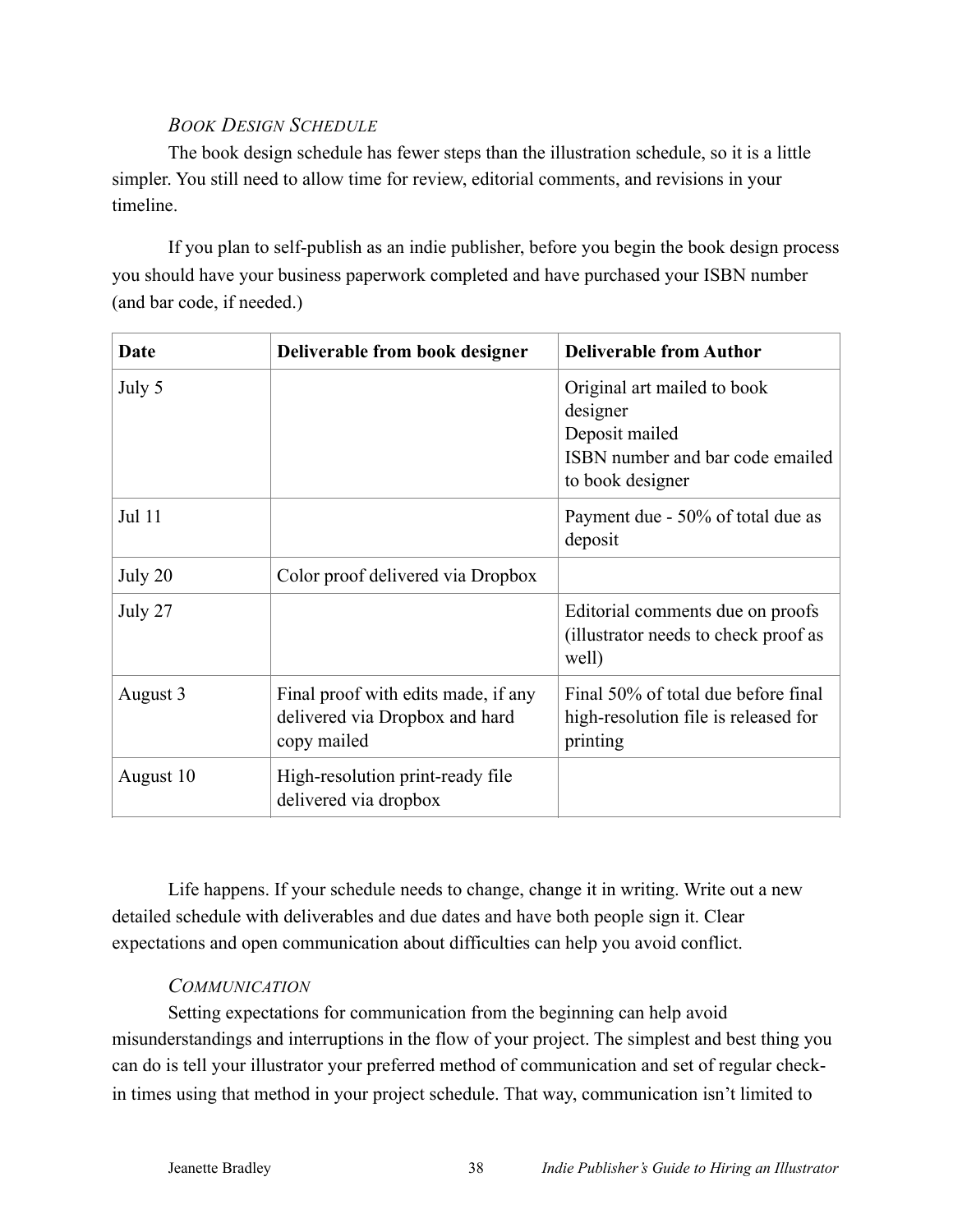### *Book Design Schedule*

The book design schedule has fewer steps than the illustration schedule, so it is a little simpler. You still need to allow time for review, editorial comments, and revisions in your timeline.

If you plan to self-publish as an indie publisher, before you begin the book design process you should have your business paperwork completed and have purchased your ISBN number (and bar code, if needed.)

| **Date** | **Deliverable from book designer** | **Deliverable from Author** |
|---|---|---|
| July 5 | | Original art mailed to book designer<br>Deposit mailed<br>ISBN number and bar code emailed to book designer |
| Jul 11 | | Payment due - 50% of total due as deposit |
| July 20 | Color proof delivered via Dropbox | |
| July 27 | | Editorial comments due on proofs (illustrator needs to check proof as well) |
| August 3 | Final proof with edits made, if any delivered via Dropbox and hard copy mailed | Final 50% of total due before final high-resolution file is released for printing |
| August 10 | High-resolution print-ready file delivered via dropbox | |

Life happens. If your schedule needs to change, change it in writing. Write out a new detailed schedule with deliverables and due dates and have both people sign it. Clear expectations and open communication about difficulties can help you avoid conflict.

### *Communication*

Setting expectations for communication from the beginning can help avoid misunderstandings and interruptions in the flow of your project. The simplest and best thing you can do is tell your illustrator your preferred method of communication and set of regular check-in times using that method in your project schedule. That way, communication isn't limited to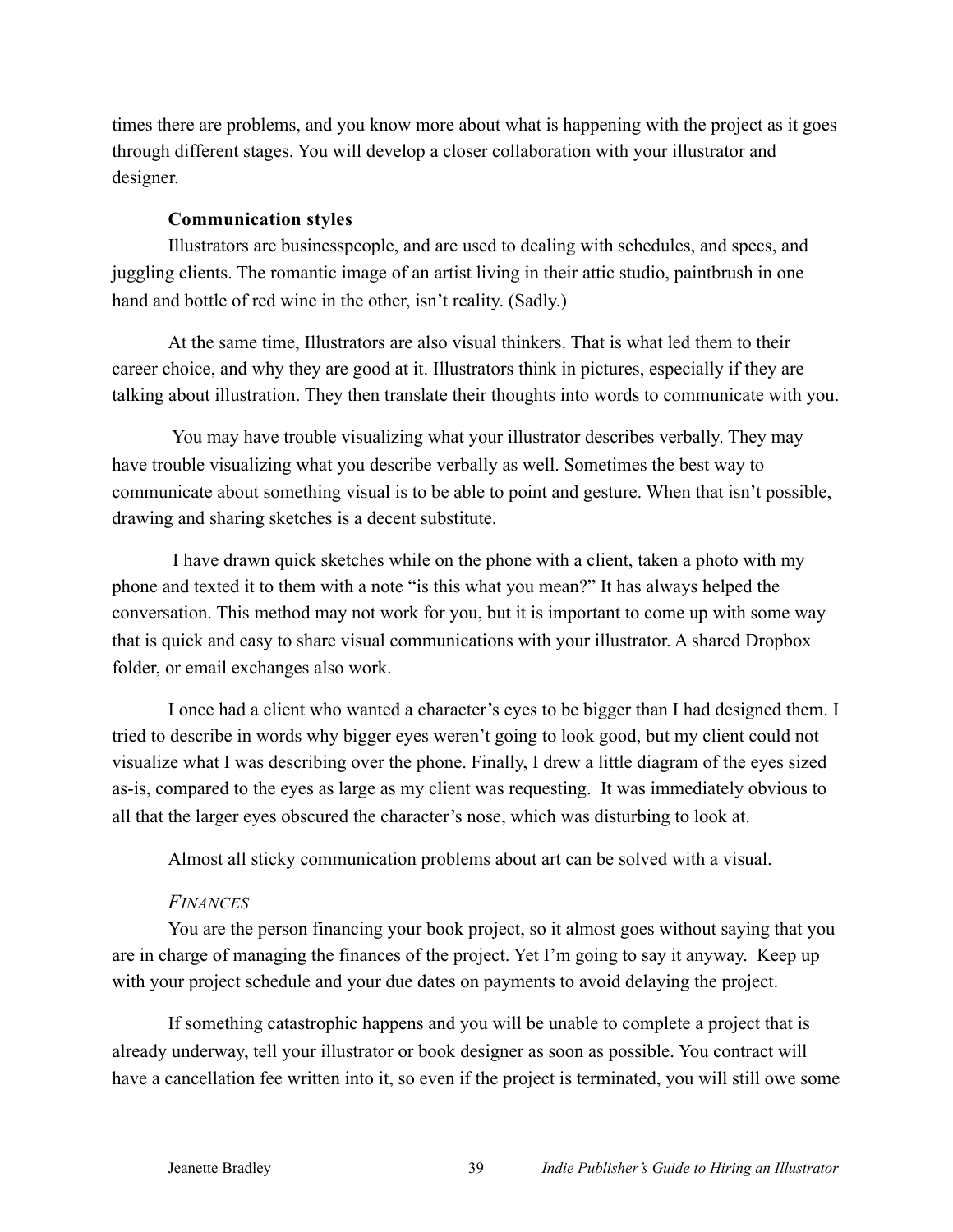times there are problems, and you know more about what is happening with the project as it goes through different stages. You will develop a closer collaboration with your illustrator and designer.

**Communication styles**

Illustrators are businesspeople, and are used to dealing with schedules, and specs, and juggling clients. The romantic image of an artist living in their attic studio, paintbrush in one hand and bottle of red wine in the other, isn't reality. (Sadly.)

At the same time, Illustrators are also visual thinkers. That is what led them to their career choice, and why they are good at it. Illustrators think in pictures, especially if they are talking about illustration. They then translate their thoughts into words to communicate with you.

You may have trouble visualizing what your illustrator describes verbally. They may have trouble visualizing what you describe verbally as well. Sometimes the best way to communicate about something visual is to be able to point and gesture. When that isn't possible, drawing and sharing sketches is a decent substitute.

I have drawn quick sketches while on the phone with a client, taken a photo with my phone and texted it to them with a note "is this what you mean?" It has always helped the conversation. This method may not work for you, but it is important to come up with some way that is quick and easy to share visual communications with your illustrator. A shared Dropbox folder, or email exchanges also work.

I once had a client who wanted a character's eyes to be bigger than I had designed them. I tried to describe in words why bigger eyes weren't going to look good, but my client could not visualize what I was describing over the phone. Finally, I drew a little diagram of the eyes sized as-is, compared to the eyes as large as my client was requesting. It was immediately obvious to all that the larger eyes obscured the character's nose, which was disturbing to look at.

Almost all sticky communication problems about art can be solved with a visual.

*FINANCES*

You are the person financing your book project, so it almost goes without saying that you are in charge of managing the finances of the project. Yet I'm going to say it anyway. Keep up with your project schedule and your due dates on payments to avoid delaying the project.

If something catastrophic happens and you will be unable to complete a project that is already underway, tell your illustrator or book designer as soon as possible. You contract will have a cancellation fee written into it, so even if the project is terminated, you will still owe some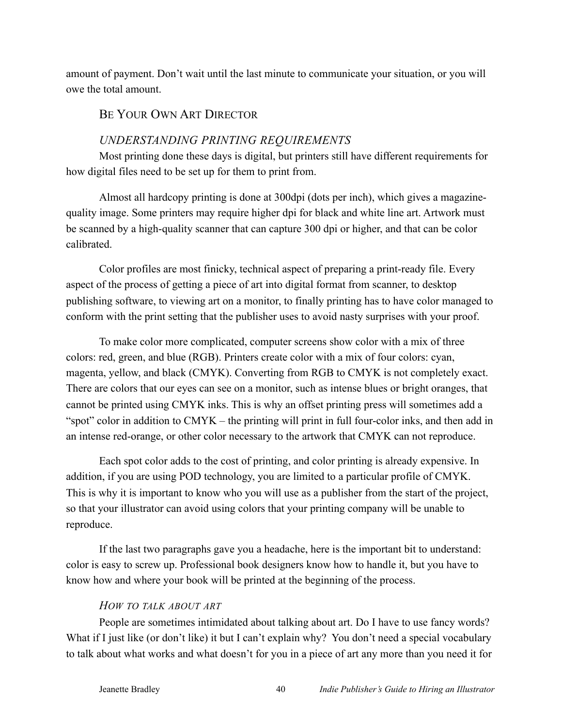amount of payment. Don't wait until the last minute to communicate your situation, or you will owe the total amount.

## Be Your Own Art Director

### *UNDERSTANDING PRINTING REQUIREMENTS*

Most printing done these days is digital, but printers still have different requirements for how digital files need to be set up for them to print from.

Almost all hardcopy printing is done at 300dpi (dots per inch), which gives a magazine-quality image. Some printers may require higher dpi for black and white line art. Artwork must be scanned by a high-quality scanner that can capture 300 dpi or higher, and that can be color calibrated.

Color profiles are most finicky, technical aspect of preparing a print-ready file. Every aspect of the process of getting a piece of art into digital format from scanner, to desktop publishing software, to viewing art on a monitor, to finally printing has to have color managed to conform with the print setting that the publisher uses to avoid nasty surprises with your proof.

To make color more complicated, computer screens show color with a mix of three colors: red, green, and blue (RGB). Printers create color with a mix of four colors: cyan, magenta, yellow, and black (CMYK). Converting from RGB to CMYK is not completely exact. There are colors that our eyes can see on a monitor, such as intense blues or bright oranges, that cannot be printed using CMYK inks. This is why an offset printing press will sometimes add a "spot" color in addition to CMYK – the printing will print in full four-color inks, and then add in an intense red-orange, or other color necessary to the artwork that CMYK can not reproduce.

Each spot color adds to the cost of printing, and color printing is already expensive. In addition, if you are using POD technology, you are limited to a particular profile of CMYK. This is why it is important to know who you will use as a publisher from the start of the project, so that your illustrator can avoid using colors that your printing company will be unable to reproduce.

If the last two paragraphs gave you a headache, here is the important bit to understand: color is easy to screw up. Professional book designers know how to handle it, but you have to know how and where your book will be printed at the beginning of the process.

### *How to Talk About Art*

People are sometimes intimidated about talking about art. Do I have to use fancy words? What if I just like (or don't like) it but I can't explain why? You don't need a special vocabulary to talk about what works and what doesn't for you in a piece of art any more than you need it for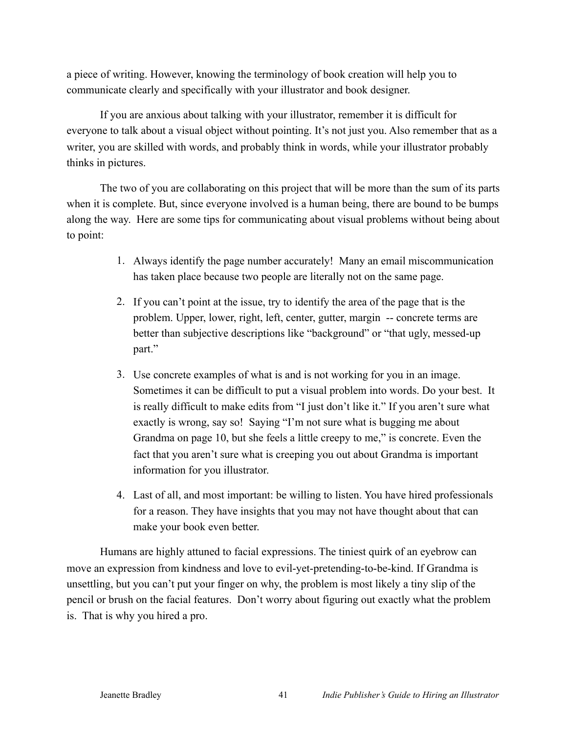a piece of writing. However, knowing the terminology of book creation will help you to communicate clearly and specifically with your illustrator and book designer.

If you are anxious about talking with your illustrator, remember it is difficult for everyone to talk about a visual object without pointing. It's not just you. Also remember that as a writer, you are skilled with words, and probably think in words, while your illustrator probably thinks in pictures.

The two of you are collaborating on this project that will be more than the sum of its parts when it is complete. But, since everyone involved is a human being, there are bound to be bumps along the way. Here are some tips for communicating about visual problems without being about to point:

1. Always identify the page number accurately! Many an email miscommunication has taken place because two people are literally not on the same page.
2. If you can't point at the issue, try to identify the area of the page that is the problem. Upper, lower, right, left, center, gutter, margin -- concrete terms are better than subjective descriptions like "background" or "that ugly, messed-up part."
3. Use concrete examples of what is and is not working for you in an image. Sometimes it can be difficult to put a visual problem into words. Do your best. It is really difficult to make edits from "I just don't like it." If you aren't sure what exactly is wrong, say so! Saying "I'm not sure what is bugging me about Grandma on page 10, but she feels a little creepy to me," is concrete. Even the fact that you aren't sure what is creeping you out about Grandma is important information for you illustrator.
4. Last of all, and most important: be willing to listen. You have hired professionals for a reason. They have insights that you may not have thought about that can make your book even better.

Humans are highly attuned to facial expressions. The tiniest quirk of an eyebrow can move an expression from kindness and love to evil-yet-pretending-to-be-kind. If Grandma is unsettling, but you can't put your finger on why, the problem is most likely a tiny slip of the pencil or brush on the facial features. Don't worry about figuring out exactly what the problem is. That is why you hired a pro.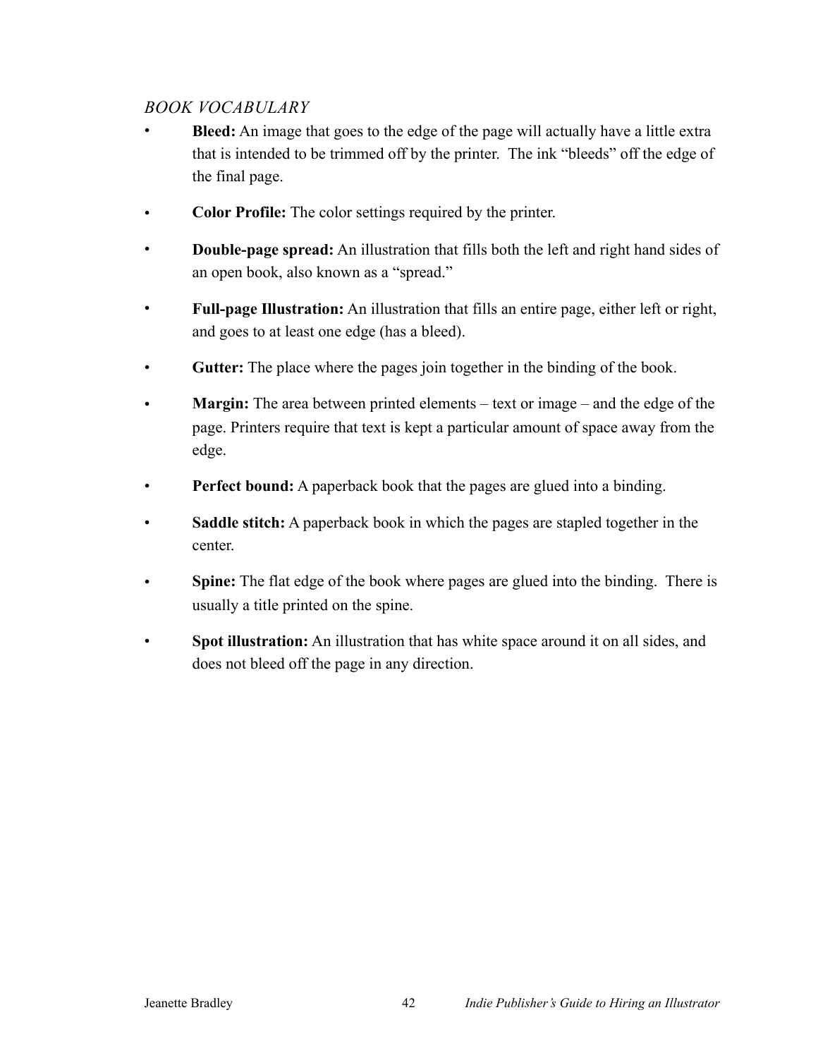*BOOK VOCABULARY*

- **Bleed:** An image that goes to the edge of the page will actually have a little extra that is intended to be trimmed off by the printer. The ink "bleeds" off the edge of the final page.
- **Color Profile:** The color settings required by the printer.
- **Double-page spread:** An illustration that fills both the left and right hand sides of an open book, also known as a "spread."
- **Full-page Illustration:** An illustration that fills an entire page, either left or right, and goes to at least one edge (has a bleed).
- **Gutter:** The place where the pages join together in the binding of the book.
- **Margin:** The area between printed elements – text or image – and the edge of the page. Printers require that text is kept a particular amount of space away from the edge.
- **Perfect bound:** A paperback book that the pages are glued into a binding.
- **Saddle stitch:** A paperback book in which the pages are stapled together in the center.
- **Spine:** The flat edge of the book where pages are glued into the binding. There is usually a title printed on the spine.
- **Spot illustration:** An illustration that has white space around it on all sides, and does not bleed off the page in any direction.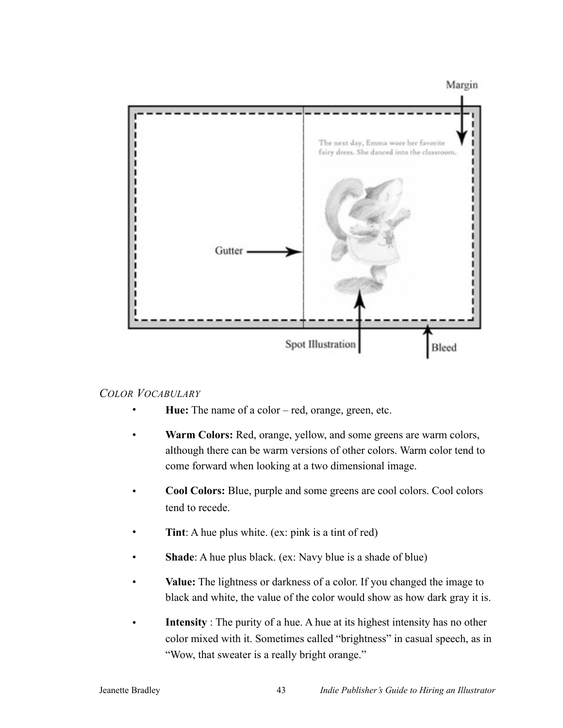*Color Vocabulary*

- **Hue:** The name of a color – red, orange, green, etc.
- **Warm Colors:** Red, orange, yellow, and some greens are warm colors, although there can be warm versions of other colors. Warm color tend to come forward when looking at a two dimensional image.
- **Cool Colors:** Blue, purple and some greens are cool colors. Cool colors tend to recede.
- **Tint**: A hue plus white. (ex: pink is a tint of red)
- **Shade**: A hue plus black. (ex: Navy blue is a shade of blue)
- **Value:** The lightness or darkness of a color. If you changed the image to black and white, the value of the color would show as how dark gray it is.
- **Intensity** : The purity of a hue. A hue at its highest intensity has no other color mixed with it. Sometimes called "brightness" in casual speech, as in "Wow, that sweater is a really bright orange."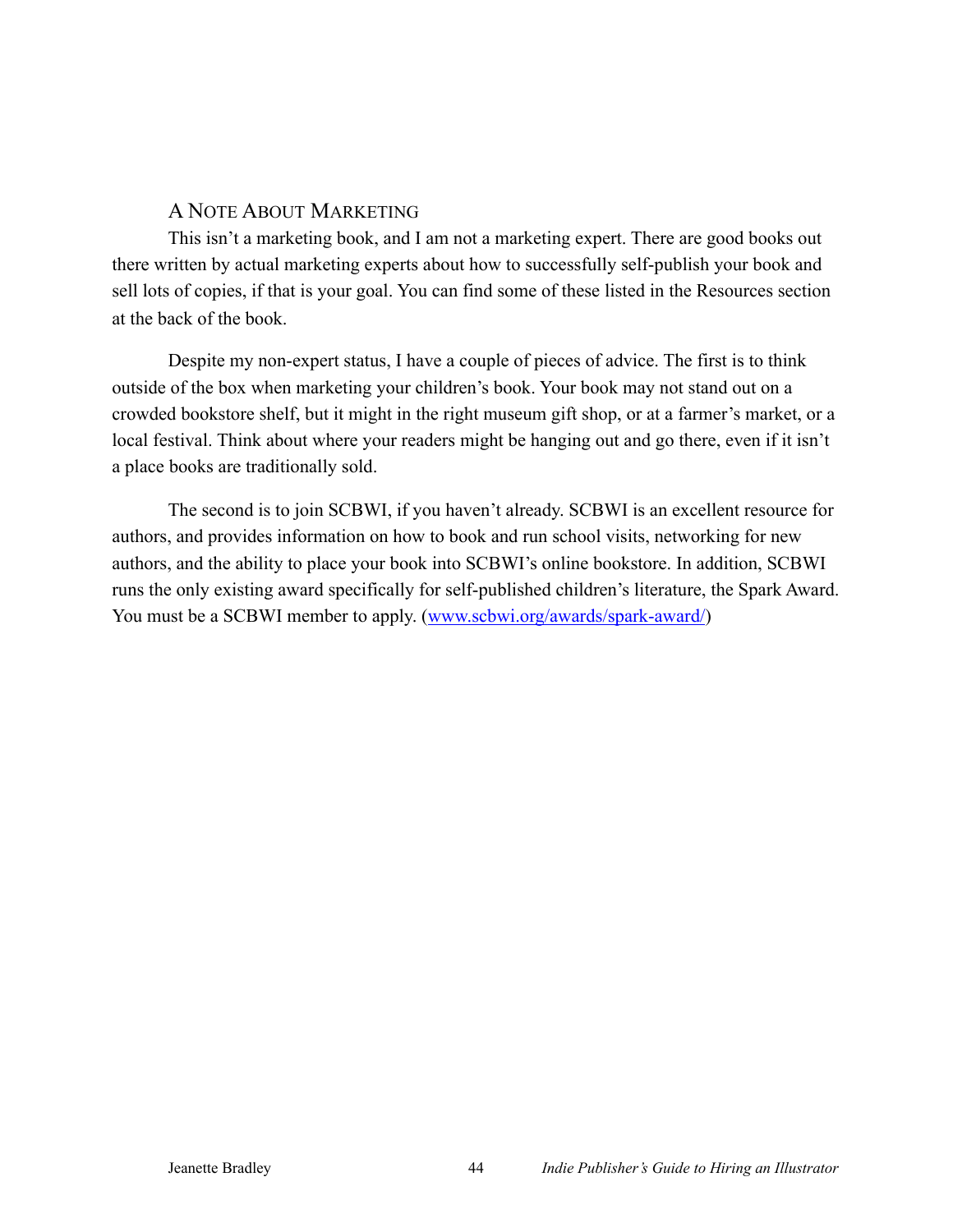## A Note About Marketing

This isn't a marketing book, and I am not a marketing expert. There are good books out there written by actual marketing experts about how to successfully self-publish your book and sell lots of copies, if that is your goal. You can find some of these listed in the Resources section at the back of the book.

Despite my non-expert status, I have a couple of pieces of advice. The first is to think outside of the box when marketing your children's book. Your book may not stand out on a crowded bookstore shelf, but it might in the right museum gift shop, or at a farmer's market, or a local festival. Think about where your readers might be hanging out and go there, even if it isn't a place books are traditionally sold.

The second is to join SCBWI, if you haven't already. SCBWI is an excellent resource for authors, and provides information on how to book and run school visits, networking for new authors, and the ability to place your book into SCBWI's online bookstore. In addition, SCBWI runs the only existing award specifically for self-published children's literature, the Spark Award. You must be a SCBWI member to apply. ([www.scbwi.org/awards/spark-award/](www.scbwi.org/awards/spark-award/))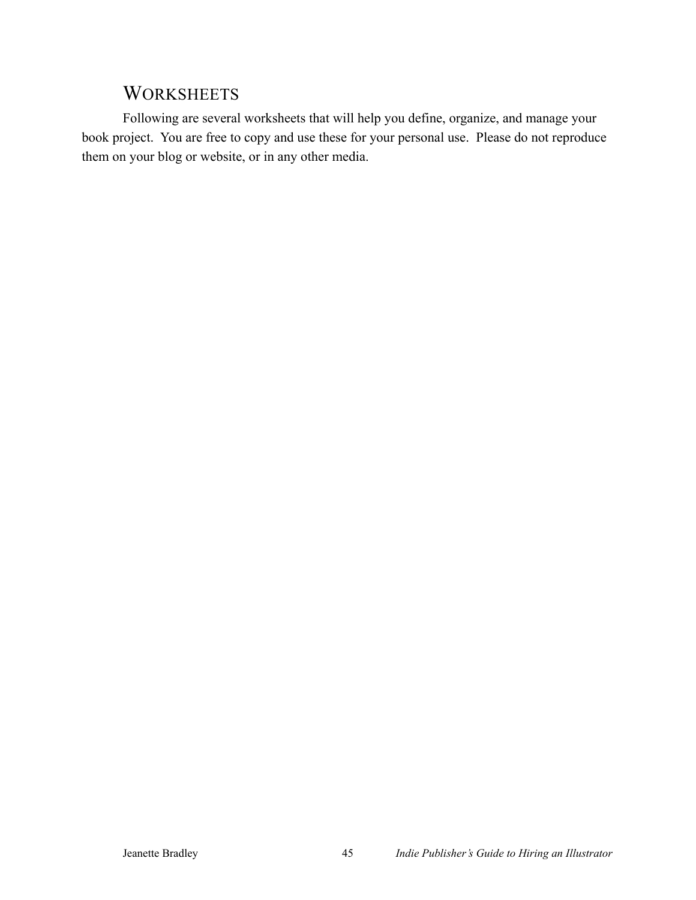## Worksheets

Following are several worksheets that will help you define, organize, and manage your book project. You are free to copy and use these for your personal use. Please do not reproduce them on your blog or website, or in any other media.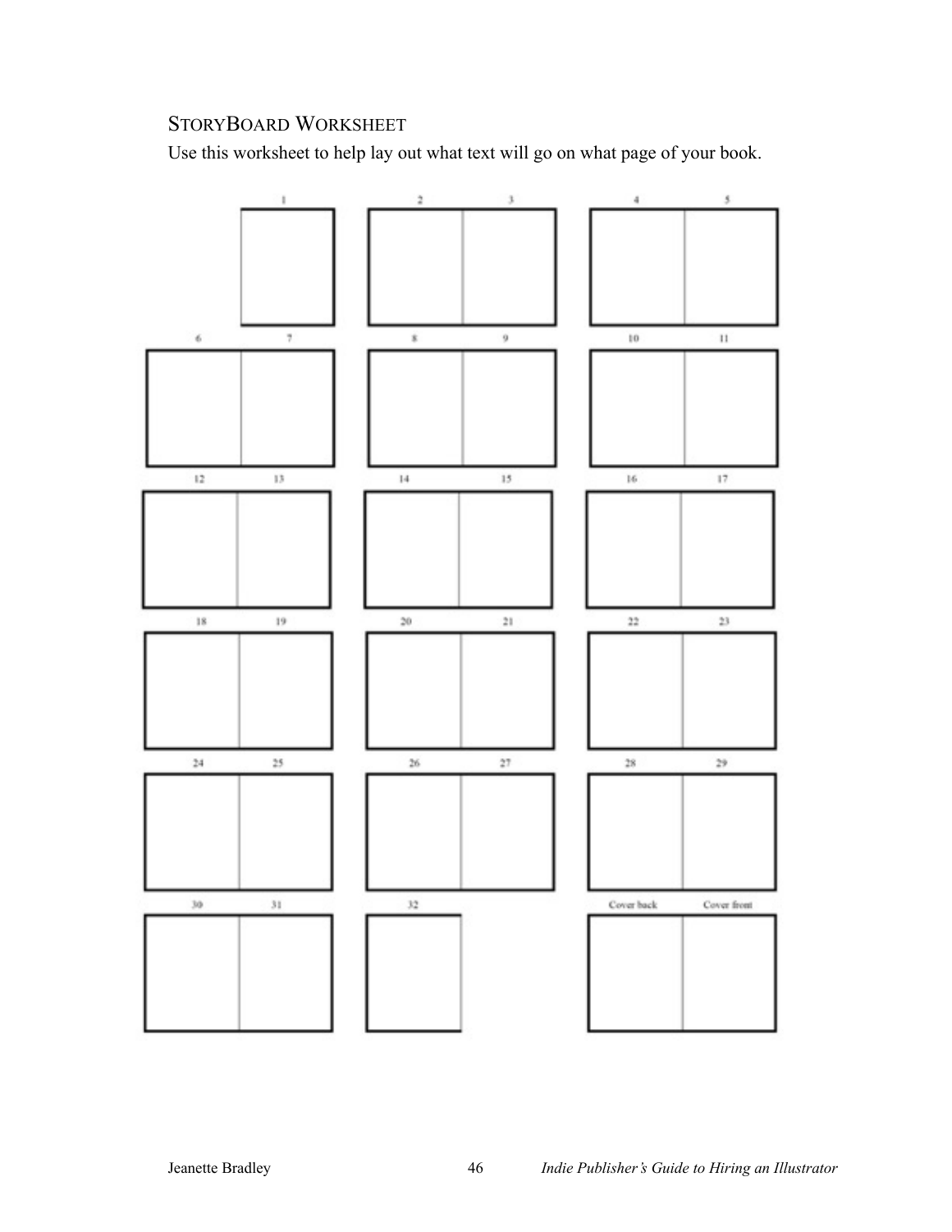## StoryBoard Worksheet

Use this worksheet to help lay out what text will go on what page of your book.

1

2 3

4 5

6 7

8 9

10 11

12 13

14 15

16 17

18 19

20 21

22 23

24 25

26 27

28 29

30 31

32

Cover back Cover front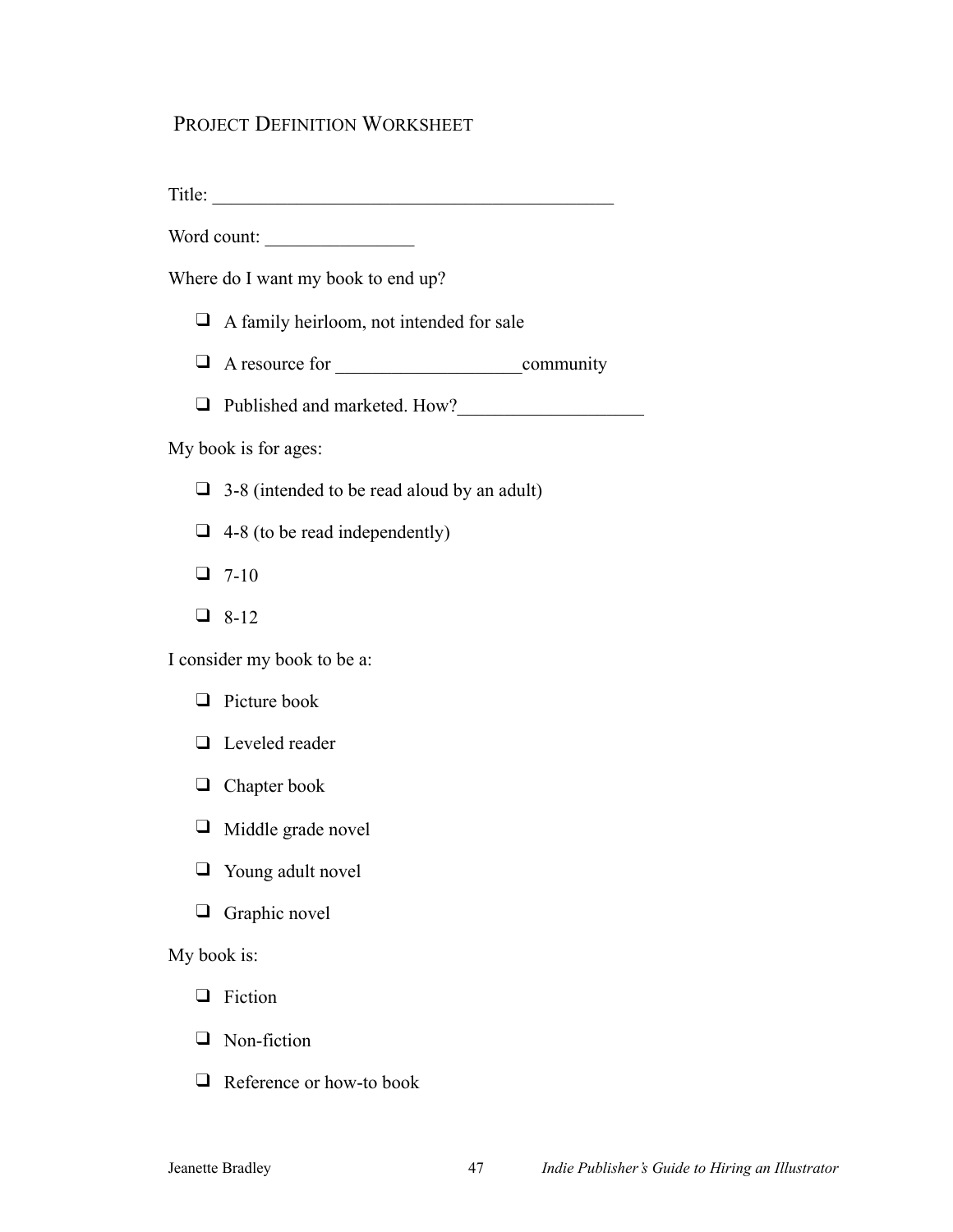## Project Definition Worksheet

Title: ____________________________________________

Word count: ________________

Where do I want my book to end up?

- ❑ A family heirloom, not intended for sale
- ❑ A resource for ____________________community
- ❑ Published and marketed. How?____________________

My book is for ages:

- ❑ 3-8 (intended to be read aloud by an adult)
- ❑ 4-8 (to be read independently)
- ❑ 7-10
- ❑ 8-12

I consider my book to be a:

- ❑ Picture book
- ❑ Leveled reader
- ❑ Chapter book
- ❑ Middle grade novel
- ❑ Young adult novel
- ❑ Graphic novel

My book is:

- ❑ Fiction
- ❑ Non-fiction
- ❑ Reference or how-to book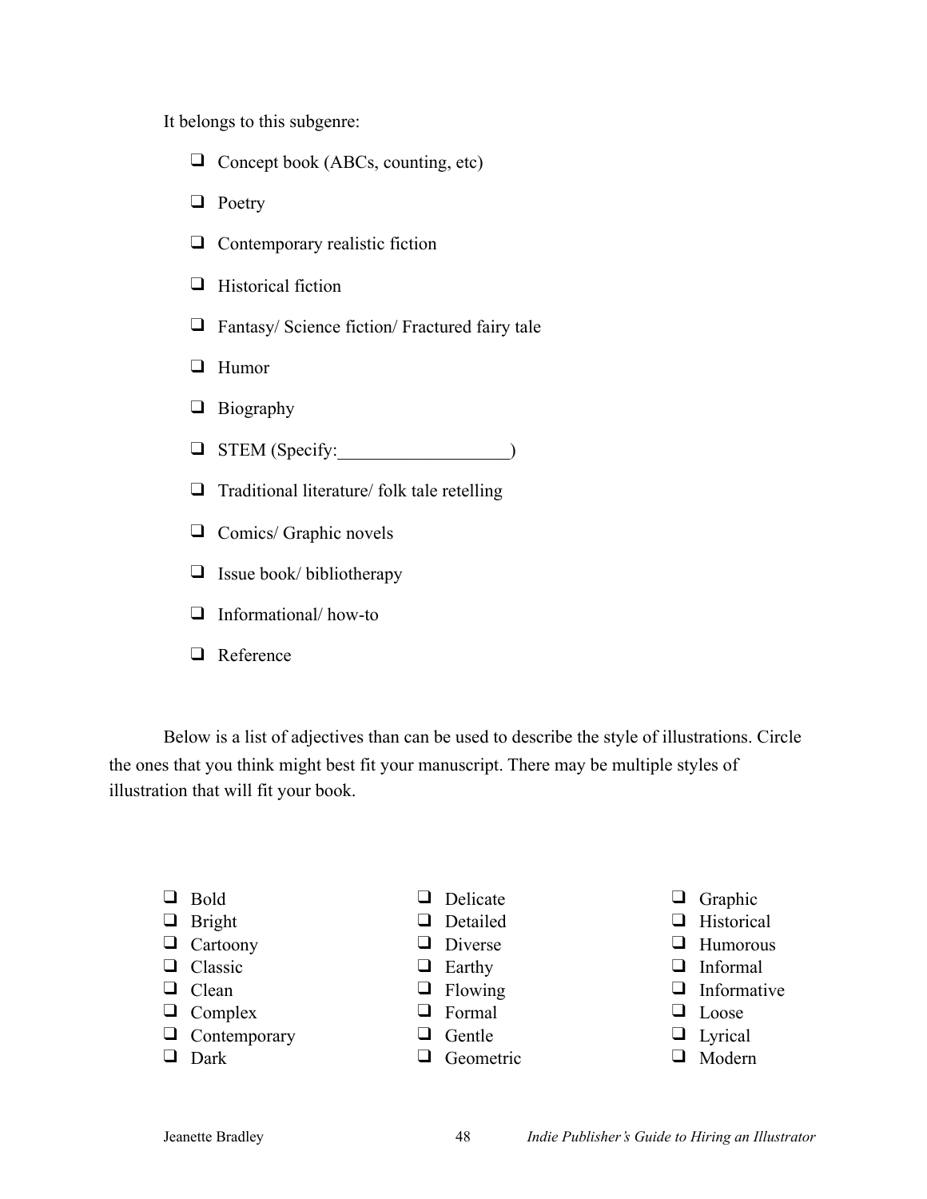It belongs to this subgenre:

- ❑ Concept book (ABCs, counting, etc)
- ❑ Poetry
- ❑ Contemporary realistic fiction
- ❑ Historical fiction
- ❑ Fantasy/ Science fiction/ Fractured fairy tale
- ❑ Humor
- ❑ Biography
- ❑ STEM (Specify:___________________)
- ❑ Traditional literature/ folk tale retelling
- ❑ Comics/ Graphic novels
- ❑ Issue book/ bibliotherapy
- ❑ Informational/ how-to
- ❑ Reference

Below is a list of adjectives than can be used to describe the style of illustrations. Circle the ones that you think might best fit your manuscript. There may be multiple styles of illustration that will fit your book.

- ❑ Bold
- ❑ Bright
- ❑ Cartoony
- ❑ Classic
- ❑ Clean
- ❑ Complex
- ❑ Contemporary
- ❑ Dark
- ❑ Delicate
- ❑ Detailed
- ❑ Diverse
- ❑ Earthy
- ❑ Flowing
- ❑ Formal
- ❑ Gentle
- ❑ Geometric
- ❑ Graphic
- ❑ Historical
- ❑ Humorous
- ❑ Informal
- ❑ Informative
- ❑ Loose
- ❑ Lyrical
- ❑ Modern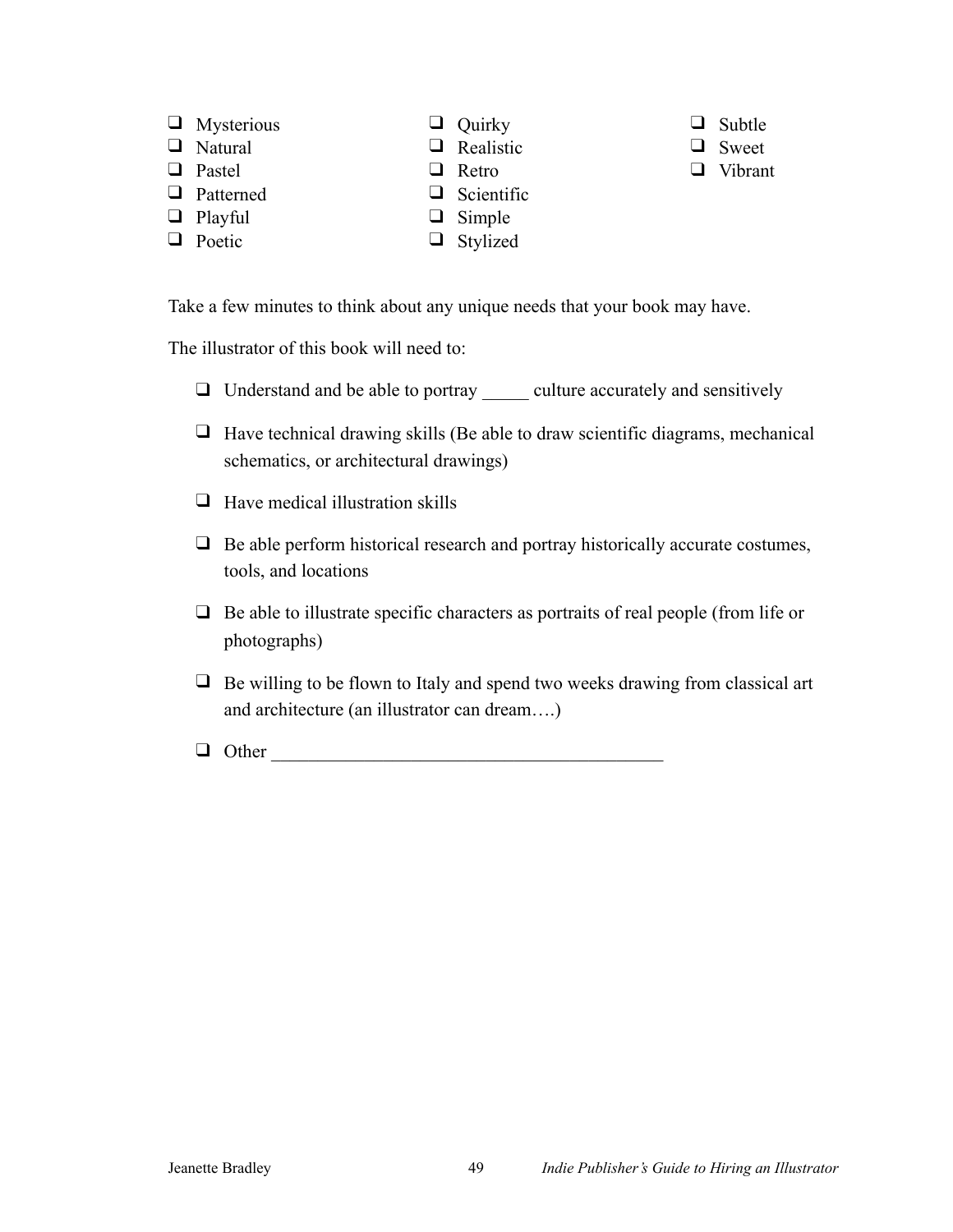- ❑ Mysterious
- ❑ Natural
- ❑ Pastel
- ❑ Patterned
- ❑ Playful
- ❑ Poetic
- ❑ Quirky
- ❑ Realistic
- ❑ Retro
- ❑ Scientific
- ❑ Simple
- ❑ Stylized
- ❑ Subtle
- ❑ Sweet
- ❑ Vibrant

Take a few minutes to think about any unique needs that your book may have.

The illustrator of this book will need to:

- ❑ Understand and be able to portray _____ culture accurately and sensitively
- ❑ Have technical drawing skills (Be able to draw scientific diagrams, mechanical schematics, or architectural drawings)
- ❑ Have medical illustration skills
- ❑ Be able perform historical research and portray historically accurate costumes, tools, and locations
- ❑ Be able to illustrate specific characters as portraits of real people (from life or photographs)
- ❑ Be willing to be flown to Italy and spend two weeks drawing from classical art and architecture (an illustrator can dream….)
- ❑ Other __________________________________________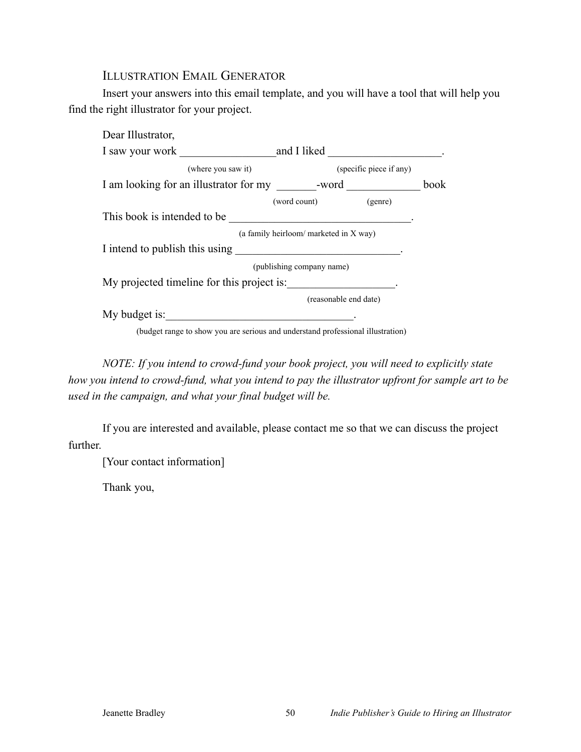## Illustration Email Generator

Insert your answers into this email template, and you will have a tool that will help you find the right illustrator for your project.

Dear Illustrator,

I saw your work _________________ and I liked ____________________.
(where you saw it) (specific piece if any)

I am looking for an illustrator for my _______-word _____________ book
(word count) (genre)

This book is intended to be ________________________________.
(a family heirloom/ marketed in X way)

I intend to publish this using ______________________________.
(publishing company name)

My projected timeline for this project is: ___________________.
(reasonable end date)

My budget is: _________________________________.
(budget range to show you are serious and understand professional illustration)

*NOTE: If you intend to crowd-fund your book project, you will need to explicitly state how you intend to crowd-fund, what you intend to pay the illustrator upfront for sample art to be used in the campaign, and what your final budget will be.*

If you are interested and available, please contact me so that we can discuss the project further.

[Your contact information]

Thank you,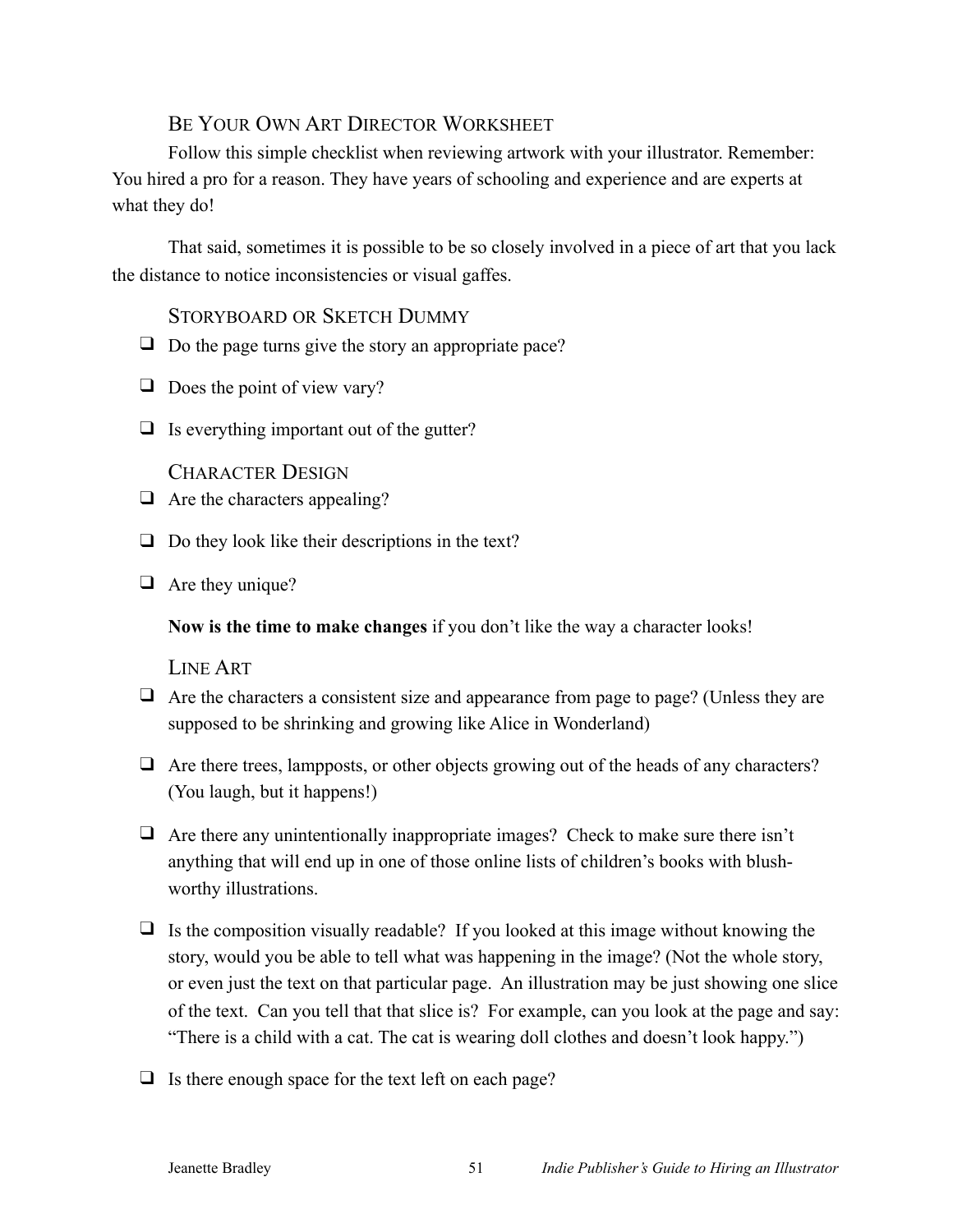## Be Your Own Art Director Worksheet

Follow this simple checklist when reviewing artwork with your illustrator. Remember: You hired a pro for a reason. They have years of schooling and experience and are experts at what they do!

That said, sometimes it is possible to be so closely involved in a piece of art that you lack the distance to notice inconsistencies or visual gaffes.

### Storyboard or Sketch Dummy

- [ ] Do the page turns give the story an appropriate pace?
- [ ] Does the point of view vary?
- [ ] Is everything important out of the gutter?

### Character Design

- [ ] Are the characters appealing?
- [ ] Do they look like their descriptions in the text?
- [ ] Are they unique?

**Now is the time to make changes** if you don't like the way a character looks!

### Line Art

- [ ] Are the characters a consistent size and appearance from page to page? (Unless they are supposed to be shrinking and growing like Alice in Wonderland)
- [ ] Are there trees, lampposts, or other objects growing out of the heads of any characters? (You laugh, but it happens!)
- [ ] Are there any unintentionally inappropriate images? Check to make sure there isn't anything that will end up in one of those online lists of children's books with blush-worthy illustrations.
- [ ] Is the composition visually readable? If you looked at this image without knowing the story, would you be able to tell what was happening in the image? (Not the whole story, or even just the text on that particular page. An illustration may be just showing one slice of the text. Can you tell that that slice is? For example, can you look at the page and say: "There is a child with a cat. The cat is wearing doll clothes and doesn't look happy.")
- [ ] Is there enough space for the text left on each page?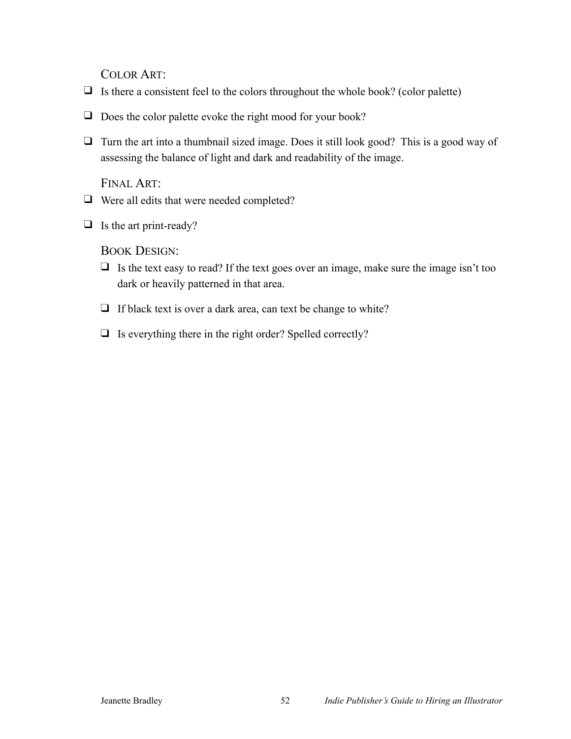COLOR ART:

- [ ] Is there a consistent feel to the colors throughout the whole book? (color palette)
- [ ] Does the color palette evoke the right mood for your book?
- [ ] Turn the art into a thumbnail sized image. Does it still look good? This is a good way of assessing the balance of light and dark and readability of the image.

FINAL ART:

- [ ] Were all edits that were needed completed?
- [ ] Is the art print-ready?

BOOK DESIGN:

- [ ] Is the text easy to read? If the text goes over an image, make sure the image isn't too dark or heavily patterned in that area.
- [ ] If black text is over a dark area, can text be change to white?
- [ ] Is everything there in the right order? Spelled correctly?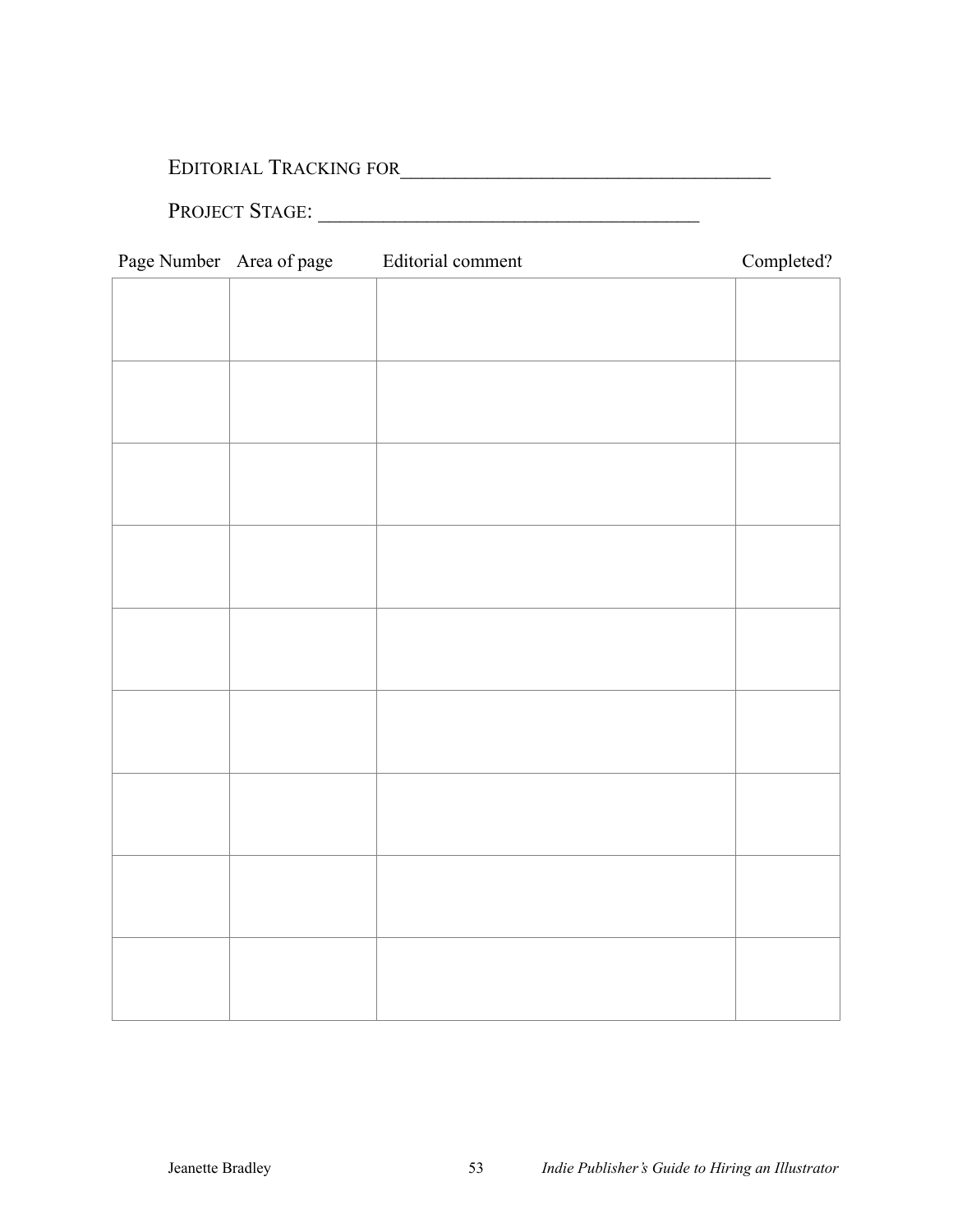EDITORIAL TRACKING FOR____________________________________

PROJECT STAGE: _____________________________________

| Page Number | Area of page | Editorial comment | Completed? |
|---|---|---|---|
| | | | |
| | | | |
| | | | |
| | | | |
| | | | |
| | | | |
| | | | |
| | | | |
| | | | |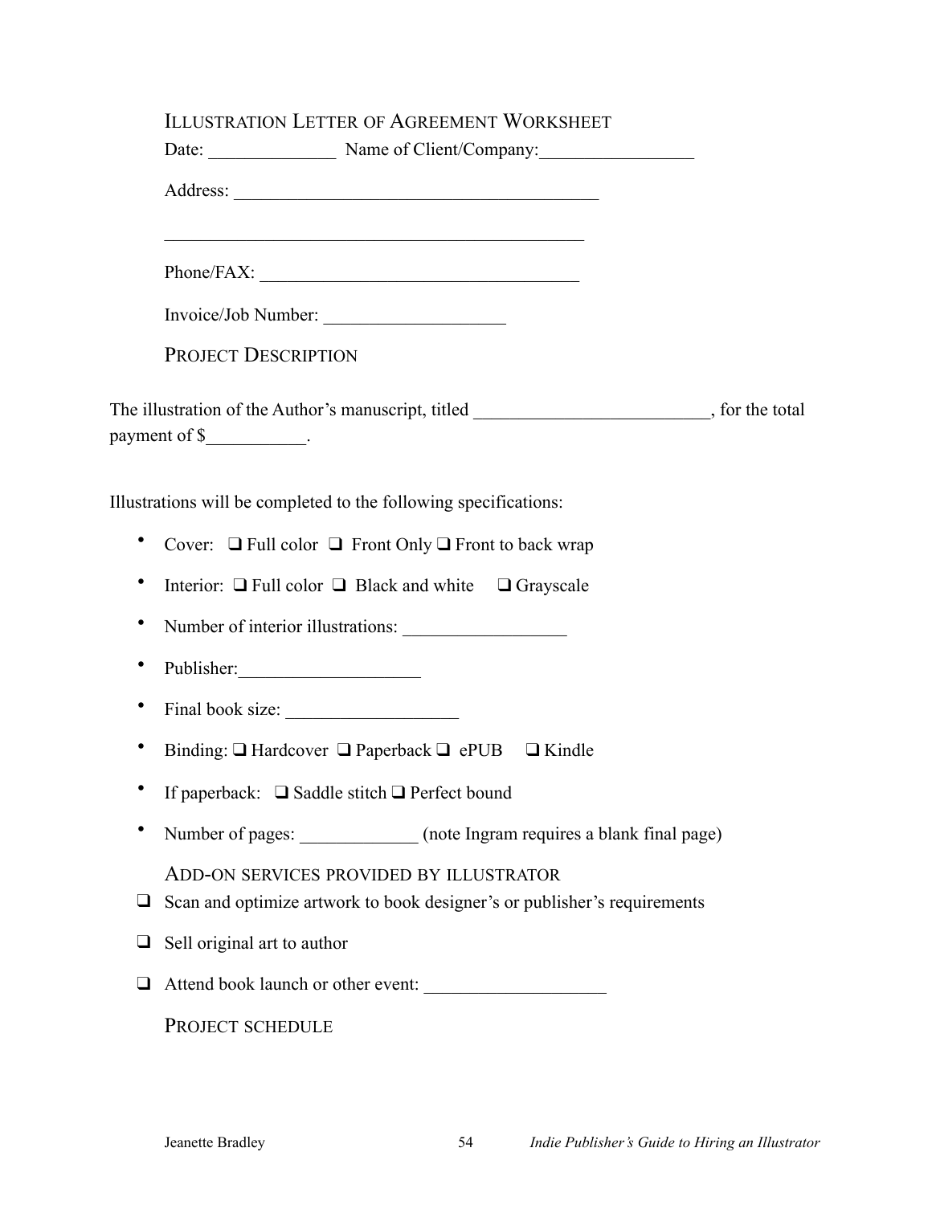## Illustration Letter of Agreement Worksheet

Date: ______________ Name of Client/Company:_________________

Address: ________________________________________

_______________________________________________

Phone/FAX: ___________________________________

Invoice/Job Number: ____________________

## Project Description

The illustration of the Author's manuscript, titled _________________________, for the total payment of $___________.

Illustrations will be completed to the following specifications:

- Cover: ❑ Full color ❑ Front Only ❑ Front to back wrap
- Interior: ❑ Full color ❑ Black and white ❑ Grayscale
- Number of interior illustrations: __________________
- Publisher:____________________
- Final book size: ___________________
- Binding: ❑ Hardcover ❑ Paperback ❑ ePUB ❑ Kindle
- If paperback: ❑ Saddle stitch ❑ Perfect bound
- Number of pages: _____________ (note Ingram requires a blank final page)

## Add-on services provided by illustrator

- ❑ Scan and optimize artwork to book designer's or publisher's requirements
- ❑ Sell original art to author
- ❑ Attend book launch or other event: ____________________

## Project schedule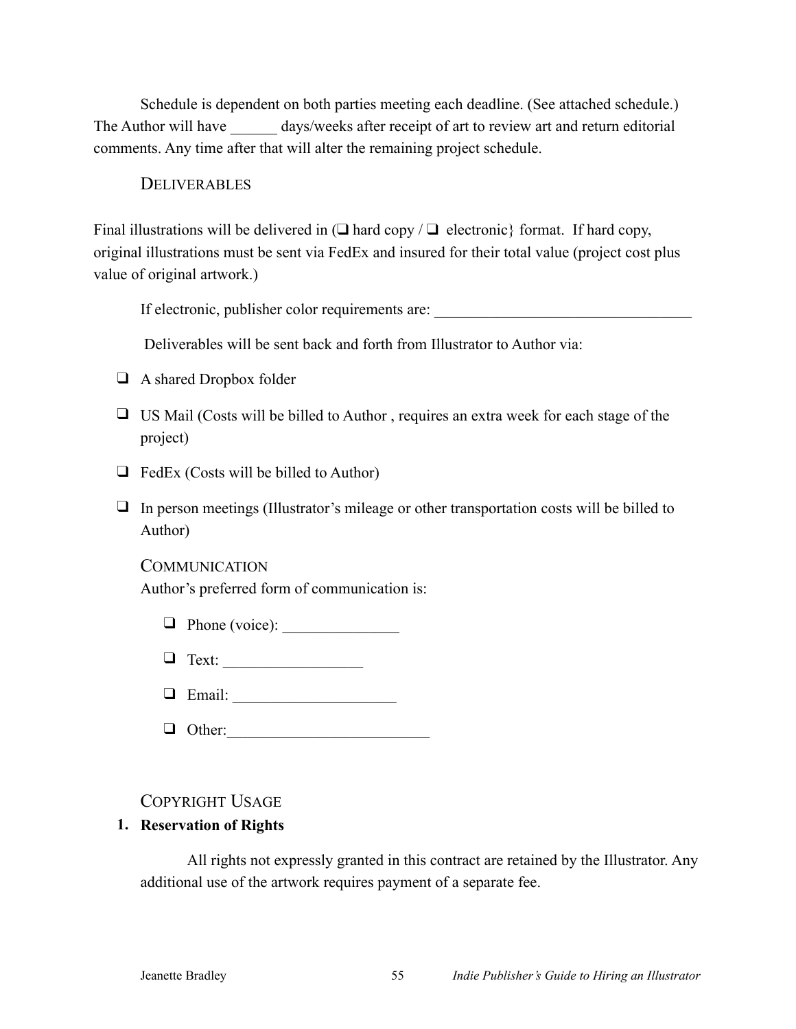Schedule is dependent on both parties meeting each deadline. (See attached schedule.) The Author will have ______ days/weeks after receipt of art to review art and return editorial comments. Any time after that will alter the remaining project schedule.

### DELIVERABLES

Final illustrations will be delivered in (❑ hard copy / ❑ electronic} format. If hard copy, original illustrations must be sent via FedEx and insured for their total value (project cost plus value of original artwork.)

If electronic, publisher color requirements are: __________________________________

Deliverables will be sent back and forth from Illustrator to Author via:

- ❑ A shared Dropbox folder
- ❑ US Mail (Costs will be billed to Author , requires an extra week for each stage of the project)
- ❑ FedEx (Costs will be billed to Author)
- ❑ In person meetings (Illustrator's mileage or other transportation costs will be billed to Author)

### COMMUNICATION

Author's preferred form of communication is:

- ❑ Phone (voice): _______________
- ❑ Text: __________________
- ❑ Email: _____________________
- ❑ Other:__________________________

### COPYRIGHT USAGE

**1. Reservation of Rights**

All rights not expressly granted in this contract are retained by the Illustrator. Any additional use of the artwork requires payment of a separate fee.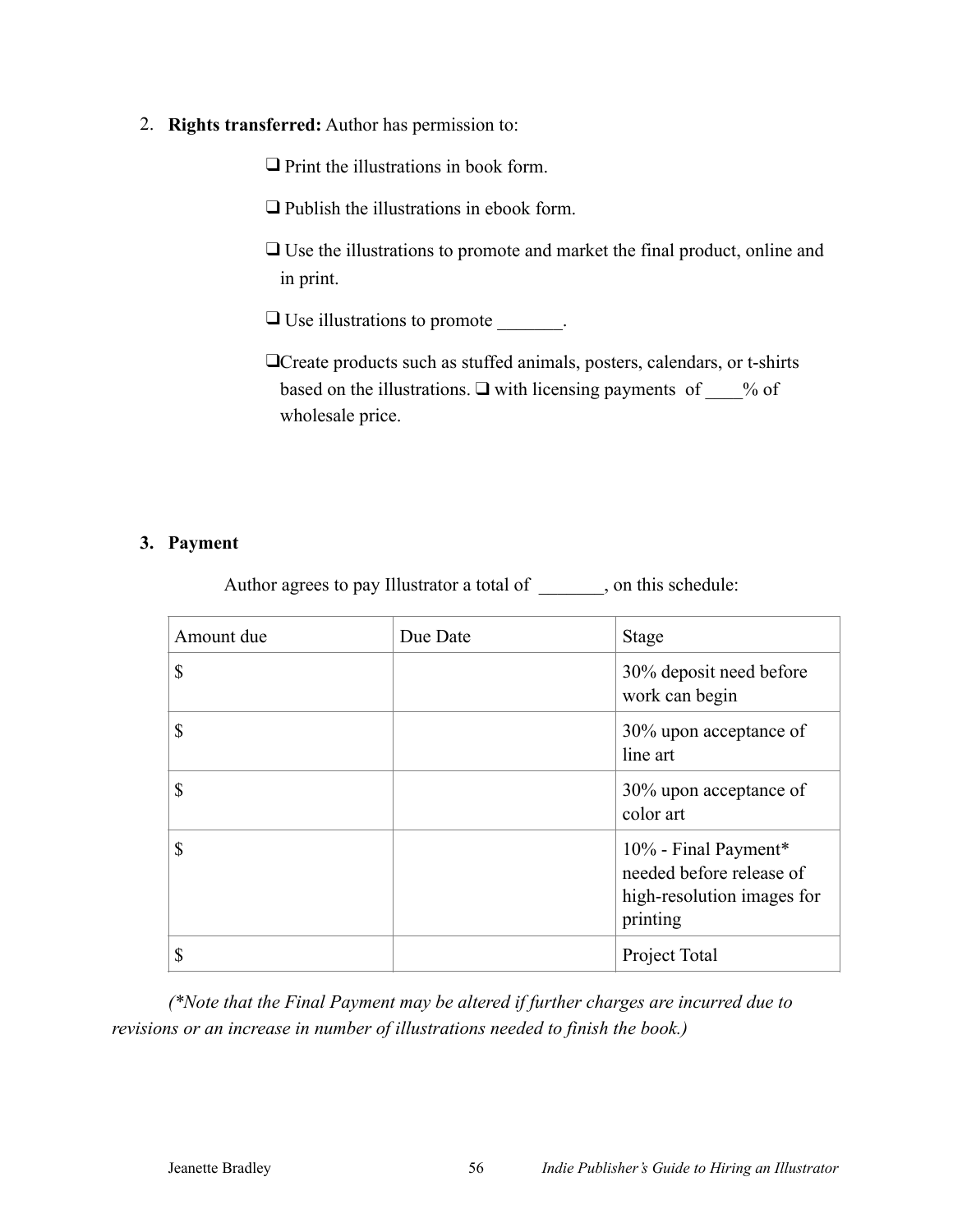2. **Rights transferred:** Author has permission to:

   ❑ Print the illustrations in book form.

   ❑ Publish the illustrations in ebook form.

   ❑ Use the illustrations to promote and market the final product, online and in print.

   ❑ Use illustrations to promote _______.

   ❑Create products such as stuffed animals, posters, calendars, or t-shirts based on the illustrations. ❑ with licensing payments of ____% of wholesale price.

3. **Payment**

   Author agrees to pay Illustrator a total of _______, on this schedule:

| Amount due | Due Date | Stage |
|---|---|---|
| $ | | 30% deposit need before work can begin |
| $ | | 30% upon acceptance of line art |
| $ | | 30% upon acceptance of color art |
| $ | | 10% - Final Payment* needed before release of high-resolution images for printing |
| $ | | Project Total |

*(*Note that the Final Payment may be altered if further charges are incurred due to revisions or an increase in number of illustrations needed to finish the book.)*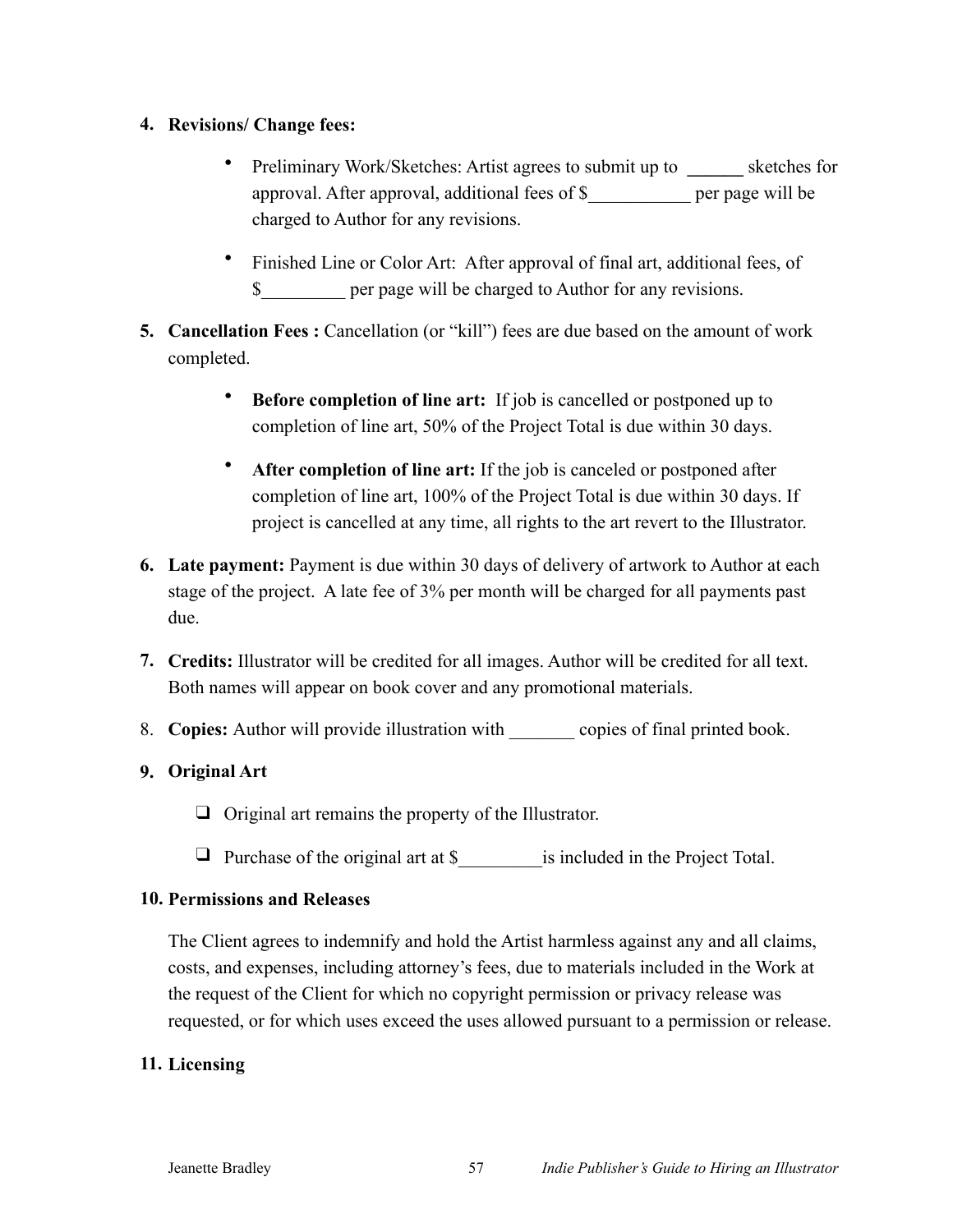4. **Revisions/ Change fees:**

    - Preliminary Work/Sketches: Artist agrees to submit up to ______ sketches for approval. After approval, additional fees of $___________ per page will be charged to Author for any revisions.

    - Finished Line or Color Art: After approval of final art, additional fees, of $_________ per page will be charged to Author for any revisions.

5. **Cancellation Fees :** Cancellation (or "kill") fees are due based on the amount of work completed.

    - **Before completion of line art:** If job is cancelled or postponed up to completion of line art, 50% of the Project Total is due within 30 days.

    - **After completion of line art:** If the job is canceled or postponed after completion of line art, 100% of the Project Total is due within 30 days. If project is cancelled at any time, all rights to the art revert to the Illustrator.

6. **Late payment:** Payment is due within 30 days of delivery of artwork to Author at each stage of the project. A late fee of 3% per month will be charged for all payments past due.

7. **Credits:** Illustrator will be credited for all images. Author will be credited for all text. Both names will appear on book cover and any promotional materials.

8. **Copies:** Author will provide illustration with _______ copies of final printed book.

9. **Original Art**

    - ❑ Original art remains the property of the Illustrator.

    - ❑ Purchase of the original art at $_________is included in the Project Total.

10. **Permissions and Releases**

    The Client agrees to indemnify and hold the Artist harmless against any and all claims, costs, and expenses, including attorney's fees, due to materials included in the Work at the request of the Client for which no copyright permission or privacy release was requested, or for which uses exceed the uses allowed pursuant to a permission or release.

11. **Licensing**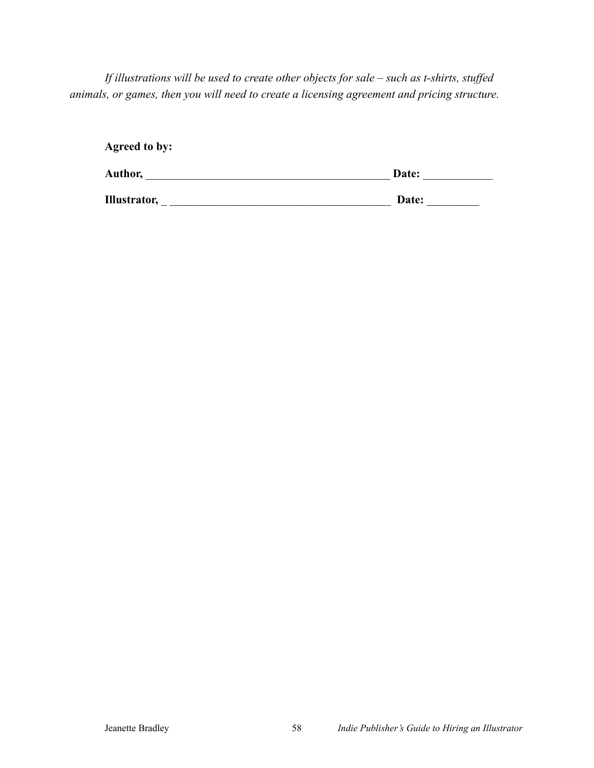*If illustrations will be used to create other objects for sale – such as t-shirts, stuffed animals, or games, then you will need to create a licensing agreement and pricing structure.*

**Agreed to by:**

**Author,** ____________________________________________ **Date:** ____________

**Illustrator,** _ ________________________________________ **Date:** _________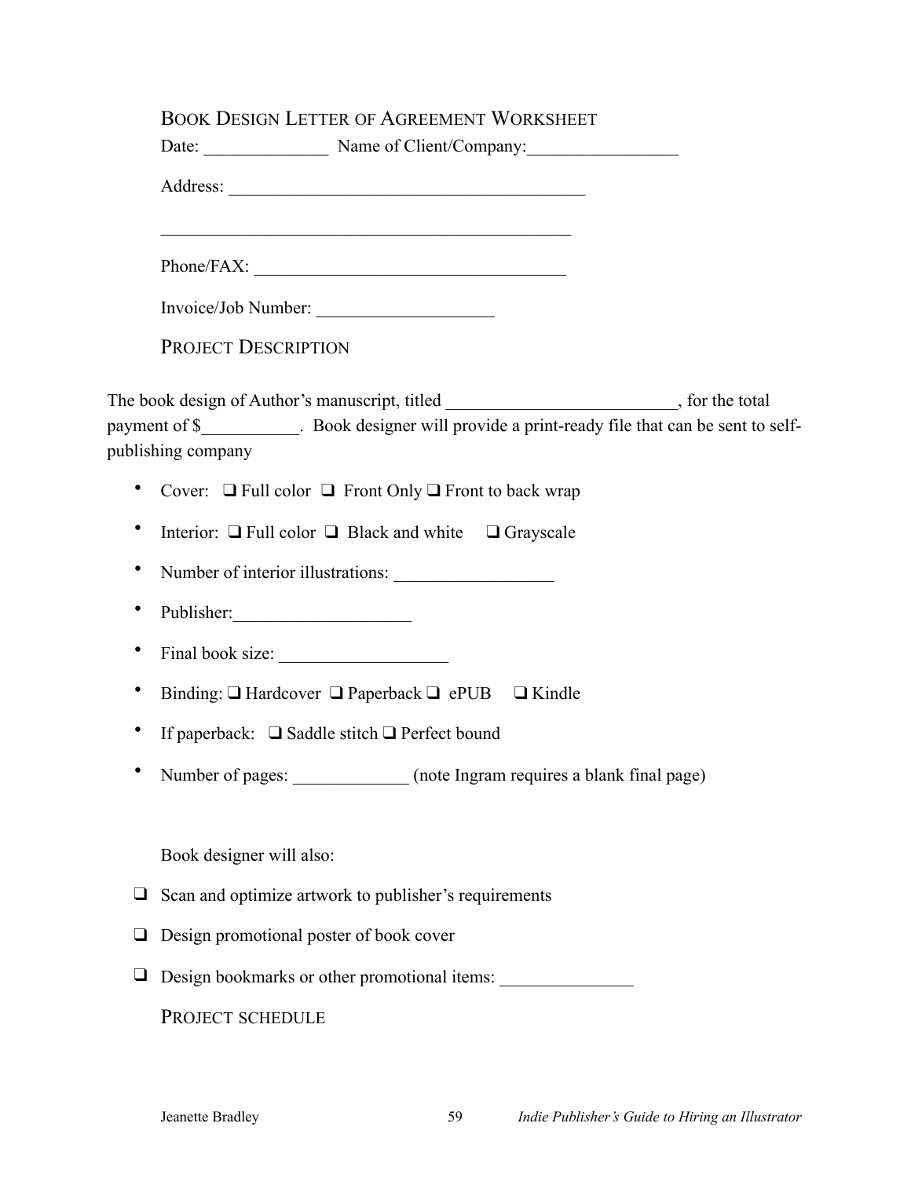## Book Design Letter of Agreement Worksheet

Date: ______________ Name of Client/Company:_________________

Address: ________________________________________

_______________________________________________

Phone/FAX: ___________________________________

Invoice/Job Number: ____________________

## Project Description

The book design of Author's manuscript, titled __________________________, for the total payment of $___________. Book designer will provide a print-ready file that can be sent to self-publishing company

- Cover: ❑ Full color ❑ Front Only ❑ Front to back wrap
- Interior: ❑ Full color ❑ Black and white ❑ Grayscale
- Number of interior illustrations: __________________
- Publisher:____________________
- Final book size: ___________________
- Binding: ❑ Hardcover ❑ Paperback ❑ ePUB ❑ Kindle
- If paperback: ❑ Saddle stitch ❑ Perfect bound
- Number of pages: _____________ (note Ingram requires a blank final page)

Book designer will also:

- ❑ Scan and optimize artwork to publisher's requirements
- ❑ Design promotional poster of book cover
- ❑ Design bookmarks or other promotional items: _______________

## Project schedule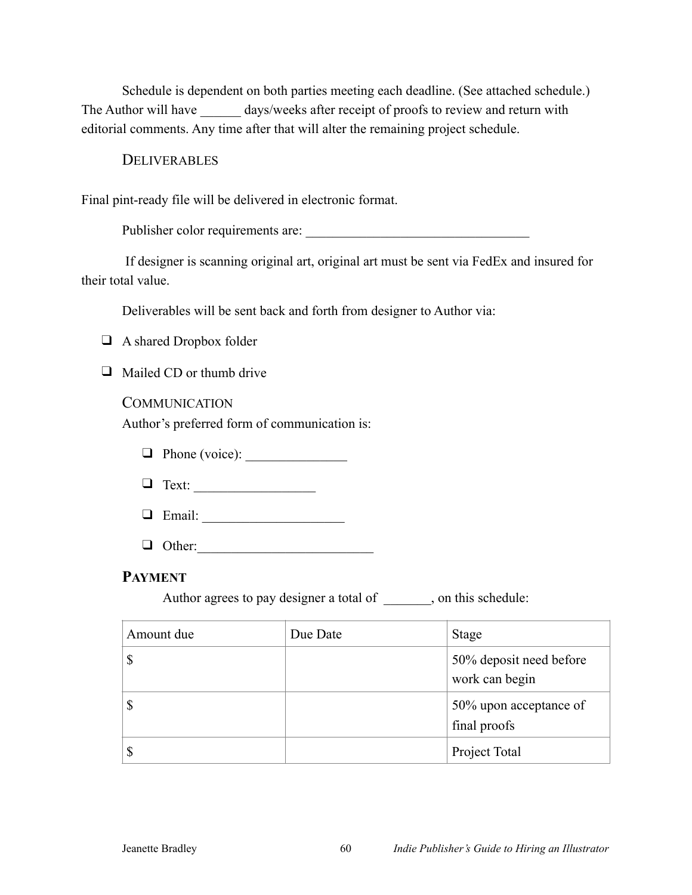Schedule is dependent on both parties meeting each deadline. (See attached schedule.) The Author will have ______ days/weeks after receipt of proofs to review and return with editorial comments. Any time after that will alter the remaining project schedule.

### Deliverables

Final pint-ready file will be delivered in electronic format.

Publisher color requirements are: _________________________________

If designer is scanning original art, original art must be sent via FedEx and insured for their total value.

Deliverables will be sent back and forth from designer to Author via:

- ❑ A shared Dropbox folder
- ❑ Mailed CD or thumb drive

### Communication

Author's preferred form of communication is:

- ❑ Phone (voice): _______________
- ❑ Text: __________________
- ❑ Email: _____________________
- ❑ Other:__________________________

### **Payment**

Author agrees to pay designer a total of _______, on this schedule:

| Amount due | Due Date | Stage |
|---|---|---|
| $ | | 50% deposit need before work can begin |
| $ | | 50% upon acceptance of final proofs |
| $ | | Project Total |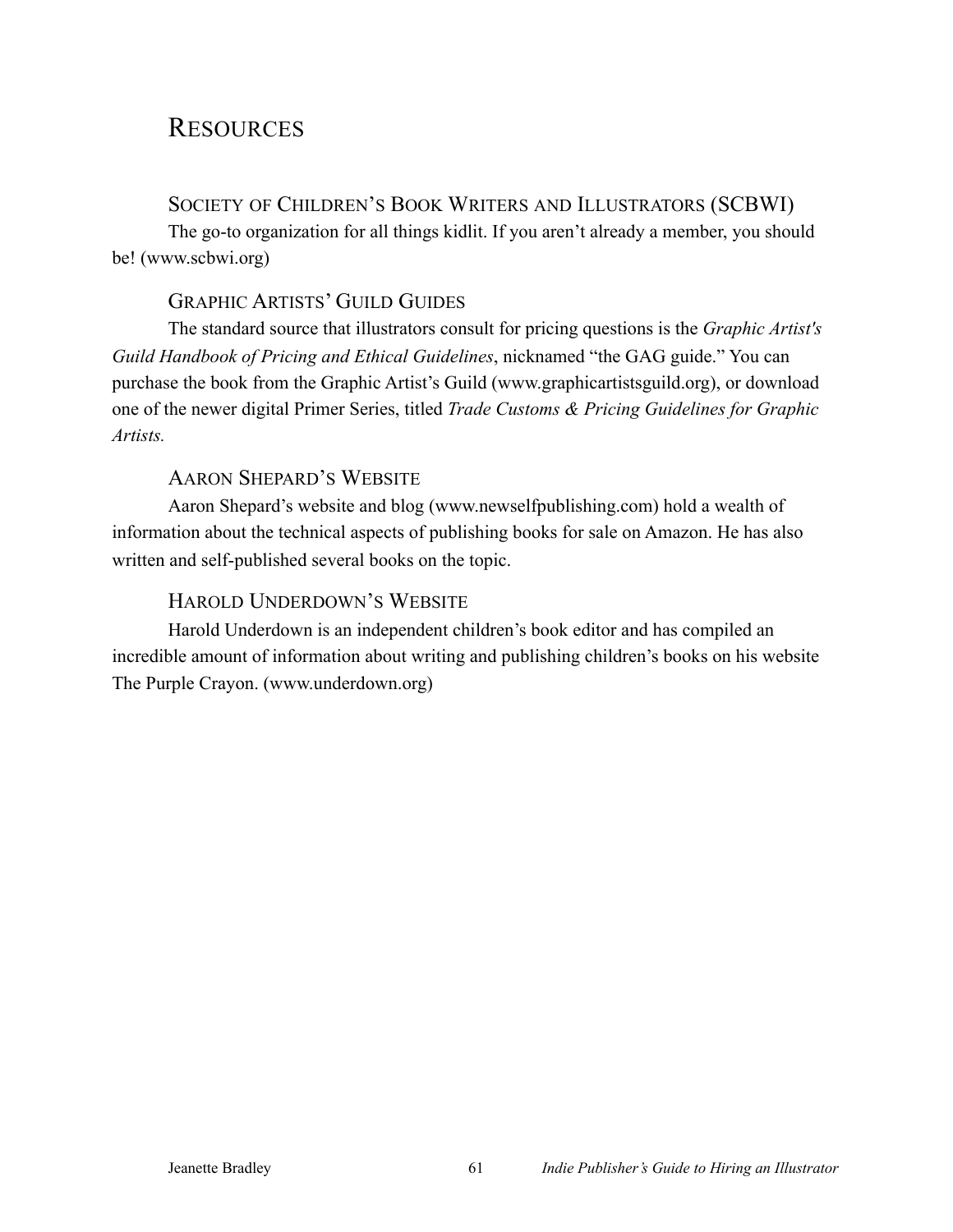# Resources

### Society of Children's Book Writers and Illustrators (SCBWI)

The go-to organization for all things kidlit. If you aren't already a member, you should be! (www.scbwi.org)

### Graphic Artists' Guild Guides

The standard source that illustrators consult for pricing questions is the *Graphic Artist's Guild Handbook of Pricing and Ethical Guidelines*, nicknamed "the GAG guide." You can purchase the book from the Graphic Artist's Guild (www.graphicartistsguild.org), or download one of the newer digital Primer Series, titled *Trade Customs & Pricing Guidelines for Graphic Artists.*

### Aaron Shepard's Website

Aaron Shepard's website and blog (www.newselfpublishing.com) hold a wealth of information about the technical aspects of publishing books for sale on Amazon. He has also written and self-published several books on the topic.

### Harold Underdown's Website

Harold Underdown is an independent children's book editor and has compiled an incredible amount of information about writing and publishing children's books on his website The Purple Crayon. (www.underdown.org)